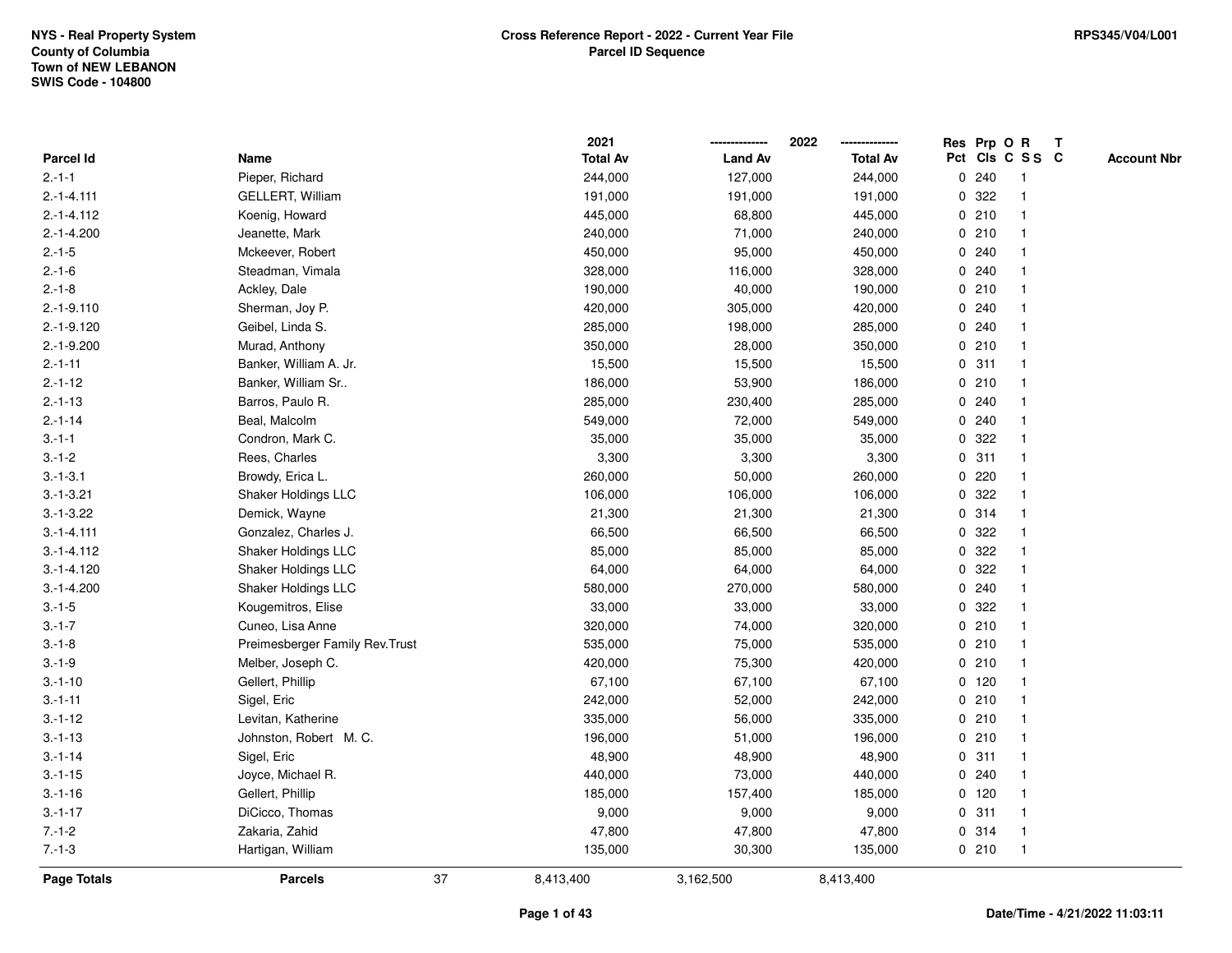NYS - Real Property System
County of Columbia
Town of NEW LEBANON
SWIS Code - 104800

**Cross Reference Report - 2022 - Current Year File**
**Parcel ID Sequence**

RPS345/V04/L001

| Parcel Id | Name | 2021 Total Av | 2022 Land Av | 2022 Total Av | Res Pct | Prp Cls | O C | R S S | T C | Account Nbr |
|---|---|---|---|---|---|---|---|---|---|---|
| 2.-1-1 | Pieper, Richard | 244,000 | 127,000 | 244,000 | 0 | 240 | | 1 | | |
| 2.-1-4.111 | GELLERT, William | 191,000 | 191,000 | 191,000 | 0 | 322 | | 1 | | |
| 2.-1-4.112 | Koenig, Howard | 445,000 | 68,800 | 445,000 | 0 | 210 | | 1 | | |
| 2.-1-4.200 | Jeanette, Mark | 240,000 | 71,000 | 240,000 | 0 | 210 | | 1 | | |
| 2.-1-5 | Mckeever, Robert | 450,000 | 95,000 | 450,000 | 0 | 240 | | 1 | | |
| 2.-1-6 | Steadman, Vimala | 328,000 | 116,000 | 328,000 | 0 | 240 | | 1 | | |
| 2.-1-8 | Ackley, Dale | 190,000 | 40,000 | 190,000 | 0 | 210 | | 1 | | |
| 2.-1-9.110 | Sherman, Joy P. | 420,000 | 305,000 | 420,000 | 0 | 240 | | 1 | | |
| 2.-1-9.120 | Geibel, Linda S. | 285,000 | 198,000 | 285,000 | 0 | 240 | | 1 | | |
| 2.-1-9.200 | Murad, Anthony | 350,000 | 28,000 | 350,000 | 0 | 210 | | 1 | | |
| 2.-1-11 | Banker, William A. Jr. | 15,500 | 15,500 | 15,500 | 0 | 311 | | 1 | | |
| 2.-1-12 | Banker, William Sr.. | 186,000 | 53,900 | 186,000 | 0 | 210 | | 1 | | |
| 2.-1-13 | Barros, Paulo R. | 285,000 | 230,400 | 285,000 | 0 | 240 | | 1 | | |
| 2.-1-14 | Beal, Malcolm | 549,000 | 72,000 | 549,000 | 0 | 240 | | 1 | | |
| 3.-1-1 | Condron, Mark C. | 35,000 | 35,000 | 35,000 | 0 | 322 | | 1 | | |
| 3.-1-2 | Rees, Charles | 3,300 | 3,300 | 3,300 | 0 | 311 | | 1 | | |
| 3.-1-3.1 | Browdy, Erica L. | 260,000 | 50,000 | 260,000 | 0 | 220 | | 1 | | |
| 3.-1-3.21 | Shaker Holdings LLC | 106,000 | 106,000 | 106,000 | 0 | 322 | | 1 | | |
| 3.-1-3.22 | Demick, Wayne | 21,300 | 21,300 | 21,300 | 0 | 314 | | 1 | | |
| 3.-1-4.111 | Gonzalez, Charles J. | 66,500 | 66,500 | 66,500 | 0 | 322 | | 1 | | |
| 3.-1-4.112 | Shaker Holdings LLC | 85,000 | 85,000 | 85,000 | 0 | 322 | | 1 | | |
| 3.-1-4.120 | Shaker Holdings LLC | 64,000 | 64,000 | 64,000 | 0 | 322 | | 1 | | |
| 3.-1-4.200 | Shaker Holdings LLC | 580,000 | 270,000 | 580,000 | 0 | 240 | | 1 | | |
| 3.-1-5 | Kougemitros, Elise | 33,000 | 33,000 | 33,000 | 0 | 322 | | 1 | | |
| 3.-1-7 | Cuneo, Lisa Anne | 320,000 | 74,000 | 320,000 | 0 | 210 | | 1 | | |
| 3.-1-8 | Preimesberger Family Rev.Trust | 535,000 | 75,000 | 535,000 | 0 | 210 | | 1 | | |
| 3.-1-9 | Melber, Joseph C. | 420,000 | 75,300 | 420,000 | 0 | 210 | | 1 | | |
| 3.-1-10 | Gellert, Phillip | 67,100 | 67,100 | 67,100 | 0 | 120 | | 1 | | |
| 3.-1-11 | Sigel, Eric | 242,000 | 52,000 | 242,000 | 0 | 210 | | 1 | | |
| 3.-1-12 | Levitan, Katherine | 335,000 | 56,000 | 335,000 | 0 | 210 | | 1 | | |
| 3.-1-13 | Johnston, Robert M. C. | 196,000 | 51,000 | 196,000 | 0 | 210 | | 1 | | |
| 3.-1-14 | Sigel, Eric | 48,900 | 48,900 | 48,900 | 0 | 311 | | 1 | | |
| 3.-1-15 | Joyce, Michael R. | 440,000 | 73,000 | 440,000 | 0 | 240 | | 1 | | |
| 3.-1-16 | Gellert, Phillip | 185,000 | 157,400 | 185,000 | 0 | 120 | | 1 | | |
| 3.-1-17 | DiCicco, Thomas | 9,000 | 9,000 | 9,000 | 0 | 311 | | 1 | | |
| 7.-1-2 | Zakaria, Zahid | 47,800 | 47,800 | 47,800 | 0 | 314 | | 1 | | |
| 7.-1-3 | Hartigan, William | 135,000 | 30,300 | 135,000 | 0 | 210 | | 1 | | |
| **Page Totals** | **Parcels** 37 | 8,413,400 | 3,162,500 | 8,413,400 | | | | | | |

**Date/Time - 4/21/2022 11:03:11**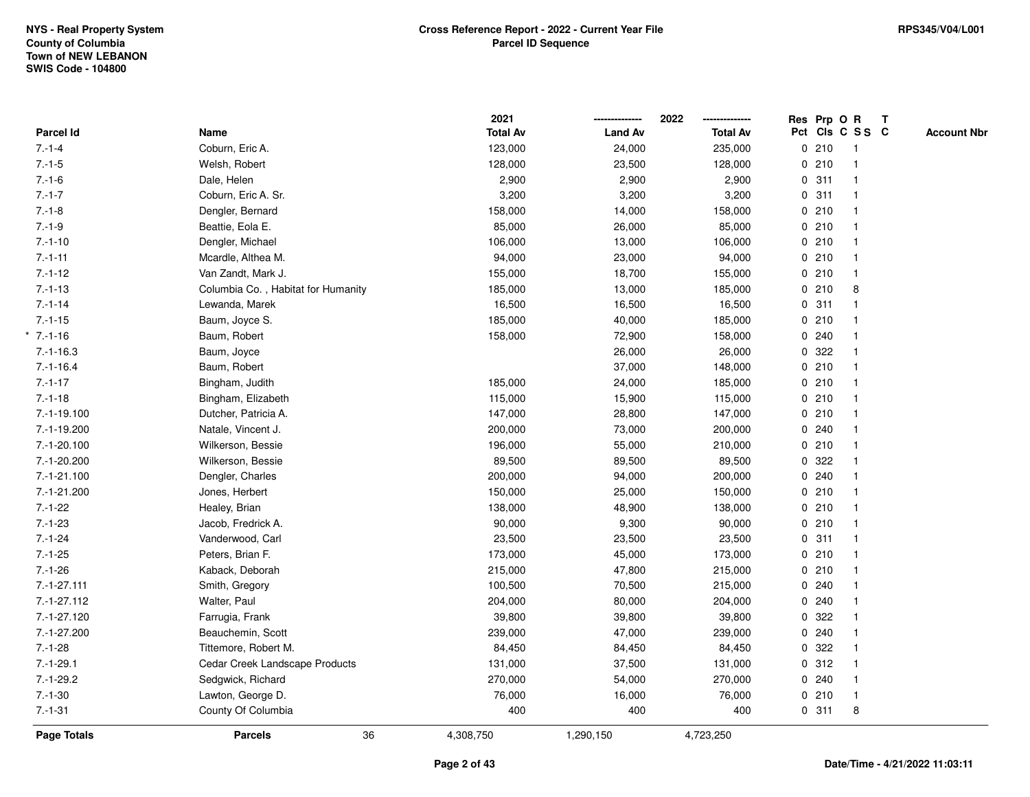NYS - Real Property System
County of Columbia
Town of NEW LEBANON
SWIS Code - 104800

**Cross Reference Report - 2022 - Current Year File**
**Parcel ID Sequence**

RPS345/V04/L001

| Parcel Id | Name | 2021 Total Av | 2022 Land Av | 2022 Total Av | Res Pct | Prp Cls | O C | R S S | T C | Account Nbr |
|---|---|---|---|---|---|---|---|---|---|---|
| 7.-1-4 | Coburn, Eric A. | 123,000 | 24,000 | 235,000 | 0 | 210 | | 1 | | |
| 7.-1-5 | Welsh, Robert | 128,000 | 23,500 | 128,000 | 0 | 210 | | 1 | | |
| 7.-1-6 | Dale, Helen | 2,900 | 2,900 | 2,900 | 0 | 311 | | 1 | | |
| 7.-1-7 | Coburn, Eric A. Sr. | 3,200 | 3,200 | 3,200 | 0 | 311 | | 1 | | |
| 7.-1-8 | Dengler, Bernard | 158,000 | 14,000 | 158,000 | 0 | 210 | | 1 | | |
| 7.-1-9 | Beattie, Eola E. | 85,000 | 26,000 | 85,000 | 0 | 210 | | 1 | | |
| 7.-1-10 | Dengler, Michael | 106,000 | 13,000 | 106,000 | 0 | 210 | | 1 | | |
| 7.-1-11 | Mcardle, Althea M. | 94,000 | 23,000 | 94,000 | 0 | 210 | | 1 | | |
| 7.-1-12 | Van Zandt, Mark J. | 155,000 | 18,700 | 155,000 | 0 | 210 | | 1 | | |
| 7.-1-13 | Columbia Co. , Habitat for Humanity | 185,000 | 13,000 | 185,000 | 0 | 210 | | 8 | | |
| 7.-1-14 | Lewanda, Marek | 16,500 | 16,500 | 16,500 | 0 | 311 | | 1 | | |
| 7.-1-15 | Baum, Joyce S. | 185,000 | 40,000 | 185,000 | 0 | 210 | | 1 | | |
| * 7.-1-16 | Baum, Robert | 158,000 | 72,900 | 158,000 | 0 | 240 | | 1 | | |
| 7.-1-16.3 | Baum, Joyce | | 26,000 | 26,000 | 0 | 322 | | 1 | | |
| 7.-1-16.4 | Baum, Robert | | 37,000 | 148,000 | 0 | 210 | | 1 | | |
| 7.-1-17 | Bingham, Judith | 185,000 | 24,000 | 185,000 | 0 | 210 | | 1 | | |
| 7.-1-18 | Bingham, Elizabeth | 115,000 | 15,900 | 115,000 | 0 | 210 | | 1 | | |
| 7.-1-19.100 | Dutcher, Patricia A. | 147,000 | 28,800 | 147,000 | 0 | 210 | | 1 | | |
| 7.-1-19.200 | Natale, Vincent J. | 200,000 | 73,000 | 200,000 | 0 | 240 | | 1 | | |
| 7.-1-20.100 | Wilkerson, Bessie | 196,000 | 55,000 | 210,000 | 0 | 210 | | 1 | | |
| 7.-1-20.200 | Wilkerson, Bessie | 89,500 | 89,500 | 89,500 | 0 | 322 | | 1 | | |
| 7.-1-21.100 | Dengler, Charles | 200,000 | 94,000 | 200,000 | 0 | 240 | | 1 | | |
| 7.-1-21.200 | Jones, Herbert | 150,000 | 25,000 | 150,000 | 0 | 210 | | 1 | | |
| 7.-1-22 | Healey, Brian | 138,000 | 48,900 | 138,000 | 0 | 210 | | 1 | | |
| 7.-1-23 | Jacob, Fredrick A. | 90,000 | 9,300 | 90,000 | 0 | 210 | | 1 | | |
| 7.-1-24 | Vanderwood, Carl | 23,500 | 23,500 | 23,500 | 0 | 311 | | 1 | | |
| 7.-1-25 | Peters, Brian F. | 173,000 | 45,000 | 173,000 | 0 | 210 | | 1 | | |
| 7.-1-26 | Kaback, Deborah | 215,000 | 47,800 | 215,000 | 0 | 210 | | 1 | | |
| 7.-1-27.111 | Smith, Gregory | 100,500 | 70,500 | 215,000 | 0 | 240 | | 1 | | |
| 7.-1-27.112 | Walter, Paul | 204,000 | 80,000 | 204,000 | 0 | 240 | | 1 | | |
| 7.-1-27.120 | Farrugia, Frank | 39,800 | 39,800 | 39,800 | 0 | 322 | | 1 | | |
| 7.-1-27.200 | Beauchemin, Scott | 239,000 | 47,000 | 239,000 | 0 | 240 | | 1 | | |
| 7.-1-28 | Tittemore, Robert M. | 84,450 | 84,450 | 84,450 | 0 | 322 | | 1 | | |
| 7.-1-29.1 | Cedar Creek Landscape Products | 131,000 | 37,500 | 131,000 | 0 | 312 | | 1 | | |
| 7.-1-29.2 | Sedgwick, Richard | 270,000 | 54,000 | 270,000 | 0 | 240 | | 1 | | |
| 7.-1-30 | Lawton, George D. | 76,000 | 16,000 | 76,000 | 0 | 210 | | 1 | | |
| 7.-1-31 | County Of Columbia | 400 | 400 | 400 | 0 | 311 | | 8 | | |
| **Page Totals** | **Parcels** 36 | 4,308,750 | 1,290,150 | 4,723,250 | | | | | | |

Date/Time - 4/21/2022 11:03:11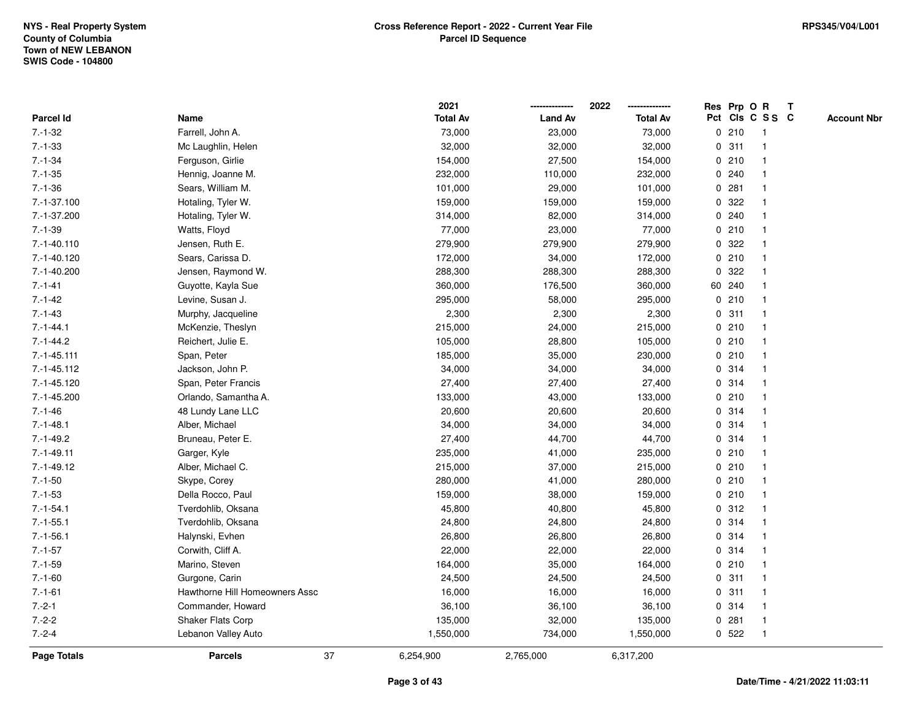NYS - Real Property System
County of Columbia
Town of NEW LEBANON
SWIS Code - 104800

**Cross Reference Report - 2022 - Current Year File**
**Parcel ID Sequence**

RPS345/V04/L001

| Parcel Id | Name | 2021 Total Av | 2022 Land Av | 2022 Total Av | Res Pct | Prp Cls | O C | R S S | T C | Account Nbr |
|---|---|---|---|---|---|---|---|---|---|---|
| 7.-1-32 | Farrell, John A. | 73,000 | 23,000 | 73,000 | 0 | 210 | | 1 | | |
| 7.-1-33 | Mc Laughlin, Helen | 32,000 | 32,000 | 32,000 | 0 | 311 | | 1 | | |
| 7.-1-34 | Ferguson, Girlie | 154,000 | 27,500 | 154,000 | 0 | 210 | | 1 | | |
| 7.-1-35 | Hennig, Joanne M. | 232,000 | 110,000 | 232,000 | 0 | 240 | | 1 | | |
| 7.-1-36 | Sears, William M. | 101,000 | 29,000 | 101,000 | 0 | 281 | | 1 | | |
| 7.-1-37.100 | Hotaling, Tyler W. | 159,000 | 159,000 | 159,000 | 0 | 322 | | 1 | | |
| 7.-1-37.200 | Hotaling, Tyler W. | 314,000 | 82,000 | 314,000 | 0 | 240 | | 1 | | |
| 7.-1-39 | Watts, Floyd | 77,000 | 23,000 | 77,000 | 0 | 210 | | 1 | | |
| 7.-1-40.110 | Jensen, Ruth E. | 279,900 | 279,900 | 279,900 | 0 | 322 | | 1 | | |
| 7.-1-40.120 | Sears, Carissa D. | 172,000 | 34,000 | 172,000 | 0 | 210 | | 1 | | |
| 7.-1-40.200 | Jensen, Raymond W. | 288,300 | 288,300 | 288,300 | 0 | 322 | | 1 | | |
| 7.-1-41 | Guyotte, Kayla Sue | 360,000 | 176,500 | 360,000 | 60 | 240 | | 1 | | |
| 7.-1-42 | Levine, Susan J. | 295,000 | 58,000 | 295,000 | 0 | 210 | | 1 | | |
| 7.-1-43 | Murphy, Jacqueline | 2,300 | 2,300 | 2,300 | 0 | 311 | | 1 | | |
| 7.-1-44.1 | McKenzie, Theslyn | 215,000 | 24,000 | 215,000 | 0 | 210 | | 1 | | |
| 7.-1-44.2 | Reichert, Julie E. | 105,000 | 28,800 | 105,000 | 0 | 210 | | 1 | | |
| 7.-1-45.111 | Span, Peter | 185,000 | 35,000 | 230,000 | 0 | 210 | | 1 | | |
| 7.-1-45.112 | Jackson, John P. | 34,000 | 34,000 | 34,000 | 0 | 314 | | 1 | | |
| 7.-1-45.120 | Span, Peter Francis | 27,400 | 27,400 | 27,400 | 0 | 314 | | 1 | | |
| 7.-1-45.200 | Orlando, Samantha A. | 133,000 | 43,000 | 133,000 | 0 | 210 | | 1 | | |
| 7.-1-46 | 48 Lundy Lane LLC | 20,600 | 20,600 | 20,600 | 0 | 314 | | 1 | | |
| 7.-1-48.1 | Alber, Michael | 34,000 | 34,000 | 34,000 | 0 | 314 | | 1 | | |
| 7.-1-49.2 | Bruneau, Peter E. | 27,400 | 44,700 | 44,700 | 0 | 314 | | 1 | | |
| 7.-1-49.11 | Garger, Kyle | 235,000 | 41,000 | 235,000 | 0 | 210 | | 1 | | |
| 7.-1-49.12 | Alber, Michael C. | 215,000 | 37,000 | 215,000 | 0 | 210 | | 1 | | |
| 7.-1-50 | Skype, Corey | 280,000 | 41,000 | 280,000 | 0 | 210 | | 1 | | |
| 7.-1-53 | Della Rocco, Paul | 159,000 | 38,000 | 159,000 | 0 | 210 | | 1 | | |
| 7.-1-54.1 | Tverdohlib, Oksana | 45,800 | 40,800 | 45,800 | 0 | 312 | | 1 | | |
| 7.-1-55.1 | Tverdohlib, Oksana | 24,800 | 24,800 | 24,800 | 0 | 314 | | 1 | | |
| 7.-1-56.1 | Halynski, Evhen | 26,800 | 26,800 | 26,800 | 0 | 314 | | 1 | | |
| 7.-1-57 | Corwith, Cliff A. | 22,000 | 22,000 | 22,000 | 0 | 314 | | 1 | | |
| 7.-1-59 | Marino, Steven | 164,000 | 35,000 | 164,000 | 0 | 210 | | 1 | | |
| 7.-1-60 | Gurgone, Carin | 24,500 | 24,500 | 24,500 | 0 | 311 | | 1 | | |
| 7.-1-61 | Hawthorne Hill Homeowners Assc | 16,000 | 16,000 | 16,000 | 0 | 311 | | 1 | | |
| 7.-2-1 | Commander, Howard | 36,100 | 36,100 | 36,100 | 0 | 314 | | 1 | | |
| 7.-2-2 | Shaker Flats Corp | 135,000 | 32,000 | 135,000 | 0 | 281 | | 1 | | |
| 7.-2-4 | Lebanon Valley Auto | 1,550,000 | 734,000 | 1,550,000 | 0 | 522 | | 1 | | |
| **Page Totals** | **Parcels** 37 | 6,254,900 | 2,765,000 | 6,317,200 | | | | | | |

Date/Time - 4/21/2022 11:03:11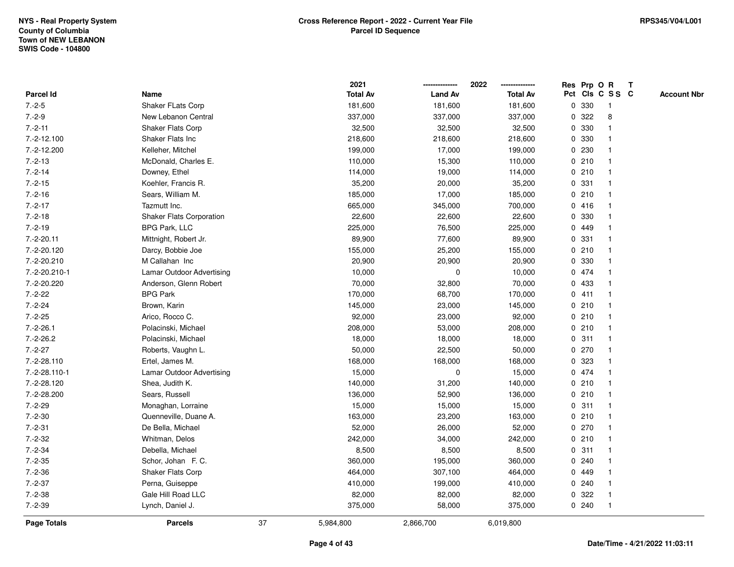NYS - Real Property System
County of Columbia
Town of NEW LEBANON
SWIS Code - 104800

**Cross Reference Report - 2022 - Current Year File**
**Parcel ID Sequence**

RPS345/V04/L001

| Parcel Id | Name | 2021 Total Av | 2022 Land Av | 2022 Total Av | Res Pct | Prp Cls | O C | R S S | T C | Account Nbr |
|---|---|---|---|---|---|---|---|---|---|---|
| 7.-2-5 | Shaker FLats Corp | 181,600 | 181,600 | 181,600 | 0 | 330 | | 1 | | |
| 7.-2-9 | New Lebanon Central | 337,000 | 337,000 | 337,000 | 0 | 322 | | 8 | | |
| 7.-2-11 | Shaker Flats Corp | 32,500 | 32,500 | 32,500 | 0 | 330 | | 1 | | |
| 7.-2-12.100 | Shaker Flats Inc | 218,600 | 218,600 | 218,600 | 0 | 330 | | 1 | | |
| 7.-2-12.200 | Kelleher, Mitchel | 199,000 | 17,000 | 199,000 | 0 | 230 | | 1 | | |
| 7.-2-13 | McDonald, Charles E. | 110,000 | 15,300 | 110,000 | 0 | 210 | | 1 | | |
| 7.-2-14 | Downey, Ethel | 114,000 | 19,000 | 114,000 | 0 | 210 | | 1 | | |
| 7.-2-15 | Koehler, Francis R. | 35,200 | 20,000 | 35,200 | 0 | 331 | | 1 | | |
| 7.-2-16 | Sears, William M. | 185,000 | 17,000 | 185,000 | 0 | 210 | | 1 | | |
| 7.-2-17 | Tazmutt Inc. | 665,000 | 345,000 | 700,000 | 0 | 416 | | 1 | | |
| 7.-2-18 | Shaker Flats Corporation | 22,600 | 22,600 | 22,600 | 0 | 330 | | 1 | | |
| 7.-2-19 | BPG Park, LLC | 225,000 | 76,500 | 225,000 | 0 | 449 | | 1 | | |
| 7.-2-20.11 | Mittnight, Robert Jr. | 89,900 | 77,600 | 89,900 | 0 | 331 | | 1 | | |
| 7.-2-20.120 | Darcy, Bobbie Joe | 155,000 | 25,200 | 155,000 | 0 | 210 | | 1 | | |
| 7.-2-20.210 | M Callahan Inc | 20,900 | 20,900 | 20,900 | 0 | 330 | | 1 | | |
| 7.-2-20.210-1 | Lamar Outdoor Advertising | 10,000 | 0 | 10,000 | 0 | 474 | | 1 | | |
| 7.-2-20.220 | Anderson, Glenn Robert | 70,000 | 32,800 | 70,000 | 0 | 433 | | 1 | | |
| 7.-2-22 | BPG Park | 170,000 | 68,700 | 170,000 | 0 | 411 | | 1 | | |
| 7.-2-24 | Brown, Karin | 145,000 | 23,000 | 145,000 | 0 | 210 | | 1 | | |
| 7.-2-25 | Arico, Rocco C. | 92,000 | 23,000 | 92,000 | 0 | 210 | | 1 | | |
| 7.-2-26.1 | Polacinski, Michael | 208,000 | 53,000 | 208,000 | 0 | 210 | | 1 | | |
| 7.-2-26.2 | Polacinski, Michael | 18,000 | 18,000 | 18,000 | 0 | 311 | | 1 | | |
| 7.-2-27 | Roberts, Vaughn L. | 50,000 | 22,500 | 50,000 | 0 | 270 | | 1 | | |
| 7.-2-28.110 | Ertel, James M. | 168,000 | 168,000 | 168,000 | 0 | 323 | | 1 | | |
| 7.-2-28.110-1 | Lamar Outdoor Advertising | 15,000 | 0 | 15,000 | 0 | 474 | | 1 | | |
| 7.-2-28.120 | Shea, Judith K. | 140,000 | 31,200 | 140,000 | 0 | 210 | | 1 | | |
| 7.-2-28.200 | Sears, Russell | 136,000 | 52,900 | 136,000 | 0 | 210 | | 1 | | |
| 7.-2-29 | Monaghan, Lorraine | 15,000 | 15,000 | 15,000 | 0 | 311 | | 1 | | |
| 7.-2-30 | Quenneville, Duane A. | 163,000 | 23,200 | 163,000 | 0 | 210 | | 1 | | |
| 7.-2-31 | De Bella, Michael | 52,000 | 26,000 | 52,000 | 0 | 270 | | 1 | | |
| 7.-2-32 | Whitman, Delos | 242,000 | 34,000 | 242,000 | 0 | 210 | | 1 | | |
| 7.-2-34 | Debella, Michael | 8,500 | 8,500 | 8,500 | 0 | 311 | | 1 | | |
| 7.-2-35 | Schor, Johan F. C. | 360,000 | 195,000 | 360,000 | 0 | 240 | | 1 | | |
| 7.-2-36 | Shaker Flats Corp | 464,000 | 307,100 | 464,000 | 0 | 449 | | 1 | | |
| 7.-2-37 | Perna, Guiseppe | 410,000 | 199,000 | 410,000 | 0 | 240 | | 1 | | |
| 7.-2-38 | Gale Hill Road LLC | 82,000 | 82,000 | 82,000 | 0 | 322 | | 1 | | |
| 7.-2-39 | Lynch, Daniel J. | 375,000 | 58,000 | 375,000 | 0 | 240 | | 1 | | |
| **Page Totals** | **Parcels** 37 | 5,984,800 | 2,866,700 | 6,019,800 | | | | | | |

Date/Time - 4/21/2022 11:03:11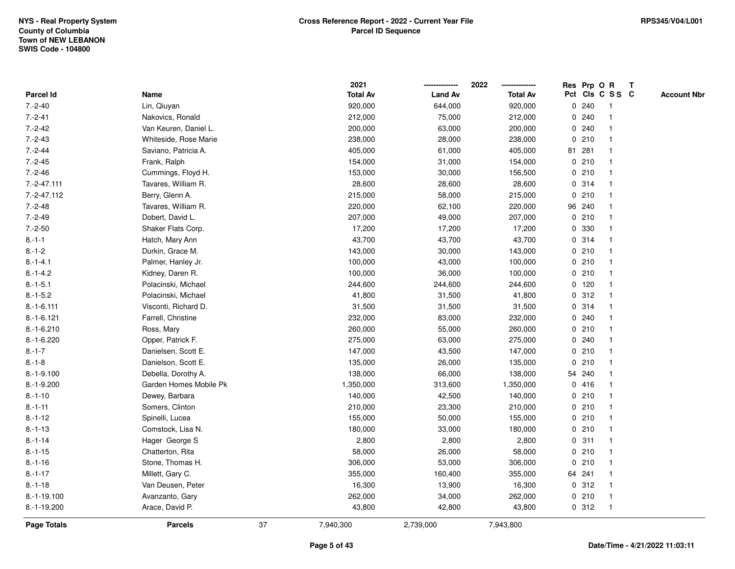NYS - Real Property System
County of Columbia
Town of NEW LEBANON
SWIS Code - 104800

**Cross Reference Report - 2022 - Current Year File**
**Parcel ID Sequence**

RPS345/V04/L001

| Parcel Id | Name | 2021 Total Av | 2022 Land Av | 2022 Total Av | Res Pct | Prp Cls | O C | R S S | T C | Account Nbr |
|---|---|---|---|---|---|---|---|---|---|---|
| 7.-2-40 | Lin, Qiuyan | 920,000 | 644,000 | 920,000 | 0 | 240 | | 1 | | |
| 7.-2-41 | Nakovics, Ronald | 212,000 | 75,000 | 212,000 | 0 | 240 | | 1 | | |
| 7.-2-42 | Van Keuren, Daniel L. | 200,000 | 63,000 | 200,000 | 0 | 240 | | 1 | | |
| 7.-2-43 | Whiteside, Rose Marie | 238,000 | 28,000 | 238,000 | 0 | 210 | | 1 | | |
| 7.-2-44 | Saviano, Patricia A. | 405,000 | 61,000 | 405,000 | 81 | 281 | | 1 | | |
| 7.-2-45 | Frank, Ralph | 154,000 | 31,000 | 154,000 | 0 | 210 | | 1 | | |
| 7.-2-46 | Cummings, Floyd H. | 153,000 | 30,000 | 156,500 | 0 | 210 | | 1 | | |
| 7.-2-47.111 | Tavares, William R. | 28,600 | 28,600 | 28,600 | 0 | 314 | | 1 | | |
| 7.-2-47.112 | Berry, Glenn A. | 215,000 | 58,000 | 215,000 | 0 | 210 | | 1 | | |
| 7.-2-48 | Tavares, William R. | 220,000 | 62,100 | 220,000 | 96 | 240 | | 1 | | |
| 7.-2-49 | Dobert, David L. | 207,000 | 49,000 | 207,000 | 0 | 210 | | 1 | | |
| 7.-2-50 | Shaker Flats Corp. | 17,200 | 17,200 | 17,200 | 0 | 330 | | 1 | | |
| 8.-1-1 | Hatch, Mary Ann | 43,700 | 43,700 | 43,700 | 0 | 314 | | 1 | | |
| 8.-1-2 | Durkin, Grace M. | 143,000 | 30,000 | 143,000 | 0 | 210 | | 1 | | |
| 8.-1-4.1 | Palmer, Hanley Jr. | 100,000 | 43,000 | 100,000 | 0 | 210 | | 1 | | |
| 8.-1-4.2 | Kidney, Daren R. | 100,000 | 36,000 | 100,000 | 0 | 210 | | 1 | | |
| 8.-1-5.1 | Polacinski, Michael | 244,600 | 244,600 | 244,600 | 0 | 120 | | 1 | | |
| 8.-1-5.2 | Polacinski, Michael | 41,800 | 31,500 | 41,800 | 0 | 312 | | 1 | | |
| 8.-1-6.111 | Visconti, Richard D. | 31,500 | 31,500 | 31,500 | 0 | 314 | | 1 | | |
| 8.-1-6.121 | Farrell, Christine | 232,000 | 83,000 | 232,000 | 0 | 240 | | 1 | | |
| 8.-1-6.210 | Ross, Mary | 260,000 | 55,000 | 260,000 | 0 | 210 | | 1 | | |
| 8.-1-6.220 | Opper, Patrick F. | 275,000 | 63,000 | 275,000 | 0 | 240 | | 1 | | |
| 8.-1-7 | Danielsen, Scott E. | 147,000 | 43,500 | 147,000 | 0 | 210 | | 1 | | |
| 8.-1-8 | Danielson, Scott E. | 135,000 | 26,000 | 135,000 | 0 | 210 | | 1 | | |
| 8.-1-9.100 | Debella, Dorothy A. | 138,000 | 66,000 | 138,000 | 54 | 240 | | 1 | | |
| 8.-1-9.200 | Garden Homes Mobile Pk | 1,350,000 | 313,600 | 1,350,000 | 0 | 416 | | 1 | | |
| 8.-1-10 | Dewey, Barbara | 140,000 | 42,500 | 140,000 | 0 | 210 | | 1 | | |
| 8.-1-11 | Somers, Clinton | 210,000 | 23,300 | 210,000 | 0 | 210 | | 1 | | |
| 8.-1-12 | Spinelli, Lucea | 155,000 | 50,000 | 155,000 | 0 | 210 | | 1 | | |
| 8.-1-13 | Comstock, Lisa N. | 180,000 | 33,000 | 180,000 | 0 | 210 | | 1 | | |
| 8.-1-14 | Hager George S | 2,800 | 2,800 | 2,800 | 0 | 311 | | 1 | | |
| 8.-1-15 | Chatterton, Rita | 58,000 | 26,000 | 58,000 | 0 | 210 | | 1 | | |
| 8.-1-16 | Stone, Thomas H. | 306,000 | 53,000 | 306,000 | 0 | 210 | | 1 | | |
| 8.-1-17 | Millett, Gary C. | 355,000 | 160,400 | 355,000 | 64 | 241 | | 1 | | |
| 8.-1-18 | Van Deusen, Peter | 16,300 | 13,900 | 16,300 | 0 | 312 | | 1 | | |
| 8.-1-19.100 | Avanzanto, Gary | 262,000 | 34,000 | 262,000 | 0 | 210 | | 1 | | |
| 8.-1-19.200 | Arace, David P. | 43,800 | 42,800 | 43,800 | 0 | 312 | | 1 | | |
| **Page Totals** | **Parcels** 37 | 7,940,300 | 2,739,000 | 7,943,800 | | | | | | |

Date/Time - 4/21/2022 11:03:11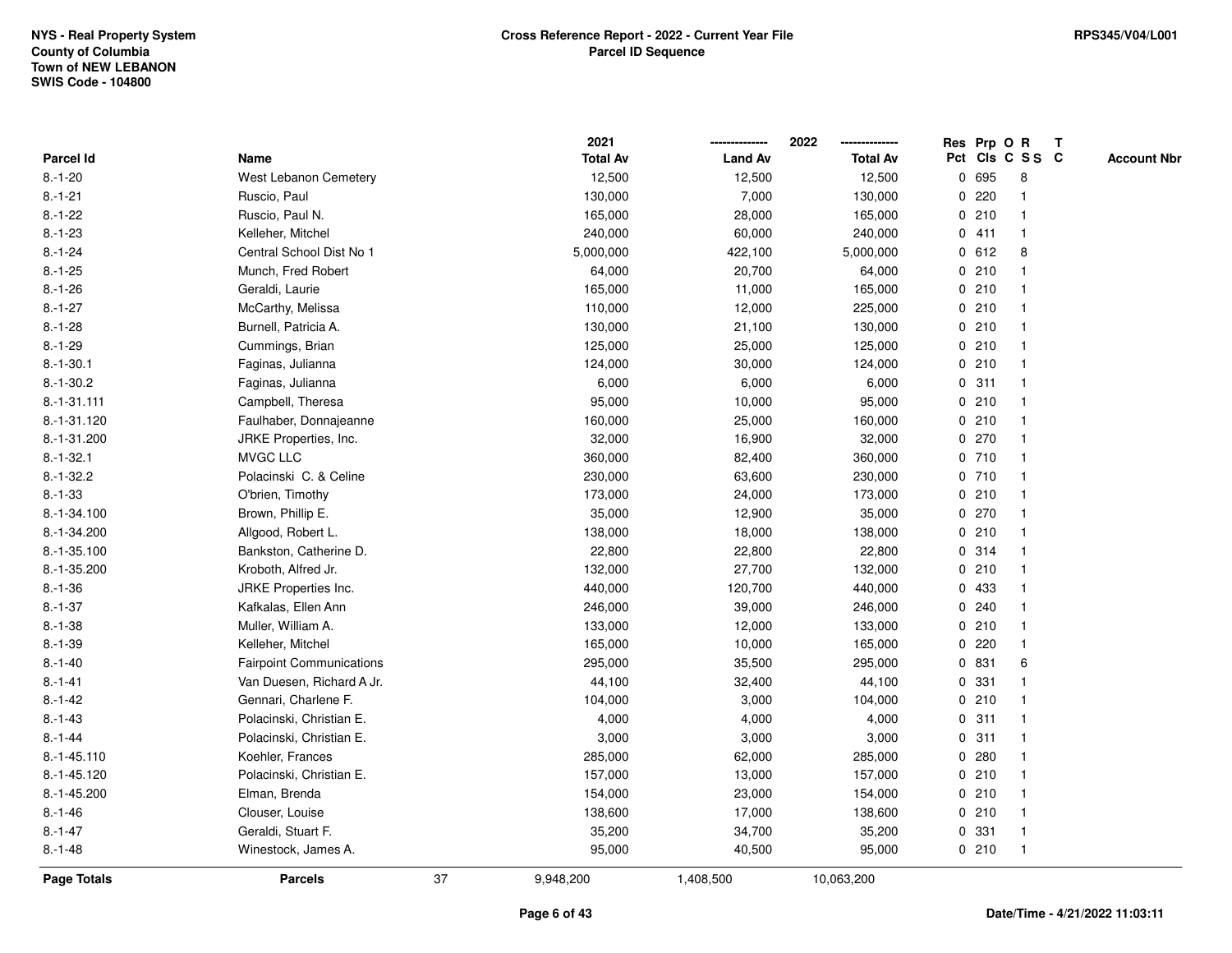NYS - Real Property System
County of Columbia
Town of NEW LEBANON
SWIS Code - 104800

**Cross Reference Report - 2022 - Current Year File**
**Parcel ID Sequence**

RPS345/V04/L001

| Parcel Id | Name | 2021 Total Av | 2022 Land Av | 2022 Total Av | Res Pct | Prp Cls | O C | R S S | T C | Account Nbr |
|---|---|---|---|---|---|---|---|---|---|---|
| 8.-1-20 | West Lebanon Cemetery | 12,500 | 12,500 | 12,500 | 0 | 695 | | 8 | | |
| 8.-1-21 | Ruscio, Paul | 130,000 | 7,000 | 130,000 | 0 | 220 | | 1 | | |
| 8.-1-22 | Ruscio, Paul N. | 165,000 | 28,000 | 165,000 | 0 | 210 | | 1 | | |
| 8.-1-23 | Kelleher, Mitchel | 240,000 | 60,000 | 240,000 | 0 | 411 | | 1 | | |
| 8.-1-24 | Central School Dist No 1 | 5,000,000 | 422,100 | 5,000,000 | 0 | 612 | | 8 | | |
| 8.-1-25 | Munch, Fred Robert | 64,000 | 20,700 | 64,000 | 0 | 210 | | 1 | | |
| 8.-1-26 | Geraldi, Laurie | 165,000 | 11,000 | 165,000 | 0 | 210 | | 1 | | |
| 8.-1-27 | McCarthy, Melissa | 110,000 | 12,000 | 225,000 | 0 | 210 | | 1 | | |
| 8.-1-28 | Burnell, Patricia A. | 130,000 | 21,100 | 130,000 | 0 | 210 | | 1 | | |
| 8.-1-29 | Cummings, Brian | 125,000 | 25,000 | 125,000 | 0 | 210 | | 1 | | |
| 8.-1-30.1 | Faginas, Julianna | 124,000 | 30,000 | 124,000 | 0 | 210 | | 1 | | |
| 8.-1-30.2 | Faginas, Julianna | 6,000 | 6,000 | 6,000 | 0 | 311 | | 1 | | |
| 8.-1-31.111 | Campbell, Theresa | 95,000 | 10,000 | 95,000 | 0 | 210 | | 1 | | |
| 8.-1-31.120 | Faulhaber, Donnajeanne | 160,000 | 25,000 | 160,000 | 0 | 210 | | 1 | | |
| 8.-1-31.200 | JRKE Properties, Inc. | 32,000 | 16,900 | 32,000 | 0 | 270 | | 1 | | |
| 8.-1-32.1 | MVGC LLC | 360,000 | 82,400 | 360,000 | 0 | 710 | | 1 | | |
| 8.-1-32.2 | Polacinski C. & Celine | 230,000 | 63,600 | 230,000 | 0 | 710 | | 1 | | |
| 8.-1-33 | O'brien, Timothy | 173,000 | 24,000 | 173,000 | 0 | 210 | | 1 | | |
| 8.-1-34.100 | Brown, Phillip E. | 35,000 | 12,900 | 35,000 | 0 | 270 | | 1 | | |
| 8.-1-34.200 | Allgood, Robert L. | 138,000 | 18,000 | 138,000 | 0 | 210 | | 1 | | |
| 8.-1-35.100 | Bankston, Catherine D. | 22,800 | 22,800 | 22,800 | 0 | 314 | | 1 | | |
| 8.-1-35.200 | Kroboth, Alfred Jr. | 132,000 | 27,700 | 132,000 | 0 | 210 | | 1 | | |
| 8.-1-36 | JRKE Properties Inc. | 440,000 | 120,700 | 440,000 | 0 | 433 | | 1 | | |
| 8.-1-37 | Kafkalas, Ellen Ann | 246,000 | 39,000 | 246,000 | 0 | 240 | | 1 | | |
| 8.-1-38 | Muller, William A. | 133,000 | 12,000 | 133,000 | 0 | 210 | | 1 | | |
| 8.-1-39 | Kelleher, Mitchel | 165,000 | 10,000 | 165,000 | 0 | 220 | | 1 | | |
| 8.-1-40 | Fairpoint Communications | 295,000 | 35,500 | 295,000 | 0 | 831 | | 6 | | |
| 8.-1-41 | Van Duesen, Richard A Jr. | 44,100 | 32,400 | 44,100 | 0 | 331 | | 1 | | |
| 8.-1-42 | Gennari, Charlene F. | 104,000 | 3,000 | 104,000 | 0 | 210 | | 1 | | |
| 8.-1-43 | Polacinski, Christian E. | 4,000 | 4,000 | 4,000 | 0 | 311 | | 1 | | |
| 8.-1-44 | Polacinski, Christian E. | 3,000 | 3,000 | 3,000 | 0 | 311 | | 1 | | |
| 8.-1-45.110 | Koehler, Frances | 285,000 | 62,000 | 285,000 | 0 | 280 | | 1 | | |
| 8.-1-45.120 | Polacinski, Christian E. | 157,000 | 13,000 | 157,000 | 0 | 210 | | 1 | | |
| 8.-1-45.200 | Elman, Brenda | 154,000 | 23,000 | 154,000 | 0 | 210 | | 1 | | |
| 8.-1-46 | Clouser, Louise | 138,600 | 17,000 | 138,600 | 0 | 210 | | 1 | | |
| 8.-1-47 | Geraldi, Stuart F. | 35,200 | 34,700 | 35,200 | 0 | 331 | | 1 | | |
| 8.-1-48 | Winestock, James A. | 95,000 | 40,500 | 95,000 | 0 | 210 | | 1 | | |
| **Page Totals** | **Parcels** 37 | 9,948,200 | 1,408,500 | 10,063,200 | | | | | | |

Date/Time - 4/21/2022 11:03:11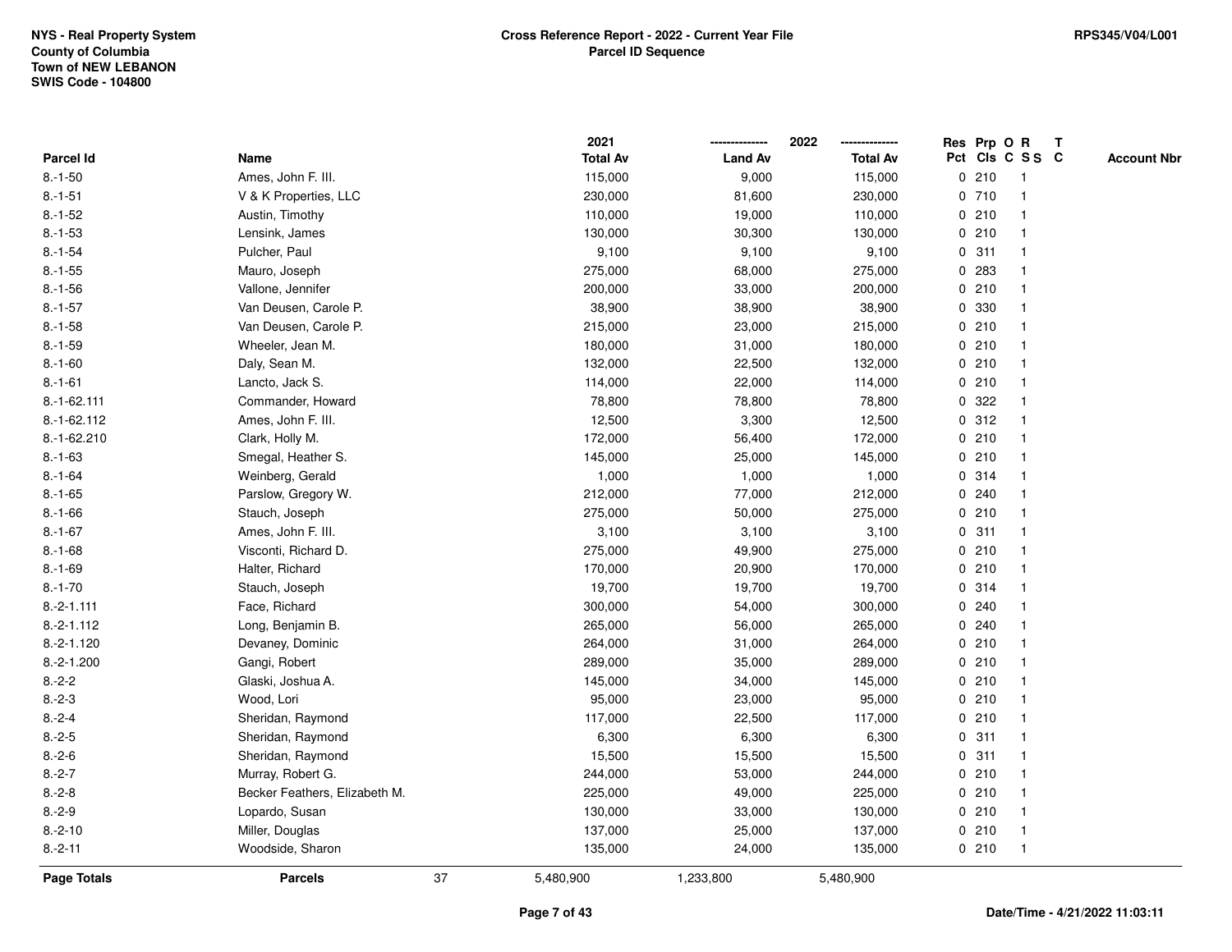NYS - Real Property System
County of Columbia
Town of NEW LEBANON
SWIS Code - 104800

**Cross Reference Report - 2022 - Current Year File**
**Parcel ID Sequence**

RPS345/V04/L001

| Parcel Id | Name | 2021 Total Av | 2022 Land Av | 2022 Total Av | Res Pct | Prp Cls | O C | R S S | T C | Account Nbr |
|---|---|---|---|---|---|---|---|---|---|---|
| 8.-1-50 | Ames, John F. III. | 115,000 | 9,000 | 115,000 | 0 | 210 | | 1 | | |
| 8.-1-51 | V & K Properties, LLC | 230,000 | 81,600 | 230,000 | 0 | 710 | | 1 | | |
| 8.-1-52 | Austin, Timothy | 110,000 | 19,000 | 110,000 | 0 | 210 | | 1 | | |
| 8.-1-53 | Lensink, James | 130,000 | 30,300 | 130,000 | 0 | 210 | | 1 | | |
| 8.-1-54 | Pulcher, Paul | 9,100 | 9,100 | 9,100 | 0 | 311 | | 1 | | |
| 8.-1-55 | Mauro, Joseph | 275,000 | 68,000 | 275,000 | 0 | 283 | | 1 | | |
| 8.-1-56 | Vallone, Jennifer | 200,000 | 33,000 | 200,000 | 0 | 210 | | 1 | | |
| 8.-1-57 | Van Deusen, Carole P. | 38,900 | 38,900 | 38,900 | 0 | 330 | | 1 | | |
| 8.-1-58 | Van Deusen, Carole P. | 215,000 | 23,000 | 215,000 | 0 | 210 | | 1 | | |
| 8.-1-59 | Wheeler, Jean M. | 180,000 | 31,000 | 180,000 | 0 | 210 | | 1 | | |
| 8.-1-60 | Daly, Sean M. | 132,000 | 22,500 | 132,000 | 0 | 210 | | 1 | | |
| 8.-1-61 | Lancto, Jack S. | 114,000 | 22,000 | 114,000 | 0 | 210 | | 1 | | |
| 8.-1-62.111 | Commander, Howard | 78,800 | 78,800 | 78,800 | 0 | 322 | | 1 | | |
| 8.-1-62.112 | Ames, John F. III. | 12,500 | 3,300 | 12,500 | 0 | 312 | | 1 | | |
| 8.-1-62.210 | Clark, Holly M. | 172,000 | 56,400 | 172,000 | 0 | 210 | | 1 | | |
| 8.-1-63 | Smegal, Heather S. | 145,000 | 25,000 | 145,000 | 0 | 210 | | 1 | | |
| 8.-1-64 | Weinberg, Gerald | 1,000 | 1,000 | 1,000 | 0 | 314 | | 1 | | |
| 8.-1-65 | Parslow, Gregory W. | 212,000 | 77,000 | 212,000 | 0 | 240 | | 1 | | |
| 8.-1-66 | Stauch, Joseph | 275,000 | 50,000 | 275,000 | 0 | 210 | | 1 | | |
| 8.-1-67 | Ames, John F. III. | 3,100 | 3,100 | 3,100 | 0 | 311 | | 1 | | |
| 8.-1-68 | Visconti, Richard D. | 275,000 | 49,900 | 275,000 | 0 | 210 | | 1 | | |
| 8.-1-69 | Halter, Richard | 170,000 | 20,900 | 170,000 | 0 | 210 | | 1 | | |
| 8.-1-70 | Stauch, Joseph | 19,700 | 19,700 | 19,700 | 0 | 314 | | 1 | | |
| 8.-2-1.111 | Face, Richard | 300,000 | 54,000 | 300,000 | 0 | 240 | | 1 | | |
| 8.-2-1.112 | Long, Benjamin B. | 265,000 | 56,000 | 265,000 | 0 | 240 | | 1 | | |
| 8.-2-1.120 | Devaney, Dominic | 264,000 | 31,000 | 264,000 | 0 | 210 | | 1 | | |
| 8.-2-1.200 | Gangi, Robert | 289,000 | 35,000 | 289,000 | 0 | 210 | | 1 | | |
| 8.-2-2 | Glaski, Joshua A. | 145,000 | 34,000 | 145,000 | 0 | 210 | | 1 | | |
| 8.-2-3 | Wood, Lori | 95,000 | 23,000 | 95,000 | 0 | 210 | | 1 | | |
| 8.-2-4 | Sheridan, Raymond | 117,000 | 22,500 | 117,000 | 0 | 210 | | 1 | | |
| 8.-2-5 | Sheridan, Raymond | 6,300 | 6,300 | 6,300 | 0 | 311 | | 1 | | |
| 8.-2-6 | Sheridan, Raymond | 15,500 | 15,500 | 15,500 | 0 | 311 | | 1 | | |
| 8.-2-7 | Murray, Robert G. | 244,000 | 53,000 | 244,000 | 0 | 210 | | 1 | | |
| 8.-2-8 | Becker Feathers, Elizabeth M. | 225,000 | 49,000 | 225,000 | 0 | 210 | | 1 | | |
| 8.-2-9 | Lopardo, Susan | 130,000 | 33,000 | 130,000 | 0 | 210 | | 1 | | |
| 8.-2-10 | Miller, Douglas | 137,000 | 25,000 | 137,000 | 0 | 210 | | 1 | | |
| 8.-2-11 | Woodside, Sharon | 135,000 | 24,000 | 135,000 | 0 | 210 | | 1 | | |
| **Page Totals** | **Parcels** 37 | 5,480,900 | 1,233,800 | 5,480,900 | | | | | | |

Date/Time - 4/21/2022 11:03:11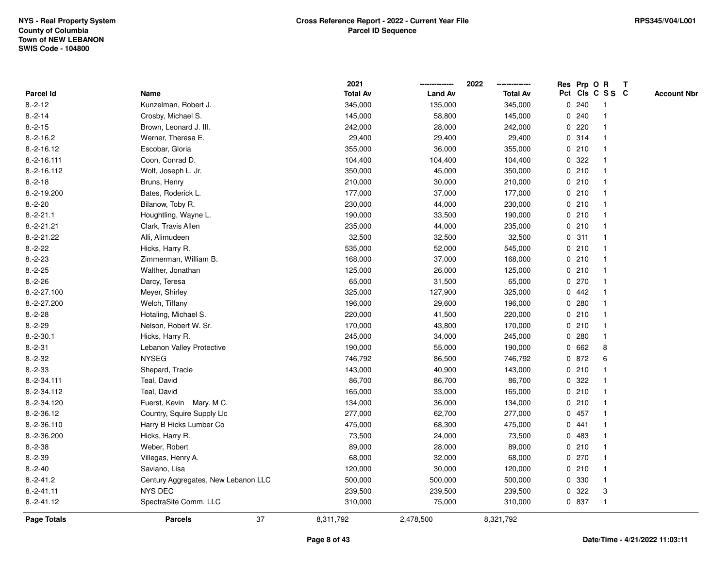| Parcel Id | Name | 2021 Total Av | 2022 Land Av | 2022 Total Av | Res Pct | Prp Cls | O C | R S S | T C | Account Nbr |
|---|---|---|---|---|---|---|---|---|---|---|
| 8.-2-12 | Kunzelman, Robert J. | 345,000 | 135,000 | 345,000 | 0 | 240 | | 1 | | |
| 8.-2-14 | Crosby, Michael S. | 145,000 | 58,800 | 145,000 | 0 | 240 | | 1 | | |
| 8.-2-15 | Brown, Leonard J. III. | 242,000 | 28,000 | 242,000 | 0 | 220 | | 1 | | |
| 8.-2-16.2 | Werner, Theresa E. | 29,400 | 29,400 | 29,400 | 0 | 314 | | 1 | | |
| 8.-2-16.12 | Escobar, Gloria | 355,000 | 36,000 | 355,000 | 0 | 210 | | 1 | | |
| 8.-2-16.111 | Coon, Conrad D. | 104,400 | 104,400 | 104,400 | 0 | 322 | | 1 | | |
| 8.-2-16.112 | Wolf, Joseph L. Jr. | 350,000 | 45,000 | 350,000 | 0 | 210 | | 1 | | |
| 8.-2-18 | Bruns, Henry | 210,000 | 30,000 | 210,000 | 0 | 210 | | 1 | | |
| 8.-2-19.200 | Bates, Roderick L. | 177,000 | 37,000 | 177,000 | 0 | 210 | | 1 | | |
| 8.-2-20 | Bilanow, Toby R. | 230,000 | 44,000 | 230,000 | 0 | 210 | | 1 | | |
| 8.-2-21.1 | Houghtling, Wayne L. | 190,000 | 33,500 | 190,000 | 0 | 210 | | 1 | | |
| 8.-2-21.21 | Clark, Travis Allen | 235,000 | 44,000 | 235,000 | 0 | 210 | | 1 | | |
| 8.-2-21.22 | Alli, Alimudeen | 32,500 | 32,500 | 32,500 | 0 | 311 | | 1 | | |
| 8.-2-22 | Hicks, Harry R. | 535,000 | 52,000 | 545,000 | 0 | 210 | | 1 | | |
| 8.-2-23 | Zimmerman, William B. | 168,000 | 37,000 | 168,000 | 0 | 210 | | 1 | | |
| 8.-2-25 | Walther, Jonathan | 125,000 | 26,000 | 125,000 | 0 | 210 | | 1 | | |
| 8.-2-26 | Darcy, Teresa | 65,000 | 31,500 | 65,000 | 0 | 270 | | 1 | | |
| 8.-2-27.100 | Meyer, Shirley | 325,000 | 127,900 | 325,000 | 0 | 442 | | 1 | | |
| 8.-2-27.200 | Welch, Tiffany | 196,000 | 29,600 | 196,000 | 0 | 280 | | 1 | | |
| 8.-2-28 | Hotaling, Michael S. | 220,000 | 41,500 | 220,000 | 0 | 210 | | 1 | | |
| 8.-2-29 | Nelson, Robert W. Sr. | 170,000 | 43,800 | 170,000 | 0 | 210 | | 1 | | |
| 8.-2-30.1 | Hicks, Harry R. | 245,000 | 34,000 | 245,000 | 0 | 280 | | 1 | | |
| 8.-2-31 | Lebanon Valley Protective | 190,000 | 55,000 | 190,000 | 0 | 662 | | 8 | | |
| 8.-2-32 | NYSEG | 746,792 | 86,500 | 746,792 | 0 | 872 | | 6 | | |
| 8.-2-33 | Shepard, Tracie | 143,000 | 40,900 | 143,000 | 0 | 210 | | 1 | | |
| 8.-2-34.111 | Teal, David | 86,700 | 86,700 | 86,700 | 0 | 322 | | 1 | | |
| 8.-2-34.112 | Teal, David | 165,000 | 33,000 | 165,000 | 0 | 210 | | 1 | | |
| 8.-2-34.120 | Fuerst, Kevin Mary. M C. | 134,000 | 36,000 | 134,000 | 0 | 210 | | 1 | | |
| 8.-2-36.12 | Country, Squire Supply Llc | 277,000 | 62,700 | 277,000 | 0 | 457 | | 1 | | |
| 8.-2-36.110 | Harry B Hicks Lumber Co | 475,000 | 68,300 | 475,000 | 0 | 441 | | 1 | | |
| 8.-2-36.200 | Hicks, Harry R. | 73,500 | 24,000 | 73,500 | 0 | 483 | | 1 | | |
| 8.-2-38 | Weber, Robert | 89,000 | 28,000 | 89,000 | 0 | 210 | | 1 | | |
| 8.-2-39 | Villegas, Henry A. | 68,000 | 32,000 | 68,000 | 0 | 270 | | 1 | | |
| 8.-2-40 | Saviano, Lisa | 120,000 | 30,000 | 120,000 | 0 | 210 | | 1 | | |
| 8.-2-41.2 | Century Aggregates, New Lebanon LLC | 500,000 | 500,000 | 500,000 | 0 | 330 | | 1 | | |
| 8.-2-41.11 | NYS DEC | 239,500 | 239,500 | 239,500 | 0 | 322 | | 3 | | |
| 8.-2-41.12 | SpectraSite Comm. LLC | 310,000 | 75,000 | 310,000 | 0 | 837 | | 1 | | |
| **Page Totals** | **Parcels** 37 | 8,311,792 | 2,478,500 | 8,321,792 | | | | | | |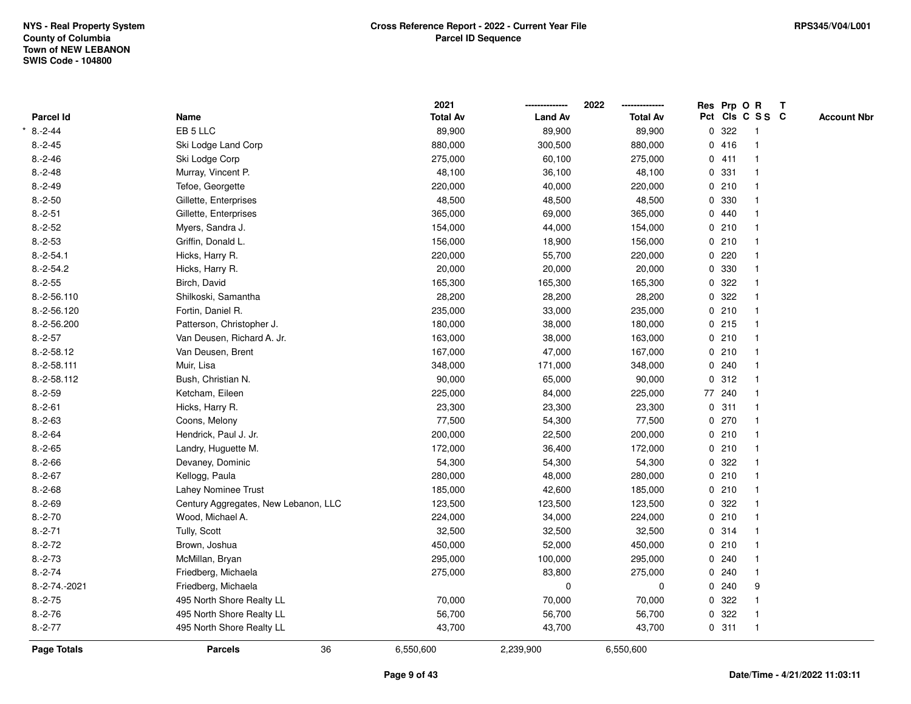NYS - Real Property System
County of Columbia
Town of NEW LEBANON
SWIS Code - 104800

**Cross Reference Report - 2022 - Current Year File**
**Parcel ID Sequence**

RPS345/V04/L001

| Parcel Id | Name | 2021 Total Av | 2022 Land Av | 2022 Total Av | Res Pct | Prp Cls | O C | R S S | T C | Account Nbr |
|---|---|---|---|---|---|---|---|---|---|---|
| * 8.-2-44 | EB 5 LLC | 89,900 | 89,900 | 89,900 | 0 | 322 | | 1 | | |
| 8.-2-45 | Ski Lodge Land Corp | 880,000 | 300,500 | 880,000 | 0 | 416 | | 1 | | |
| 8.-2-46 | Ski Lodge Corp | 275,000 | 60,100 | 275,000 | 0 | 411 | | 1 | | |
| 8.-2-48 | Murray, Vincent P. | 48,100 | 36,100 | 48,100 | 0 | 331 | | 1 | | |
| 8.-2-49 | Tefoe, Georgette | 220,000 | 40,000 | 220,000 | 0 | 210 | | 1 | | |
| 8.-2-50 | Gillette, Enterprises | 48,500 | 48,500 | 48,500 | 0 | 330 | | 1 | | |
| 8.-2-51 | Gillette, Enterprises | 365,000 | 69,000 | 365,000 | 0 | 440 | | 1 | | |
| 8.-2-52 | Myers, Sandra J. | 154,000 | 44,000 | 154,000 | 0 | 210 | | 1 | | |
| 8.-2-53 | Griffin, Donald L. | 156,000 | 18,900 | 156,000 | 0 | 210 | | 1 | | |
| 8.-2-54.1 | Hicks, Harry R. | 220,000 | 55,700 | 220,000 | 0 | 220 | | 1 | | |
| 8.-2-54.2 | Hicks, Harry R. | 20,000 | 20,000 | 20,000 | 0 | 330 | | 1 | | |
| 8.-2-55 | Birch, David | 165,300 | 165,300 | 165,300 | 0 | 322 | | 1 | | |
| 8.-2-56.110 | Shilkoski, Samantha | 28,200 | 28,200 | 28,200 | 0 | 322 | | 1 | | |
| 8.-2-56.120 | Fortin, Daniel R. | 235,000 | 33,000 | 235,000 | 0 | 210 | | 1 | | |
| 8.-2-56.200 | Patterson, Christopher J. | 180,000 | 38,000 | 180,000 | 0 | 215 | | 1 | | |
| 8.-2-57 | Van Deusen, Richard A. Jr. | 163,000 | 38,000 | 163,000 | 0 | 210 | | 1 | | |
| 8.-2-58.12 | Van Deusen, Brent | 167,000 | 47,000 | 167,000 | 0 | 210 | | 1 | | |
| 8.-2-58.111 | Muir, Lisa | 348,000 | 171,000 | 348,000 | 0 | 240 | | 1 | | |
| 8.-2-58.112 | Bush, Christian N. | 90,000 | 65,000 | 90,000 | 0 | 312 | | 1 | | |
| 8.-2-59 | Ketcham, Eileen | 225,000 | 84,000 | 225,000 | 77 | 240 | | 1 | | |
| 8.-2-61 | Hicks, Harry R. | 23,300 | 23,300 | 23,300 | 0 | 311 | | 1 | | |
| 8.-2-63 | Coons, Melony | 77,500 | 54,300 | 77,500 | 0 | 270 | | 1 | | |
| 8.-2-64 | Hendrick, Paul J. Jr. | 200,000 | 22,500 | 200,000 | 0 | 210 | | 1 | | |
| 8.-2-65 | Landry, Huguette M. | 172,000 | 36,400 | 172,000 | 0 | 210 | | 1 | | |
| 8.-2-66 | Devaney, Dominic | 54,300 | 54,300 | 54,300 | 0 | 322 | | 1 | | |
| 8.-2-67 | Kellogg, Paula | 280,000 | 48,000 | 280,000 | 0 | 210 | | 1 | | |
| 8.-2-68 | Lahey Nominee Trust | 185,000 | 42,600 | 185,000 | 0 | 210 | | 1 | | |
| 8.-2-69 | Century Aggregates, New Lebanon, LLC | 123,500 | 123,500 | 123,500 | 0 | 322 | | 1 | | |
| 8.-2-70 | Wood, Michael A. | 224,000 | 34,000 | 224,000 | 0 | 210 | | 1 | | |
| 8.-2-71 | Tully, Scott | 32,500 | 32,500 | 32,500 | 0 | 314 | | 1 | | |
| 8.-2-72 | Brown, Joshua | 450,000 | 52,000 | 450,000 | 0 | 210 | | 1 | | |
| 8.-2-73 | McMillan, Bryan | 295,000 | 100,000 | 295,000 | 0 | 240 | | 1 | | |
| 8.-2-74 | Friedberg, Michaela | 275,000 | 83,800 | 275,000 | 0 | 240 | | 1 | | |
| 8.-2-74.-2021 | Friedberg, Michaela | | 0 | 0 | 0 | 240 | | 9 | | |
| 8.-2-75 | 495 North Shore Realty LL | 70,000 | 70,000 | 70,000 | 0 | 322 | | 1 | | |
| 8.-2-76 | 495 North Shore Realty LL | 56,700 | 56,700 | 56,700 | 0 | 322 | | 1 | | |
| 8.-2-77 | 495 North Shore Realty LL | 43,700 | 43,700 | 43,700 | 0 | 311 | | 1 | | |
| **Page Totals** | **Parcels** 36 | 6,550,600 | 2,239,900 | 6,550,600 | | | | | | |

Date/Time - 4/21/2022 11:03:11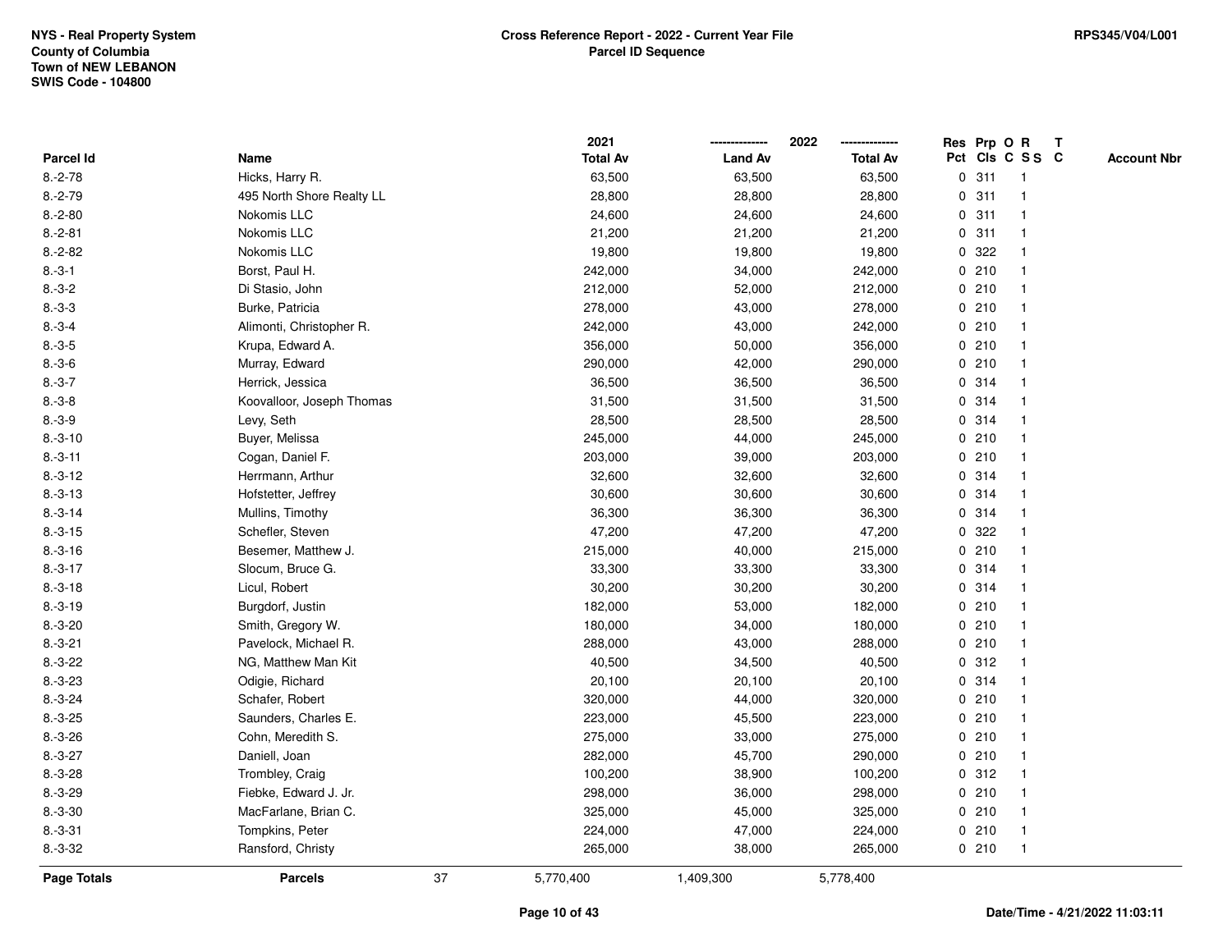**NYS - Real Property System**
**County of Columbia**
**Town of NEW LEBANON**
**SWIS Code - 104800**

**Cross Reference Report - 2022 - Current Year File**
**Parcel ID Sequence**

**RPS345/V04/L001**

| Parcel Id | Name | 2021 Total Av | 2022 Land Av | 2022 Total Av | Res Pct | Prp Cls | O C | R S S | T C | Account Nbr |
|---|---|---|---|---|---|---|---|---|---|---|
| 8.-2-78 | Hicks, Harry R. | 63,500 | 63,500 | 63,500 | 0 | 311 | | 1 | | |
| 8.-2-79 | 495 North Shore Realty LL | 28,800 | 28,800 | 28,800 | 0 | 311 | | 1 | | |
| 8.-2-80 | Nokomis LLC | 24,600 | 24,600 | 24,600 | 0 | 311 | | 1 | | |
| 8.-2-81 | Nokomis LLC | 21,200 | 21,200 | 21,200 | 0 | 311 | | 1 | | |
| 8.-2-82 | Nokomis LLC | 19,800 | 19,800 | 19,800 | 0 | 322 | | 1 | | |
| 8.-3-1 | Borst, Paul H. | 242,000 | 34,000 | 242,000 | 0 | 210 | | 1 | | |
| 8.-3-2 | Di Stasio, John | 212,000 | 52,000 | 212,000 | 0 | 210 | | 1 | | |
| 8.-3-3 | Burke, Patricia | 278,000 | 43,000 | 278,000 | 0 | 210 | | 1 | | |
| 8.-3-4 | Alimonti, Christopher R. | 242,000 | 43,000 | 242,000 | 0 | 210 | | 1 | | |
| 8.-3-5 | Krupa, Edward A. | 356,000 | 50,000 | 356,000 | 0 | 210 | | 1 | | |
| 8.-3-6 | Murray, Edward | 290,000 | 42,000 | 290,000 | 0 | 210 | | 1 | | |
| 8.-3-7 | Herrick, Jessica | 36,500 | 36,500 | 36,500 | 0 | 314 | | 1 | | |
| 8.-3-8 | Koovalloor, Joseph Thomas | 31,500 | 31,500 | 31,500 | 0 | 314 | | 1 | | |
| 8.-3-9 | Levy, Seth | 28,500 | 28,500 | 28,500 | 0 | 314 | | 1 | | |
| 8.-3-10 | Buyer, Melissa | 245,000 | 44,000 | 245,000 | 0 | 210 | | 1 | | |
| 8.-3-11 | Cogan, Daniel F. | 203,000 | 39,000 | 203,000 | 0 | 210 | | 1 | | |
| 8.-3-12 | Herrmann, Arthur | 32,600 | 32,600 | 32,600 | 0 | 314 | | 1 | | |
| 8.-3-13 | Hofstetter, Jeffrey | 30,600 | 30,600 | 30,600 | 0 | 314 | | 1 | | |
| 8.-3-14 | Mullins, Timothy | 36,300 | 36,300 | 36,300 | 0 | 314 | | 1 | | |
| 8.-3-15 | Schefler, Steven | 47,200 | 47,200 | 47,200 | 0 | 322 | | 1 | | |
| 8.-3-16 | Besemer, Matthew J. | 215,000 | 40,000 | 215,000 | 0 | 210 | | 1 | | |
| 8.-3-17 | Slocum, Bruce G. | 33,300 | 33,300 | 33,300 | 0 | 314 | | 1 | | |
| 8.-3-18 | Licul, Robert | 30,200 | 30,200 | 30,200 | 0 | 314 | | 1 | | |
| 8.-3-19 | Burgdorf, Justin | 182,000 | 53,000 | 182,000 | 0 | 210 | | 1 | | |
| 8.-3-20 | Smith, Gregory W. | 180,000 | 34,000 | 180,000 | 0 | 210 | | 1 | | |
| 8.-3-21 | Pavelock, Michael R. | 288,000 | 43,000 | 288,000 | 0 | 210 | | 1 | | |
| 8.-3-22 | NG, Matthew Man Kit | 40,500 | 34,500 | 40,500 | 0 | 312 | | 1 | | |
| 8.-3-23 | Odigie, Richard | 20,100 | 20,100 | 20,100 | 0 | 314 | | 1 | | |
| 8.-3-24 | Schafer, Robert | 320,000 | 44,000 | 320,000 | 0 | 210 | | 1 | | |
| 8.-3-25 | Saunders, Charles E. | 223,000 | 45,500 | 223,000 | 0 | 210 | | 1 | | |
| 8.-3-26 | Cohn, Meredith S. | 275,000 | 33,000 | 275,000 | 0 | 210 | | 1 | | |
| 8.-3-27 | Daniell, Joan | 282,000 | 45,700 | 290,000 | 0 | 210 | | 1 | | |
| 8.-3-28 | Trombley, Craig | 100,200 | 38,900 | 100,200 | 0 | 312 | | 1 | | |
| 8.-3-29 | Fiebke, Edward J. Jr. | 298,000 | 36,000 | 298,000 | 0 | 210 | | 1 | | |
| 8.-3-30 | MacFarlane, Brian C. | 325,000 | 45,000 | 325,000 | 0 | 210 | | 1 | | |
| 8.-3-31 | Tompkins, Peter | 224,000 | 47,000 | 224,000 | 0 | 210 | | 1 | | |
| 8.-3-32 | Ransford, Christy | 265,000 | 38,000 | 265,000 | 0 | 210 | | 1 | | |
| **Page Totals** | **Parcels** 37 | 5,770,400 | 1,409,300 | 5,778,400 | | | | | | |

**Date/Time - 4/21/2022 11:03:11**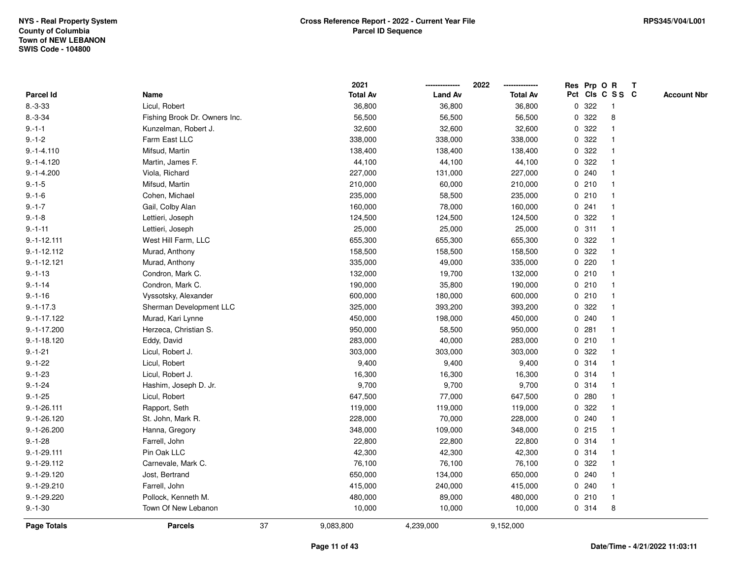NYS - Real Property System
County of Columbia
Town of NEW LEBANON
SWIS Code - 104800

**Cross Reference Report - 2022 - Current Year File**
**Parcel ID Sequence**

RPS345/V04/L001

| Parcel Id | Name | 2021 Total Av | 2022 Land Av | 2022 Total Av | Res Pct | Prp Cls | O C | R S S | T C | Account Nbr |
|---|---|---|---|---|---|---|---|---|---|---|
| 8.-3-33 | Licul, Robert | 36,800 | 36,800 | 36,800 | 0 | 322 | | 1 | | |
| 8.-3-34 | Fishing Brook Dr. Owners Inc. | 56,500 | 56,500 | 56,500 | 0 | 322 | | 8 | | |
| 9.-1-1 | Kunzelman, Robert J. | 32,600 | 32,600 | 32,600 | 0 | 322 | | 1 | | |
| 9.-1-2 | Farm East LLC | 338,000 | 338,000 | 338,000 | 0 | 322 | | 1 | | |
| 9.-1-4.110 | Mifsud, Martin | 138,400 | 138,400 | 138,400 | 0 | 322 | | 1 | | |
| 9.-1-4.120 | Martin, James F. | 44,100 | 44,100 | 44,100 | 0 | 322 | | 1 | | |
| 9.-1-4.200 | Viola, Richard | 227,000 | 131,000 | 227,000 | 0 | 240 | | 1 | | |
| 9.-1-5 | Mifsud, Martin | 210,000 | 60,000 | 210,000 | 0 | 210 | | 1 | | |
| 9.-1-6 | Cohen, Michael | 235,000 | 58,500 | 235,000 | 0 | 210 | | 1 | | |
| 9.-1-7 | Gail, Colby Alan | 160,000 | 78,000 | 160,000 | 0 | 241 | | 1 | | |
| 9.-1-8 | Lettieri, Joseph | 124,500 | 124,500 | 124,500 | 0 | 322 | | 1 | | |
| 9.-1-11 | Lettieri, Joseph | 25,000 | 25,000 | 25,000 | 0 | 311 | | 1 | | |
| 9.-1-12.111 | West Hill Farm, LLC | 655,300 | 655,300 | 655,300 | 0 | 322 | | 1 | | |
| 9.-1-12.112 | Murad, Anthony | 158,500 | 158,500 | 158,500 | 0 | 322 | | 1 | | |
| 9.-1-12.121 | Murad, Anthony | 335,000 | 49,000 | 335,000 | 0 | 220 | | 1 | | |
| 9.-1-13 | Condron, Mark C. | 132,000 | 19,700 | 132,000 | 0 | 210 | | 1 | | |
| 9.-1-14 | Condron, Mark C. | 190,000 | 35,800 | 190,000 | 0 | 210 | | 1 | | |
| 9.-1-16 | Vyssotsky, Alexander | 600,000 | 180,000 | 600,000 | 0 | 210 | | 1 | | |
| 9.-1-17.3 | Sherman Development LLC | 325,000 | 393,200 | 393,200 | 0 | 322 | | 1 | | |
| 9.-1-17.122 | Murad, Kari Lynne | 450,000 | 198,000 | 450,000 | 0 | 240 | | 1 | | |
| 9.-1-17.200 | Herzeca, Christian S. | 950,000 | 58,500 | 950,000 | 0 | 281 | | 1 | | |
| 9.-1-18.120 | Eddy, David | 283,000 | 40,000 | 283,000 | 0 | 210 | | 1 | | |
| 9.-1-21 | Licul, Robert J. | 303,000 | 303,000 | 303,000 | 0 | 322 | | 1 | | |
| 9.-1-22 | Licul, Robert | 9,400 | 9,400 | 9,400 | 0 | 314 | | 1 | | |
| 9.-1-23 | Licul, Robert J. | 16,300 | 16,300 | 16,300 | 0 | 314 | | 1 | | |
| 9.-1-24 | Hashim, Joseph D. Jr. | 9,700 | 9,700 | 9,700 | 0 | 314 | | 1 | | |
| 9.-1-25 | Licul, Robert | 647,500 | 77,000 | 647,500 | 0 | 280 | | 1 | | |
| 9.-1-26.111 | Rapport, Seth | 119,000 | 119,000 | 119,000 | 0 | 322 | | 1 | | |
| 9.-1-26.120 | St. John, Mark R. | 228,000 | 70,000 | 228,000 | 0 | 240 | | 1 | | |
| 9.-1-26.200 | Hanna, Gregory | 348,000 | 109,000 | 348,000 | 0 | 215 | | 1 | | |
| 9.-1-28 | Farrell, John | 22,800 | 22,800 | 22,800 | 0 | 314 | | 1 | | |
| 9.-1-29.111 | Pin Oak LLC | 42,300 | 42,300 | 42,300 | 0 | 314 | | 1 | | |
| 9.-1-29.112 | Carnevale, Mark C. | 76,100 | 76,100 | 76,100 | 0 | 322 | | 1 | | |
| 9.-1-29.120 | Jost, Bertrand | 650,000 | 134,000 | 650,000 | 0 | 240 | | 1 | | |
| 9.-1-29.210 | Farrell, John | 415,000 | 240,000 | 415,000 | 0 | 240 | | 1 | | |
| 9.-1-29.220 | Pollock, Kenneth M. | 480,000 | 89,000 | 480,000 | 0 | 210 | | 1 | | |
| 9.-1-30 | Town Of New Lebanon | 10,000 | 10,000 | 10,000 | 0 | 314 | | 8 | | |
| **Page Totals** | **Parcels** 37 | 9,083,800 | 4,239,000 | 9,152,000 | | | | | | |

Date/Time - 4/21/2022 11:03:11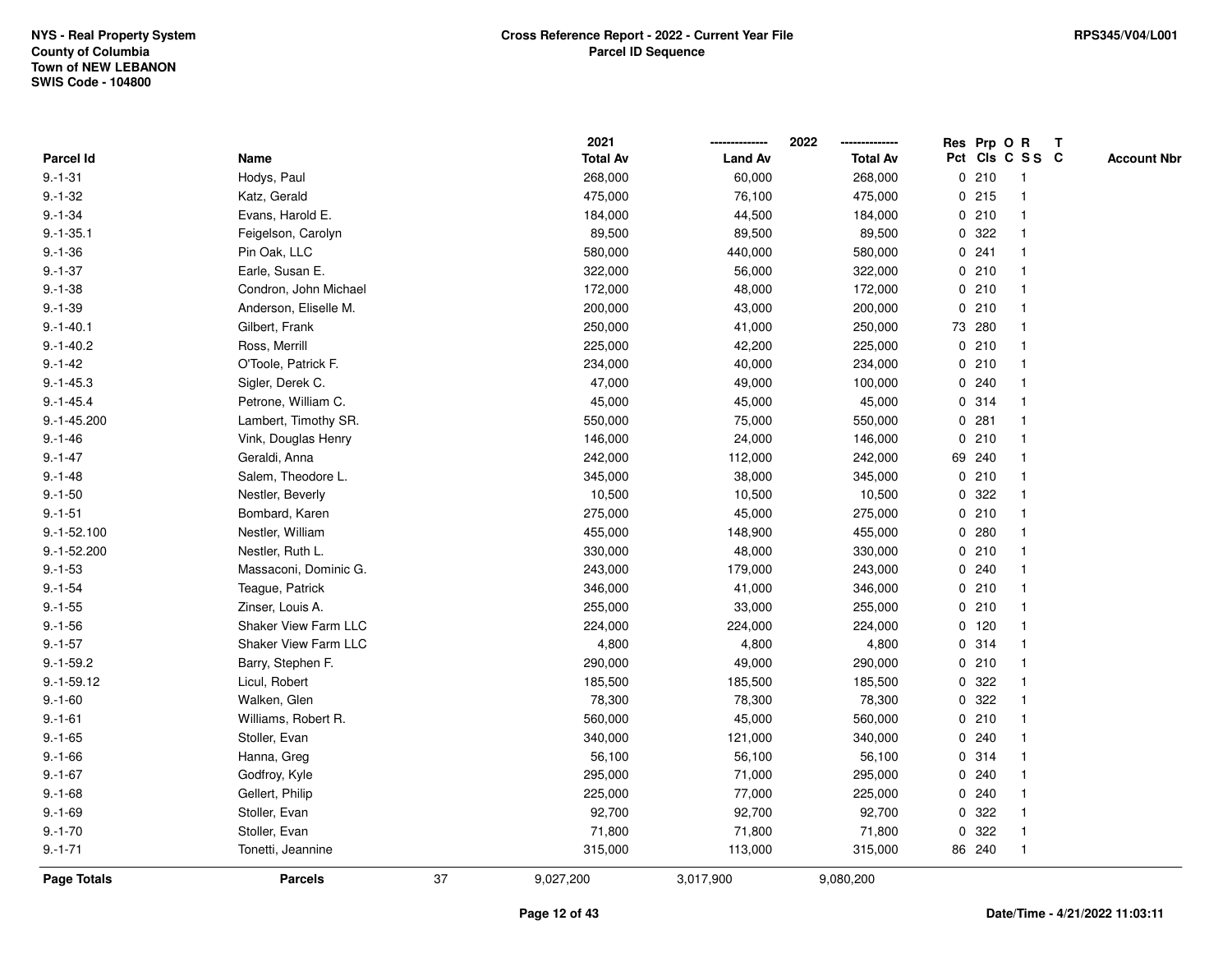NYS - Real Property System
County of Columbia
Town of NEW LEBANON
SWIS Code - 104800

**Cross Reference Report - 2022 - Current Year File**
**Parcel ID Sequence**

RPS345/V04/L001

| Parcel Id | Name | 2021 Total Av | 2022 Land Av | 2022 Total Av | Res Pct | Prp Cls | O C | R S S | T C | Account Nbr |
|---|---|---|---|---|---|---|---|---|---|---|
| 9.-1-31 | Hodys, Paul | 268,000 | 60,000 | 268,000 | 0 | 210 | | 1 | | |
| 9.-1-32 | Katz, Gerald | 475,000 | 76,100 | 475,000 | 0 | 215 | | 1 | | |
| 9.-1-34 | Evans, Harold E. | 184,000 | 44,500 | 184,000 | 0 | 210 | | 1 | | |
| 9.-1-35.1 | Feigelson, Carolyn | 89,500 | 89,500 | 89,500 | 0 | 322 | | 1 | | |
| 9.-1-36 | Pin Oak, LLC | 580,000 | 440,000 | 580,000 | 0 | 241 | | 1 | | |
| 9.-1-37 | Earle, Susan E. | 322,000 | 56,000 | 322,000 | 0 | 210 | | 1 | | |
| 9.-1-38 | Condron, John Michael | 172,000 | 48,000 | 172,000 | 0 | 210 | | 1 | | |
| 9.-1-39 | Anderson, Eliselle M. | 200,000 | 43,000 | 200,000 | 0 | 210 | | 1 | | |
| 9.-1-40.1 | Gilbert, Frank | 250,000 | 41,000 | 250,000 | 73 | 280 | | 1 | | |
| 9.-1-40.2 | Ross, Merrill | 225,000 | 42,200 | 225,000 | 0 | 210 | | 1 | | |
| 9.-1-42 | O'Toole, Patrick F. | 234,000 | 40,000 | 234,000 | 0 | 210 | | 1 | | |
| 9.-1-45.3 | Sigler, Derek C. | 47,000 | 49,000 | 100,000 | 0 | 240 | | 1 | | |
| 9.-1-45.4 | Petrone, William C. | 45,000 | 45,000 | 45,000 | 0 | 314 | | 1 | | |
| 9.-1-45.200 | Lambert, Timothy SR. | 550,000 | 75,000 | 550,000 | 0 | 281 | | 1 | | |
| 9.-1-46 | Vink, Douglas Henry | 146,000 | 24,000 | 146,000 | 0 | 210 | | 1 | | |
| 9.-1-47 | Geraldi, Anna | 242,000 | 112,000 | 242,000 | 69 | 240 | | 1 | | |
| 9.-1-48 | Salem, Theodore L. | 345,000 | 38,000 | 345,000 | 0 | 210 | | 1 | | |
| 9.-1-50 | Nestler, Beverly | 10,500 | 10,500 | 10,500 | 0 | 322 | | 1 | | |
| 9.-1-51 | Bombard, Karen | 275,000 | 45,000 | 275,000 | 0 | 210 | | 1 | | |
| 9.-1-52.100 | Nestler, William | 455,000 | 148,900 | 455,000 | 0 | 280 | | 1 | | |
| 9.-1-52.200 | Nestler, Ruth L. | 330,000 | 48,000 | 330,000 | 0 | 210 | | 1 | | |
| 9.-1-53 | Massaconi, Dominic G. | 243,000 | 179,000 | 243,000 | 0 | 240 | | 1 | | |
| 9.-1-54 | Teague, Patrick | 346,000 | 41,000 | 346,000 | 0 | 210 | | 1 | | |
| 9.-1-55 | Zinser, Louis A. | 255,000 | 33,000 | 255,000 | 0 | 210 | | 1 | | |
| 9.-1-56 | Shaker View Farm LLC | 224,000 | 224,000 | 224,000 | 0 | 120 | | 1 | | |
| 9.-1-57 | Shaker View Farm LLC | 4,800 | 4,800 | 4,800 | 0 | 314 | | 1 | | |
| 9.-1-59.2 | Barry, Stephen F. | 290,000 | 49,000 | 290,000 | 0 | 210 | | 1 | | |
| 9.-1-59.12 | Licul, Robert | 185,500 | 185,500 | 185,500 | 0 | 322 | | 1 | | |
| 9.-1-60 | Walken, Glen | 78,300 | 78,300 | 78,300 | 0 | 322 | | 1 | | |
| 9.-1-61 | Williams, Robert R. | 560,000 | 45,000 | 560,000 | 0 | 210 | | 1 | | |
| 9.-1-65 | Stoller, Evan | 340,000 | 121,000 | 340,000 | 0 | 240 | | 1 | | |
| 9.-1-66 | Hanna, Greg | 56,100 | 56,100 | 56,100 | 0 | 314 | | 1 | | |
| 9.-1-67 | Godfroy, Kyle | 295,000 | 71,000 | 295,000 | 0 | 240 | | 1 | | |
| 9.-1-68 | Gellert, Philip | 225,000 | 77,000 | 225,000 | 0 | 240 | | 1 | | |
| 9.-1-69 | Stoller, Evan | 92,700 | 92,700 | 92,700 | 0 | 322 | | 1 | | |
| 9.-1-70 | Stoller, Evan | 71,800 | 71,800 | 71,800 | 0 | 322 | | 1 | | |
| 9.-1-71 | Tonetti, Jeannine | 315,000 | 113,000 | 315,000 | 86 | 240 | | 1 | | |
| **Page Totals** | **Parcels** 37 | 9,027,200 | 3,017,900 | 9,080,200 | | | | | | |

Date/Time - 4/21/2022 11:03:11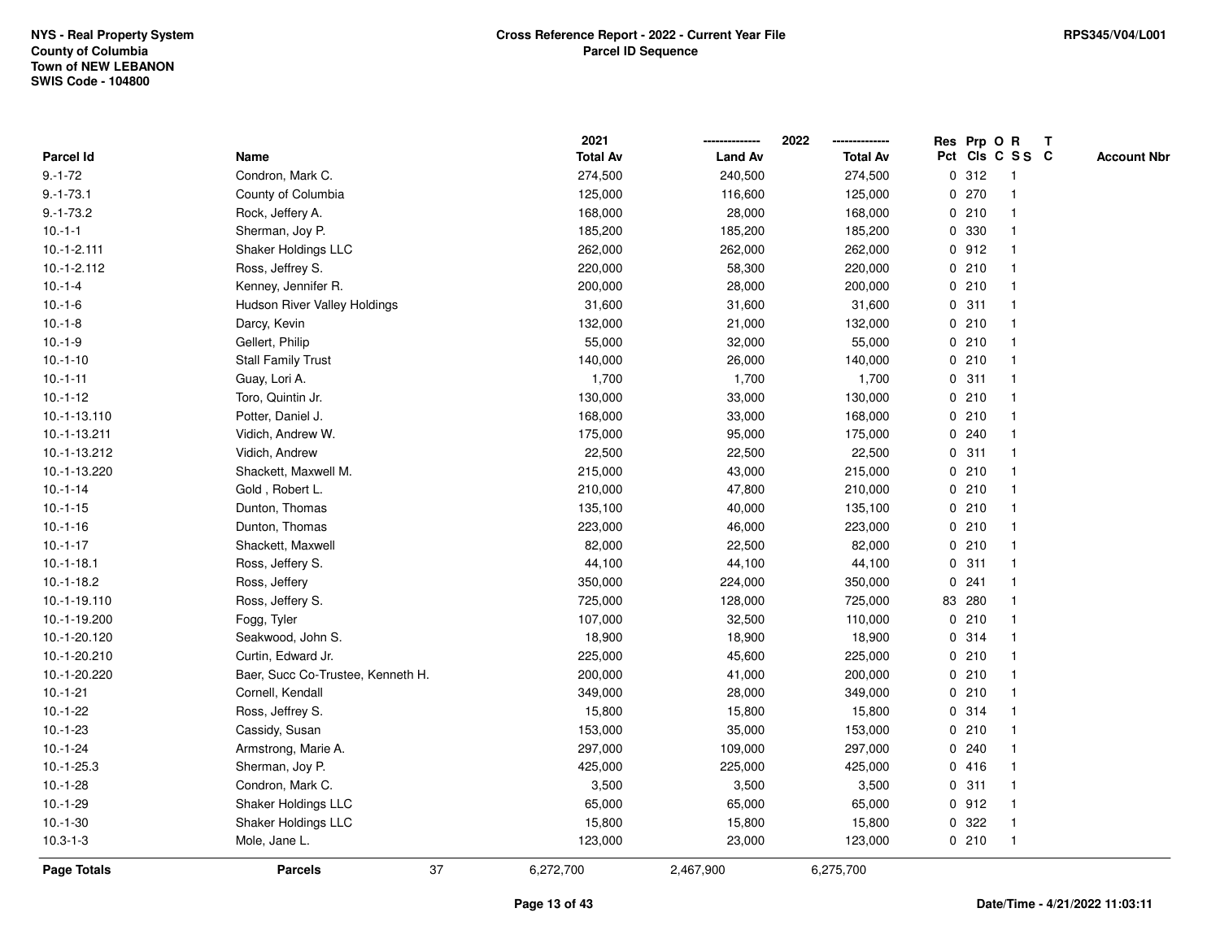NYS - Real Property System
County of Columbia
Town of NEW LEBANON
SWIS Code - 104800

**Cross Reference Report - 2022 - Current Year File**
**Parcel ID Sequence**

RPS345/V04/L001

| Parcel Id | Name | 2021 Total Av | 2022 Land Av | 2022 Total Av | Res Pct | Prp Cls | O C | R S S | T C | Account Nbr |
|---|---|---|---|---|---|---|---|---|---|---|
| 9.-1-72 | Condron, Mark C. | 274,500 | 240,500 | 274,500 | 0 | 312 | | 1 | | |
| 9.-1-73.1 | County of Columbia | 125,000 | 116,600 | 125,000 | 0 | 270 | | 1 | | |
| 9.-1-73.2 | Rock, Jeffery A. | 168,000 | 28,000 | 168,000 | 0 | 210 | | 1 | | |
| 10.-1-1 | Sherman, Joy P. | 185,200 | 185,200 | 185,200 | 0 | 330 | | 1 | | |
| 10.-1-2.111 | Shaker Holdings LLC | 262,000 | 262,000 | 262,000 | 0 | 912 | | 1 | | |
| 10.-1-2.112 | Ross, Jeffrey S. | 220,000 | 58,300 | 220,000 | 0 | 210 | | 1 | | |
| 10.-1-4 | Kenney, Jennifer R. | 200,000 | 28,000 | 200,000 | 0 | 210 | | 1 | | |
| 10.-1-6 | Hudson River Valley Holdings | 31,600 | 31,600 | 31,600 | 0 | 311 | | 1 | | |
| 10.-1-8 | Darcy, Kevin | 132,000 | 21,000 | 132,000 | 0 | 210 | | 1 | | |
| 10.-1-9 | Gellert, Philip | 55,000 | 32,000 | 55,000 | 0 | 210 | | 1 | | |
| 10.-1-10 | Stall Family Trust | 140,000 | 26,000 | 140,000 | 0 | 210 | | 1 | | |
| 10.-1-11 | Guay, Lori A. | 1,700 | 1,700 | 1,700 | 0 | 311 | | 1 | | |
| 10.-1-12 | Toro, Quintin Jr. | 130,000 | 33,000 | 130,000 | 0 | 210 | | 1 | | |
| 10.-1-13.110 | Potter, Daniel J. | 168,000 | 33,000 | 168,000 | 0 | 210 | | 1 | | |
| 10.-1-13.211 | Vidich, Andrew W. | 175,000 | 95,000 | 175,000 | 0 | 240 | | 1 | | |
| 10.-1-13.212 | Vidich, Andrew | 22,500 | 22,500 | 22,500 | 0 | 311 | | 1 | | |
| 10.-1-13.220 | Shackett, Maxwell M. | 215,000 | 43,000 | 215,000 | 0 | 210 | | 1 | | |
| 10.-1-14 | Gold , Robert L. | 210,000 | 47,800 | 210,000 | 0 | 210 | | 1 | | |
| 10.-1-15 | Dunton, Thomas | 135,100 | 40,000 | 135,100 | 0 | 210 | | 1 | | |
| 10.-1-16 | Dunton, Thomas | 223,000 | 46,000 | 223,000 | 0 | 210 | | 1 | | |
| 10.-1-17 | Shackett, Maxwell | 82,000 | 22,500 | 82,000 | 0 | 210 | | 1 | | |
| 10.-1-18.1 | Ross, Jeffery S. | 44,100 | 44,100 | 44,100 | 0 | 311 | | 1 | | |
| 10.-1-18.2 | Ross, Jeffery | 350,000 | 224,000 | 350,000 | 0 | 241 | | 1 | | |
| 10.-1-19.110 | Ross, Jeffery S. | 725,000 | 128,000 | 725,000 | 83 | 280 | | 1 | | |
| 10.-1-19.200 | Fogg, Tyler | 107,000 | 32,500 | 110,000 | 0 | 210 | | 1 | | |
| 10.-1-20.120 | Seakwood, John S. | 18,900 | 18,900 | 18,900 | 0 | 314 | | 1 | | |
| 10.-1-20.210 | Curtin, Edward Jr. | 225,000 | 45,600 | 225,000 | 0 | 210 | | 1 | | |
| 10.-1-20.220 | Baer, Succ Co-Trustee, Kenneth H. | 200,000 | 41,000 | 200,000 | 0 | 210 | | 1 | | |
| 10.-1-21 | Cornell, Kendall | 349,000 | 28,000 | 349,000 | 0 | 210 | | 1 | | |
| 10.-1-22 | Ross, Jeffrey S. | 15,800 | 15,800 | 15,800 | 0 | 314 | | 1 | | |
| 10.-1-23 | Cassidy, Susan | 153,000 | 35,000 | 153,000 | 0 | 210 | | 1 | | |
| 10.-1-24 | Armstrong, Marie A. | 297,000 | 109,000 | 297,000 | 0 | 240 | | 1 | | |
| 10.-1-25.3 | Sherman, Joy P. | 425,000 | 225,000 | 425,000 | 0 | 416 | | 1 | | |
| 10.-1-28 | Condron, Mark C. | 3,500 | 3,500 | 3,500 | 0 | 311 | | 1 | | |
| 10.-1-29 | Shaker Holdings LLC | 65,000 | 65,000 | 65,000 | 0 | 912 | | 1 | | |
| 10.-1-30 | Shaker Holdings LLC | 15,800 | 15,800 | 15,800 | 0 | 322 | | 1 | | |
| 10.3-1-3 | Mole, Jane L. | 123,000 | 23,000 | 123,000 | 0 | 210 | | 1 | | |
| **Page Totals** | **Parcels** 37 | 6,272,700 | 2,467,900 | 6,275,700 | | | | | | |

Date/Time - 4/21/2022 11:03:11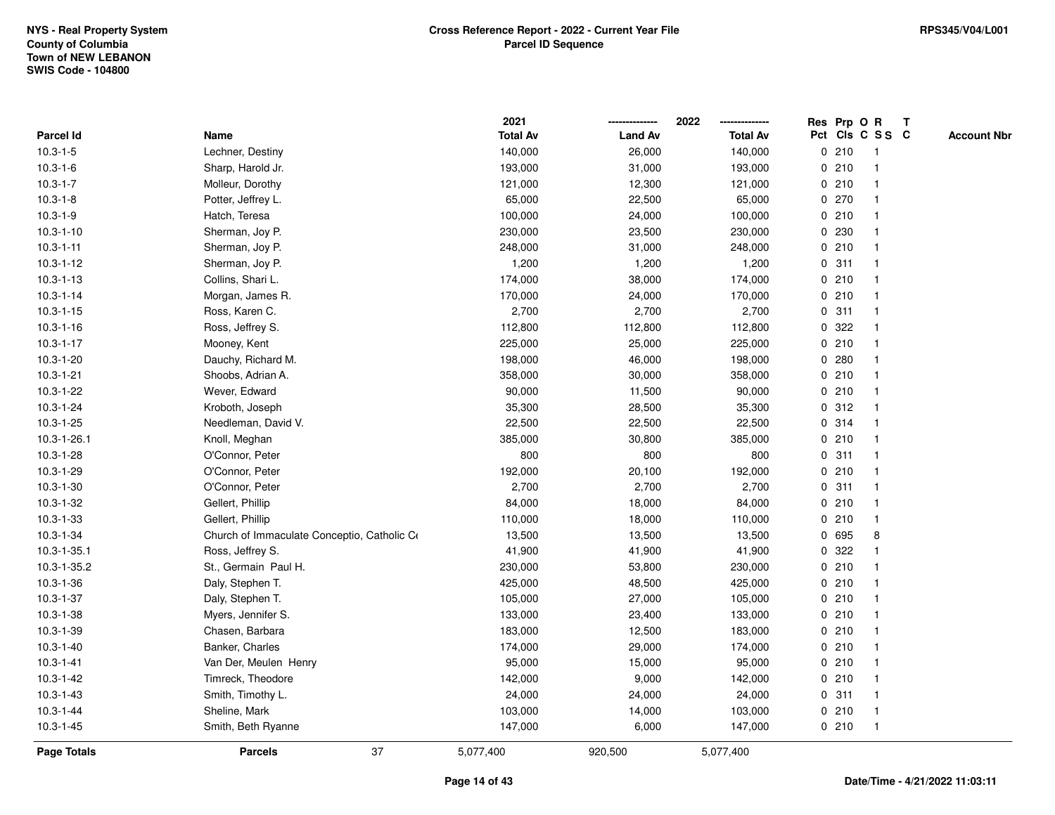NYS - Real Property System
County of Columbia
Town of NEW LEBANON
SWIS Code - 104800

**Cross Reference Report - 2022 - Current Year File**
**Parcel ID Sequence**

RPS345/V04/L001

| Parcel Id | Name | 2021 Total Av | 2022 Land Av | 2022 Total Av | Res Pct | Prp Cls | O C | R S S | T C | Account Nbr |
|---|---|---|---|---|---|---|---|---|---|---|
| 10.3-1-5 | Lechner, Destiny | 140,000 | 26,000 | 140,000 | 0 | 210 | | 1 | | |
| 10.3-1-6 | Sharp, Harold Jr. | 193,000 | 31,000 | 193,000 | 0 | 210 | | 1 | | |
| 10.3-1-7 | Molleur, Dorothy | 121,000 | 12,300 | 121,000 | 0 | 210 | | 1 | | |
| 10.3-1-8 | Potter, Jeffrey L. | 65,000 | 22,500 | 65,000 | 0 | 270 | | 1 | | |
| 10.3-1-9 | Hatch, Teresa | 100,000 | 24,000 | 100,000 | 0 | 210 | | 1 | | |
| 10.3-1-10 | Sherman, Joy P. | 230,000 | 23,500 | 230,000 | 0 | 230 | | 1 | | |
| 10.3-1-11 | Sherman, Joy P. | 248,000 | 31,000 | 248,000 | 0 | 210 | | 1 | | |
| 10.3-1-12 | Sherman, Joy P. | 1,200 | 1,200 | 1,200 | 0 | 311 | | 1 | | |
| 10.3-1-13 | Collins, Shari L. | 174,000 | 38,000 | 174,000 | 0 | 210 | | 1 | | |
| 10.3-1-14 | Morgan, James R. | 170,000 | 24,000 | 170,000 | 0 | 210 | | 1 | | |
| 10.3-1-15 | Ross, Karen C. | 2,700 | 2,700 | 2,700 | 0 | 311 | | 1 | | |
| 10.3-1-16 | Ross, Jeffrey S. | 112,800 | 112,800 | 112,800 | 0 | 322 | | 1 | | |
| 10.3-1-17 | Mooney, Kent | 225,000 | 25,000 | 225,000 | 0 | 210 | | 1 | | |
| 10.3-1-20 | Dauchy, Richard M. | 198,000 | 46,000 | 198,000 | 0 | 280 | | 1 | | |
| 10.3-1-21 | Shoobs, Adrian A. | 358,000 | 30,000 | 358,000 | 0 | 210 | | 1 | | |
| 10.3-1-22 | Wever, Edward | 90,000 | 11,500 | 90,000 | 0 | 210 | | 1 | | |
| 10.3-1-24 | Kroboth, Joseph | 35,300 | 28,500 | 35,300 | 0 | 312 | | 1 | | |
| 10.3-1-25 | Needleman, David V. | 22,500 | 22,500 | 22,500 | 0 | 314 | | 1 | | |
| 10.3-1-26.1 | Knoll, Meghan | 385,000 | 30,800 | 385,000 | 0 | 210 | | 1 | | |
| 10.3-1-28 | O'Connor, Peter | 800 | 800 | 800 | 0 | 311 | | 1 | | |
| 10.3-1-29 | O'Connor, Peter | 192,000 | 20,100 | 192,000 | 0 | 210 | | 1 | | |
| 10.3-1-30 | O'Connor, Peter | 2,700 | 2,700 | 2,700 | 0 | 311 | | 1 | | |
| 10.3-1-32 | Gellert, Phillip | 84,000 | 18,000 | 84,000 | 0 | 210 | | 1 | | |
| 10.3-1-33 | Gellert, Phillip | 110,000 | 18,000 | 110,000 | 0 | 210 | | 1 | | |
| 10.3-1-34 | Church of Immaculate Conceptio, Catholic C | 13,500 | 13,500 | 13,500 | 0 | 695 | | 8 | | |
| 10.3-1-35.1 | Ross, Jeffrey S. | 41,900 | 41,900 | 41,900 | 0 | 322 | | 1 | | |
| 10.3-1-35.2 | St., Germain Paul H. | 230,000 | 53,800 | 230,000 | 0 | 210 | | 1 | | |
| 10.3-1-36 | Daly, Stephen T. | 425,000 | 48,500 | 425,000 | 0 | 210 | | 1 | | |
| 10.3-1-37 | Daly, Stephen T. | 105,000 | 27,000 | 105,000 | 0 | 210 | | 1 | | |
| 10.3-1-38 | Myers, Jennifer S. | 133,000 | 23,400 | 133,000 | 0 | 210 | | 1 | | |
| 10.3-1-39 | Chasen, Barbara | 183,000 | 12,500 | 183,000 | 0 | 210 | | 1 | | |
| 10.3-1-40 | Banker, Charles | 174,000 | 29,000 | 174,000 | 0 | 210 | | 1 | | |
| 10.3-1-41 | Van Der, Meulen Henry | 95,000 | 15,000 | 95,000 | 0 | 210 | | 1 | | |
| 10.3-1-42 | Timreck, Theodore | 142,000 | 9,000 | 142,000 | 0 | 210 | | 1 | | |
| 10.3-1-43 | Smith, Timothy L. | 24,000 | 24,000 | 24,000 | 0 | 311 | | 1 | | |
| 10.3-1-44 | Sheline, Mark | 103,000 | 14,000 | 103,000 | 0 | 210 | | 1 | | |
| 10.3-1-45 | Smith, Beth Ryanne | 147,000 | 6,000 | 147,000 | 0 | 210 | | 1 | | |
| **Page Totals** | **Parcels** 37 | 5,077,400 | 920,500 | 5,077,400 | | | | | | |

Date/Time - 4/21/2022 11:03:11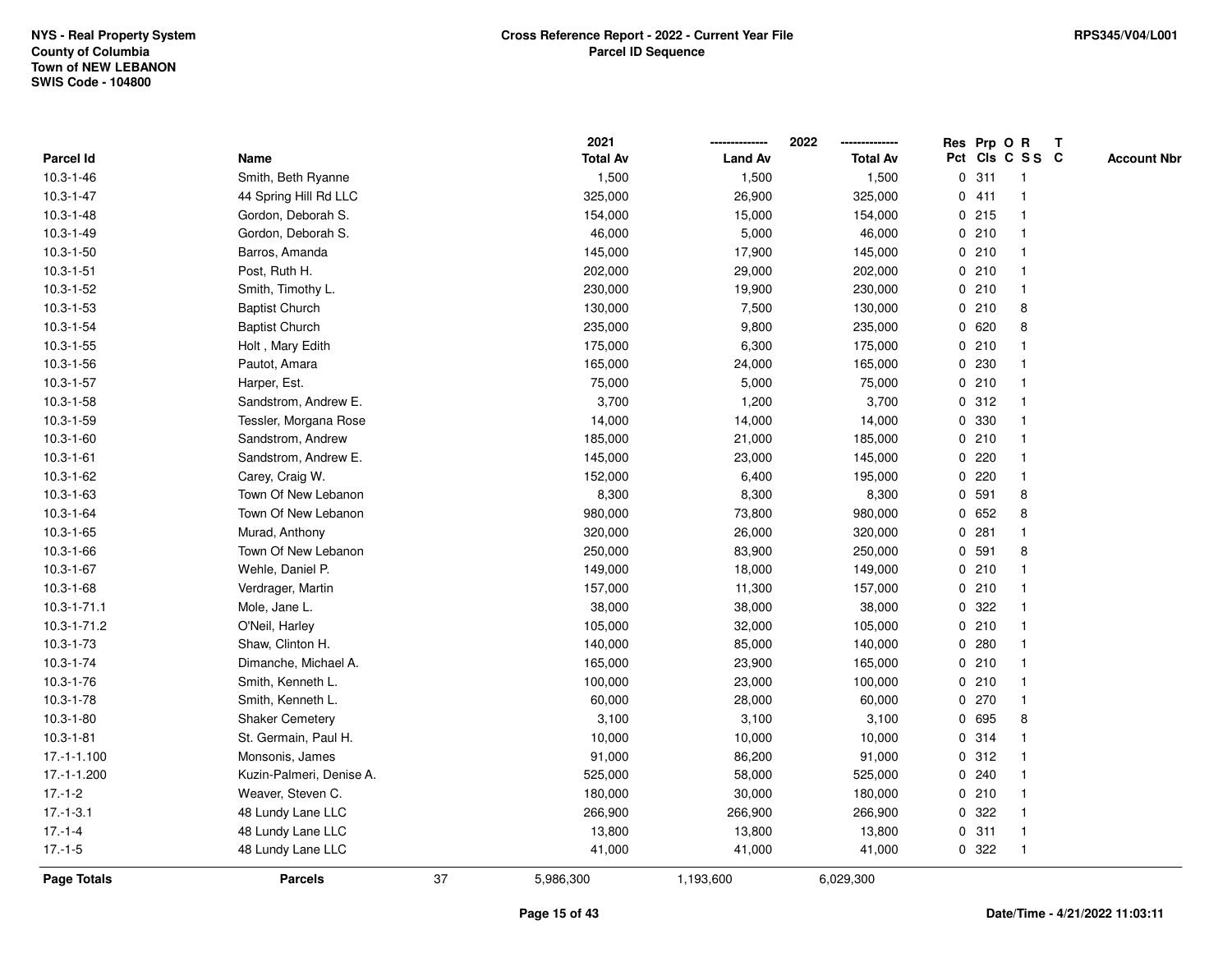NYS - Real Property System
County of Columbia
Town of NEW LEBANON
SWIS Code - 104800

**Cross Reference Report - 2022 - Current Year File**
**Parcel ID Sequence**

RPS345/V04/L001

| Parcel Id | Name | 2021 Total Av | 2022 Land Av | 2022 Total Av | Res Pct | Prp Cls | O C | R S S | T C | Account Nbr |
|---|---|---|---|---|---|---|---|---|---|---|
| 10.3-1-46 | Smith, Beth Ryanne | 1,500 | 1,500 | 1,500 | 0 | 311 | | 1 | | |
| 10.3-1-47 | 44 Spring Hill Rd LLC | 325,000 | 26,900 | 325,000 | 0 | 411 | | 1 | | |
| 10.3-1-48 | Gordon, Deborah S. | 154,000 | 15,000 | 154,000 | 0 | 215 | | 1 | | |
| 10.3-1-49 | Gordon, Deborah S. | 46,000 | 5,000 | 46,000 | 0 | 210 | | 1 | | |
| 10.3-1-50 | Barros, Amanda | 145,000 | 17,900 | 145,000 | 0 | 210 | | 1 | | |
| 10.3-1-51 | Post, Ruth H. | 202,000 | 29,000 | 202,000 | 0 | 210 | | 1 | | |
| 10.3-1-52 | Smith, Timothy L. | 230,000 | 19,900 | 230,000 | 0 | 210 | | 1 | | |
| 10.3-1-53 | Baptist Church | 130,000 | 7,500 | 130,000 | 0 | 210 | | 8 | | |
| 10.3-1-54 | Baptist Church | 235,000 | 9,800 | 235,000 | 0 | 620 | | 8 | | |
| 10.3-1-55 | Holt , Mary Edith | 175,000 | 6,300 | 175,000 | 0 | 210 | | 1 | | |
| 10.3-1-56 | Pautot, Amara | 165,000 | 24,000 | 165,000 | 0 | 230 | | 1 | | |
| 10.3-1-57 | Harper, Est. | 75,000 | 5,000 | 75,000 | 0 | 210 | | 1 | | |
| 10.3-1-58 | Sandstrom, Andrew E. | 3,700 | 1,200 | 3,700 | 0 | 312 | | 1 | | |
| 10.3-1-59 | Tessler, Morgana Rose | 14,000 | 14,000 | 14,000 | 0 | 330 | | 1 | | |
| 10.3-1-60 | Sandstrom, Andrew | 185,000 | 21,000 | 185,000 | 0 | 210 | | 1 | | |
| 10.3-1-61 | Sandstrom, Andrew E. | 145,000 | 23,000 | 145,000 | 0 | 220 | | 1 | | |
| 10.3-1-62 | Carey, Craig W. | 152,000 | 6,400 | 195,000 | 0 | 220 | | 1 | | |
| 10.3-1-63 | Town Of New Lebanon | 8,300 | 8,300 | 8,300 | 0 | 591 | | 8 | | |
| 10.3-1-64 | Town Of New Lebanon | 980,000 | 73,800 | 980,000 | 0 | 652 | | 8 | | |
| 10.3-1-65 | Murad, Anthony | 320,000 | 26,000 | 320,000 | 0 | 281 | | 1 | | |
| 10.3-1-66 | Town Of New Lebanon | 250,000 | 83,900 | 250,000 | 0 | 591 | | 8 | | |
| 10.3-1-67 | Wehle, Daniel P. | 149,000 | 18,000 | 149,000 | 0 | 210 | | 1 | | |
| 10.3-1-68 | Verdrager, Martin | 157,000 | 11,300 | 157,000 | 0 | 210 | | 1 | | |
| 10.3-1-71.1 | Mole, Jane L. | 38,000 | 38,000 | 38,000 | 0 | 322 | | 1 | | |
| 10.3-1-71.2 | O'Neil, Harley | 105,000 | 32,000 | 105,000 | 0 | 210 | | 1 | | |
| 10.3-1-73 | Shaw, Clinton H. | 140,000 | 85,000 | 140,000 | 0 | 280 | | 1 | | |
| 10.3-1-74 | Dimanche, Michael A. | 165,000 | 23,900 | 165,000 | 0 | 210 | | 1 | | |
| 10.3-1-76 | Smith, Kenneth L. | 100,000 | 23,000 | 100,000 | 0 | 210 | | 1 | | |
| 10.3-1-78 | Smith, Kenneth L. | 60,000 | 28,000 | 60,000 | 0 | 270 | | 1 | | |
| 10.3-1-80 | Shaker Cemetery | 3,100 | 3,100 | 3,100 | 0 | 695 | | 8 | | |
| 10.3-1-81 | St. Germain, Paul H. | 10,000 | 10,000 | 10,000 | 0 | 314 | | 1 | | |
| 17.-1-1.100 | Monsonis, James | 91,000 | 86,200 | 91,000 | 0 | 312 | | 1 | | |
| 17.-1-1.200 | Kuzin-Palmeri, Denise A. | 525,000 | 58,000 | 525,000 | 0 | 240 | | 1 | | |
| 17.-1-2 | Weaver, Steven C. | 180,000 | 30,000 | 180,000 | 0 | 210 | | 1 | | |
| 17.-1-3.1 | 48 Lundy Lane LLC | 266,900 | 266,900 | 266,900 | 0 | 322 | | 1 | | |
| 17.-1-4 | 48 Lundy Lane LLC | 13,800 | 13,800 | 13,800 | 0 | 311 | | 1 | | |
| 17.-1-5 | 48 Lundy Lane LLC | 41,000 | 41,000 | 41,000 | 0 | 322 | | 1 | | |
| **Page Totals** | **Parcels** 37 | 5,986,300 | 1,193,600 | 6,029,300 | | | | | | |

Date/Time - 4/21/2022 11:03:11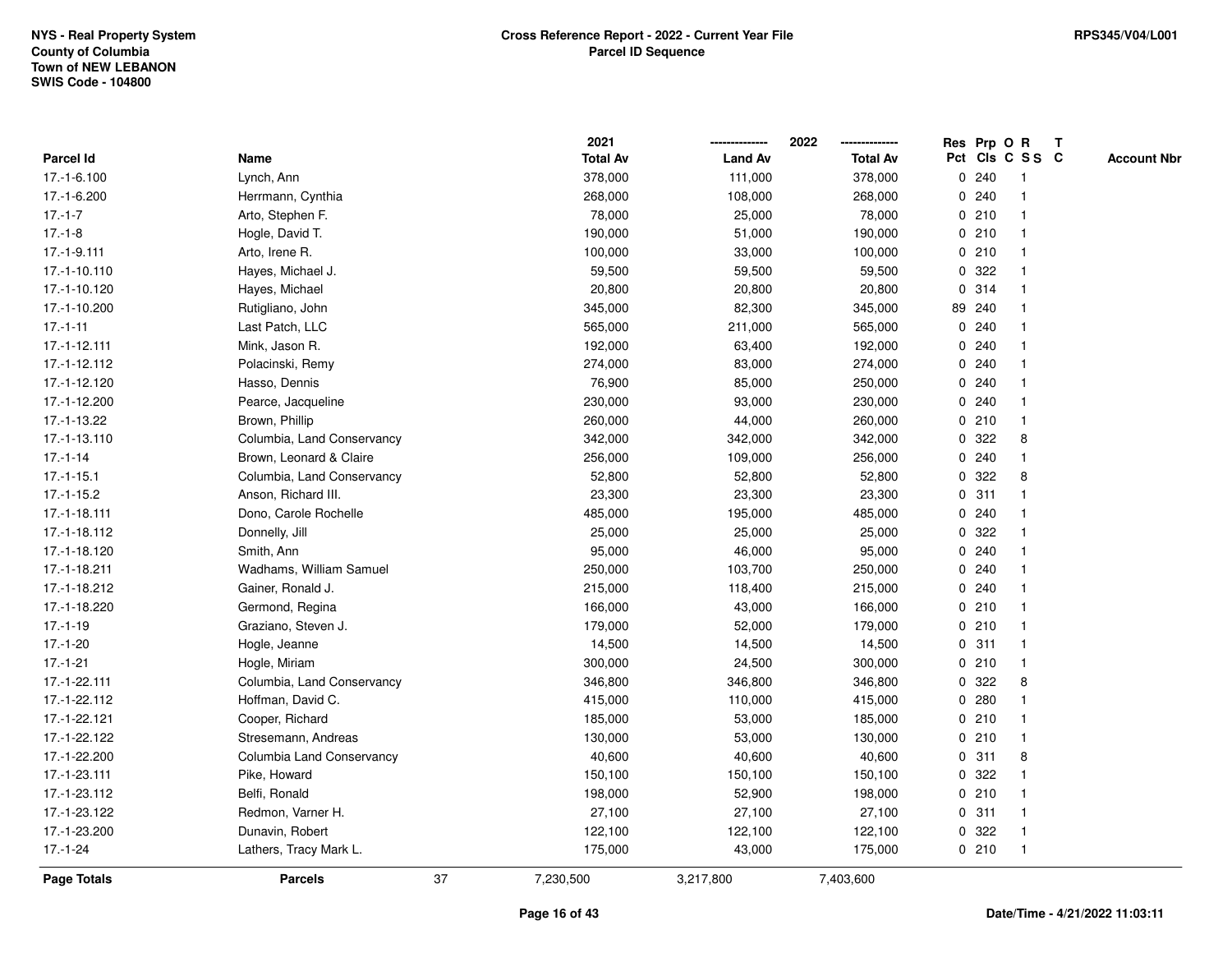NYS - Real Property System
County of Columbia
Town of NEW LEBANON
SWIS Code - 104800

# Cross Reference Report - 2022 - Current Year File
## Parcel ID Sequence

RPS345/V04/L001

| Parcel Id | Name | 2021 Total Av | 2022 Land Av | 2022 Total Av | Res Pct | Prp Cls | O C | R S S | T C | Account Nbr |
|---|---|---|---|---|---|---|---|---|---|---|
| 17.-1-6.100 | Lynch, Ann | 378,000 | 111,000 | 378,000 | 0 | 240 | | 1 | | |
| 17.-1-6.200 | Herrmann, Cynthia | 268,000 | 108,000 | 268,000 | 0 | 240 | | 1 | | |
| 17.-1-7 | Arto, Stephen F. | 78,000 | 25,000 | 78,000 | 0 | 210 | | 1 | | |
| 17.-1-8 | Hogle, David T. | 190,000 | 51,000 | 190,000 | 0 | 210 | | 1 | | |
| 17.-1-9.111 | Arto, Irene R. | 100,000 | 33,000 | 100,000 | 0 | 210 | | 1 | | |
| 17.-1-10.110 | Hayes, Michael J. | 59,500 | 59,500 | 59,500 | 0 | 322 | | 1 | | |
| 17.-1-10.120 | Hayes, Michael | 20,800 | 20,800 | 20,800 | 0 | 314 | | 1 | | |
| 17.-1-10.200 | Rutigliano, John | 345,000 | 82,300 | 345,000 | 89 | 240 | | 1 | | |
| 17.-1-11 | Last Patch, LLC | 565,000 | 211,000 | 565,000 | 0 | 240 | | 1 | | |
| 17.-1-12.111 | Mink, Jason R. | 192,000 | 63,400 | 192,000 | 0 | 240 | | 1 | | |
| 17.-1-12.112 | Polacinski, Remy | 274,000 | 83,000 | 274,000 | 0 | 240 | | 1 | | |
| 17.-1-12.120 | Hasso, Dennis | 76,900 | 85,000 | 250,000 | 0 | 240 | | 1 | | |
| 17.-1-12.200 | Pearce, Jacqueline | 230,000 | 93,000 | 230,000 | 0 | 240 | | 1 | | |
| 17.-1-13.22 | Brown, Phillip | 260,000 | 44,000 | 260,000 | 0 | 210 | | 1 | | |
| 17.-1-13.110 | Columbia, Land Conservancy | 342,000 | 342,000 | 342,000 | 0 | 322 | | 8 | | |
| 17.-1-14 | Brown, Leonard & Claire | 256,000 | 109,000 | 256,000 | 0 | 240 | | 1 | | |
| 17.-1-15.1 | Columbia, Land Conservancy | 52,800 | 52,800 | 52,800 | 0 | 322 | | 8 | | |
| 17.-1-15.2 | Anson, Richard III. | 23,300 | 23,300 | 23,300 | 0 | 311 | | 1 | | |
| 17.-1-18.111 | Dono, Carole Rochelle | 485,000 | 195,000 | 485,000 | 0 | 240 | | 1 | | |
| 17.-1-18.112 | Donnelly, Jill | 25,000 | 25,000 | 25,000 | 0 | 322 | | 1 | | |
| 17.-1-18.120 | Smith, Ann | 95,000 | 46,000 | 95,000 | 0 | 240 | | 1 | | |
| 17.-1-18.211 | Wadhams, William Samuel | 250,000 | 103,700 | 250,000 | 0 | 240 | | 1 | | |
| 17.-1-18.212 | Gainer, Ronald J. | 215,000 | 118,400 | 215,000 | 0 | 240 | | 1 | | |
| 17.-1-18.220 | Germond, Regina | 166,000 | 43,000 | 166,000 | 0 | 210 | | 1 | | |
| 17.-1-19 | Graziano, Steven J. | 179,000 | 52,000 | 179,000 | 0 | 210 | | 1 | | |
| 17.-1-20 | Hogle, Jeanne | 14,500 | 14,500 | 14,500 | 0 | 311 | | 1 | | |
| 17.-1-21 | Hogle, Miriam | 300,000 | 24,500 | 300,000 | 0 | 210 | | 1 | | |
| 17.-1-22.111 | Columbia, Land Conservancy | 346,800 | 346,800 | 346,800 | 0 | 322 | | 8 | | |
| 17.-1-22.112 | Hoffman, David C. | 415,000 | 110,000 | 415,000 | 0 | 280 | | 1 | | |
| 17.-1-22.121 | Cooper, Richard | 185,000 | 53,000 | 185,000 | 0 | 210 | | 1 | | |
| 17.-1-22.122 | Stresemann, Andreas | 130,000 | 53,000 | 130,000 | 0 | 210 | | 1 | | |
| 17.-1-22.200 | Columbia Land Conservancy | 40,600 | 40,600 | 40,600 | 0 | 311 | | 8 | | |
| 17.-1-23.111 | Pike, Howard | 150,100 | 150,100 | 150,100 | 0 | 322 | | 1 | | |
| 17.-1-23.112 | Belfi, Ronald | 198,000 | 52,900 | 198,000 | 0 | 210 | | 1 | | |
| 17.-1-23.122 | Redmon, Varner H. | 27,100 | 27,100 | 27,100 | 0 | 311 | | 1 | | |
| 17.-1-23.200 | Dunavin, Robert | 122,100 | 122,100 | 122,100 | 0 | 322 | | 1 | | |
| 17.-1-24 | Lathers, Tracy Mark L. | 175,000 | 43,000 | 175,000 | 0 | 210 | | 1 | | |
| **Page Totals** | **Parcels** 37 | 7,230,500 | 3,217,800 | 7,403,600 | | | | | | |

Date/Time - 4/21/2022 11:03:11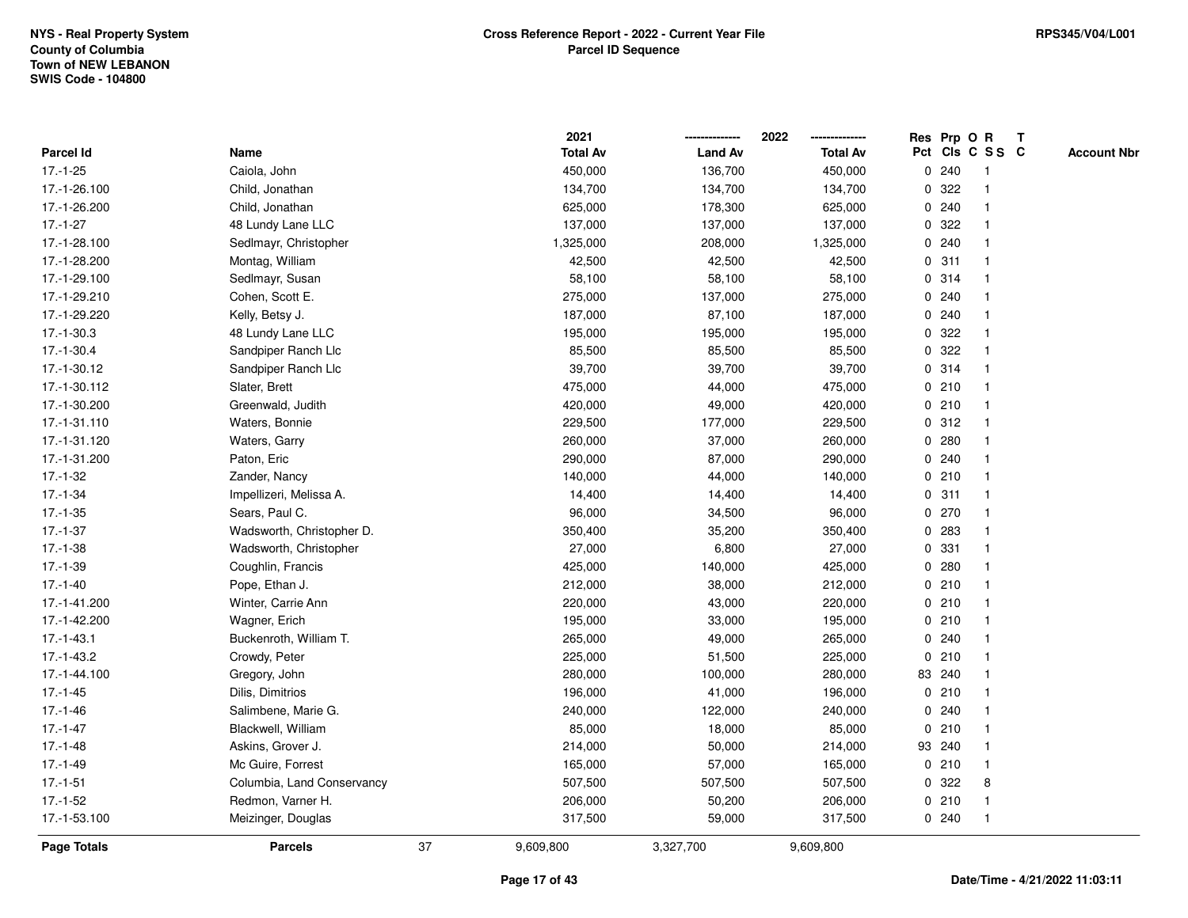NYS - Real Property System
County of Columbia
Town of NEW LEBANON
SWIS Code - 104800

**Cross Reference Report - 2022 - Current Year File**
**Parcel ID Sequence**

RPS345/V04/L001

| Parcel Id | Name | 2021 Total Av | 2022 Land Av | 2022 Total Av | Res Pct | Prp Cls | O C | R S S | T C | Account Nbr |
|---|---|---|---|---|---|---|---|---|---|---|
| 17.-1-25 | Caiola, John | 450,000 | 136,700 | 450,000 | 0 | 240 | | 1 | | |
| 17.-1-26.100 | Child, Jonathan | 134,700 | 134,700 | 134,700 | 0 | 322 | | 1 | | |
| 17.-1-26.200 | Child, Jonathan | 625,000 | 178,300 | 625,000 | 0 | 240 | | 1 | | |
| 17.-1-27 | 48 Lundy Lane LLC | 137,000 | 137,000 | 137,000 | 0 | 322 | | 1 | | |
| 17.-1-28.100 | Sedlmayr, Christopher | 1,325,000 | 208,000 | 1,325,000 | 0 | 240 | | 1 | | |
| 17.-1-28.200 | Montag, William | 42,500 | 42,500 | 42,500 | 0 | 311 | | 1 | | |
| 17.-1-29.100 | Sedlmayr, Susan | 58,100 | 58,100 | 58,100 | 0 | 314 | | 1 | | |
| 17.-1-29.210 | Cohen, Scott E. | 275,000 | 137,000 | 275,000 | 0 | 240 | | 1 | | |
| 17.-1-29.220 | Kelly, Betsy J. | 187,000 | 87,100 | 187,000 | 0 | 240 | | 1 | | |
| 17.-1-30.3 | 48 Lundy Lane LLC | 195,000 | 195,000 | 195,000 | 0 | 322 | | 1 | | |
| 17.-1-30.4 | Sandpiper Ranch Llc | 85,500 | 85,500 | 85,500 | 0 | 322 | | 1 | | |
| 17.-1-30.12 | Sandpiper Ranch Llc | 39,700 | 39,700 | 39,700 | 0 | 314 | | 1 | | |
| 17.-1-30.112 | Slater, Brett | 475,000 | 44,000 | 475,000 | 0 | 210 | | 1 | | |
| 17.-1-30.200 | Greenwald, Judith | 420,000 | 49,000 | 420,000 | 0 | 210 | | 1 | | |
| 17.-1-31.110 | Waters, Bonnie | 229,500 | 177,000 | 229,500 | 0 | 312 | | 1 | | |
| 17.-1-31.120 | Waters, Garry | 260,000 | 37,000 | 260,000 | 0 | 280 | | 1 | | |
| 17.-1-31.200 | Paton, Eric | 290,000 | 87,000 | 290,000 | 0 | 240 | | 1 | | |
| 17.-1-32 | Zander, Nancy | 140,000 | 44,000 | 140,000 | 0 | 210 | | 1 | | |
| 17.-1-34 | Impellizeri, Melissa A. | 14,400 | 14,400 | 14,400 | 0 | 311 | | 1 | | |
| 17.-1-35 | Sears, Paul C. | 96,000 | 34,500 | 96,000 | 0 | 270 | | 1 | | |
| 17.-1-37 | Wadsworth, Christopher D. | 350,400 | 35,200 | 350,400 | 0 | 283 | | 1 | | |
| 17.-1-38 | Wadsworth, Christopher | 27,000 | 6,800 | 27,000 | 0 | 331 | | 1 | | |
| 17.-1-39 | Coughlin, Francis | 425,000 | 140,000 | 425,000 | 0 | 280 | | 1 | | |
| 17.-1-40 | Pope, Ethan J. | 212,000 | 38,000 | 212,000 | 0 | 210 | | 1 | | |
| 17.-1-41.200 | Winter, Carrie Ann | 220,000 | 43,000 | 220,000 | 0 | 210 | | 1 | | |
| 17.-1-42.200 | Wagner, Erich | 195,000 | 33,000 | 195,000 | 0 | 210 | | 1 | | |
| 17.-1-43.1 | Buckenroth, William T. | 265,000 | 49,000 | 265,000 | 0 | 240 | | 1 | | |
| 17.-1-43.2 | Crowdy, Peter | 225,000 | 51,500 | 225,000 | 0 | 210 | | 1 | | |
| 17.-1-44.100 | Gregory, John | 280,000 | 100,000 | 280,000 | 83 | 240 | | 1 | | |
| 17.-1-45 | Dilis, Dimitrios | 196,000 | 41,000 | 196,000 | 0 | 210 | | 1 | | |
| 17.-1-46 | Salimbene, Marie G. | 240,000 | 122,000 | 240,000 | 0 | 240 | | 1 | | |
| 17.-1-47 | Blackwell, William | 85,000 | 18,000 | 85,000 | 0 | 210 | | 1 | | |
| 17.-1-48 | Askins, Grover J. | 214,000 | 50,000 | 214,000 | 93 | 240 | | 1 | | |
| 17.-1-49 | Mc Guire, Forrest | 165,000 | 57,000 | 165,000 | 0 | 210 | | 1 | | |
| 17.-1-51 | Columbia, Land Conservancy | 507,500 | 507,500 | 507,500 | 0 | 322 | | 8 | | |
| 17.-1-52 | Redmon, Varner H. | 206,000 | 50,200 | 206,000 | 0 | 210 | | 1 | | |
| 17.-1-53.100 | Meizinger, Douglas | 317,500 | 59,000 | 317,500 | 0 | 240 | | 1 | | |
| **Page Totals** | **Parcels** 37 | 9,609,800 | 3,327,700 | 9,609,800 | | | | | | |

Date/Time - 4/21/2022 11:03:11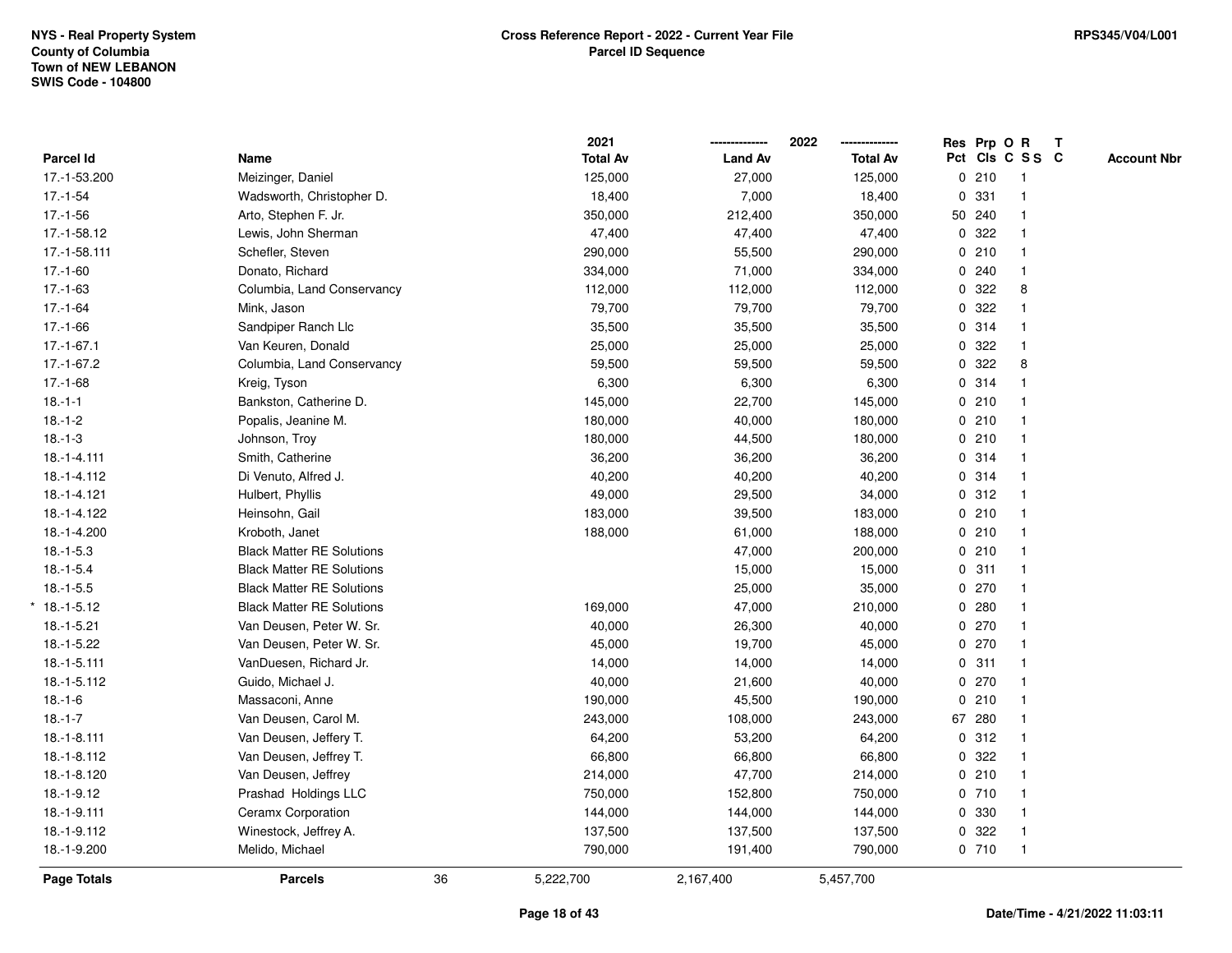NYS - Real Property System
County of Columbia
Town of NEW LEBANON
SWIS Code - 104800

**Cross Reference Report - 2022 - Current Year File**
**Parcel ID Sequence**

RPS345/V04/L001

| Parcel Id | Name | 2021 Total Av | 2022 Land Av | 2022 Total Av | Res Pct | Prp Cls | O C | R S S | T C | Account Nbr |
|---|---|---|---|---|---|---|---|---|---|---|
| 17.-1-53.200 | Meizinger, Daniel | 125,000 | 27,000 | 125,000 | 0 | 210 | | 1 | | |
| 17.-1-54 | Wadsworth, Christopher D. | 18,400 | 7,000 | 18,400 | 0 | 331 | | 1 | | |
| 17.-1-56 | Arto, Stephen F. Jr. | 350,000 | 212,400 | 350,000 | 50 | 240 | | 1 | | |
| 17.-1-58.12 | Lewis, John Sherman | 47,400 | 47,400 | 47,400 | 0 | 322 | | 1 | | |
| 17.-1-58.111 | Schefler, Steven | 290,000 | 55,500 | 290,000 | 0 | 210 | | 1 | | |
| 17.-1-60 | Donato, Richard | 334,000 | 71,000 | 334,000 | 0 | 240 | | 1 | | |
| 17.-1-63 | Columbia, Land Conservancy | 112,000 | 112,000 | 112,000 | 0 | 322 | | 8 | | |
| 17.-1-64 | Mink, Jason | 79,700 | 79,700 | 79,700 | 0 | 322 | | 1 | | |
| 17.-1-66 | Sandpiper Ranch Llc | 35,500 | 35,500 | 35,500 | 0 | 314 | | 1 | | |
| 17.-1-67.1 | Van Keuren, Donald | 25,000 | 25,000 | 25,000 | 0 | 322 | | 1 | | |
| 17.-1-67.2 | Columbia, Land Conservancy | 59,500 | 59,500 | 59,500 | 0 | 322 | | 8 | | |
| 17.-1-68 | Kreig, Tyson | 6,300 | 6,300 | 6,300 | 0 | 314 | | 1 | | |
| 18.-1-1 | Bankston, Catherine D. | 145,000 | 22,700 | 145,000 | 0 | 210 | | 1 | | |
| 18.-1-2 | Popalis, Jeanine M. | 180,000 | 40,000 | 180,000 | 0 | 210 | | 1 | | |
| 18.-1-3 | Johnson, Troy | 180,000 | 44,500 | 180,000 | 0 | 210 | | 1 | | |
| 18.-1-4.111 | Smith, Catherine | 36,200 | 36,200 | 36,200 | 0 | 314 | | 1 | | |
| 18.-1-4.112 | Di Venuto, Alfred J. | 40,200 | 40,200 | 40,200 | 0 | 314 | | 1 | | |
| 18.-1-4.121 | Hulbert, Phyllis | 49,000 | 29,500 | 34,000 | 0 | 312 | | 1 | | |
| 18.-1-4.122 | Heinsohn, Gail | 183,000 | 39,500 | 183,000 | 0 | 210 | | 1 | | |
| 18.-1-4.200 | Kroboth, Janet | 188,000 | 61,000 | 188,000 | 0 | 210 | | 1 | | |
| 18.-1-5.3 | Black Matter RE Solutions | | 47,000 | 200,000 | 0 | 210 | | 1 | | |
| 18.-1-5.4 | Black Matter RE Solutions | | 15,000 | 15,000 | 0 | 311 | | 1 | | |
| 18.-1-5.5 | Black Matter RE Solutions | | 25,000 | 35,000 | 0 | 270 | | 1 | | |
| * 18.-1-5.12 | Black Matter RE Solutions | 169,000 | 47,000 | 210,000 | 0 | 280 | | 1 | | |
| 18.-1-5.21 | Van Deusen, Peter W. Sr. | 40,000 | 26,300 | 40,000 | 0 | 270 | | 1 | | |
| 18.-1-5.22 | Van Deusen, Peter W. Sr. | 45,000 | 19,700 | 45,000 | 0 | 270 | | 1 | | |
| 18.-1-5.111 | VanDuesen, Richard Jr. | 14,000 | 14,000 | 14,000 | 0 | 311 | | 1 | | |
| 18.-1-5.112 | Guido, Michael J. | 40,000 | 21,600 | 40,000 | 0 | 270 | | 1 | | |
| 18.-1-6 | Massaconi, Anne | 190,000 | 45,500 | 190,000 | 0 | 210 | | 1 | | |
| 18.-1-7 | Van Deusen, Carol M. | 243,000 | 108,000 | 243,000 | 67 | 280 | | 1 | | |
| 18.-1-8.111 | Van Deusen, Jeffery T. | 64,200 | 53,200 | 64,200 | 0 | 312 | | 1 | | |
| 18.-1-8.112 | Van Deusen, Jeffrey T. | 66,800 | 66,800 | 66,800 | 0 | 322 | | 1 | | |
| 18.-1-8.120 | Van Deusen, Jeffrey | 214,000 | 47,700 | 214,000 | 0 | 210 | | 1 | | |
| 18.-1-9.12 | Prashad Holdings LLC | 750,000 | 152,800 | 750,000 | 0 | 710 | | 1 | | |
| 18.-1-9.111 | Ceramx Corporation | 144,000 | 144,000 | 144,000 | 0 | 330 | | 1 | | |
| 18.-1-9.112 | Winestock, Jeffrey A. | 137,500 | 137,500 | 137,500 | 0 | 322 | | 1 | | |
| 18.-1-9.200 | Melido, Michael | 790,000 | 191,400 | 790,000 | 0 | 710 | | 1 | | |
| **Page Totals** | **Parcels** 36 | 5,222,700 | 2,167,400 | 5,457,700 | | | | | | |

Date/Time - 4/21/2022 11:03:11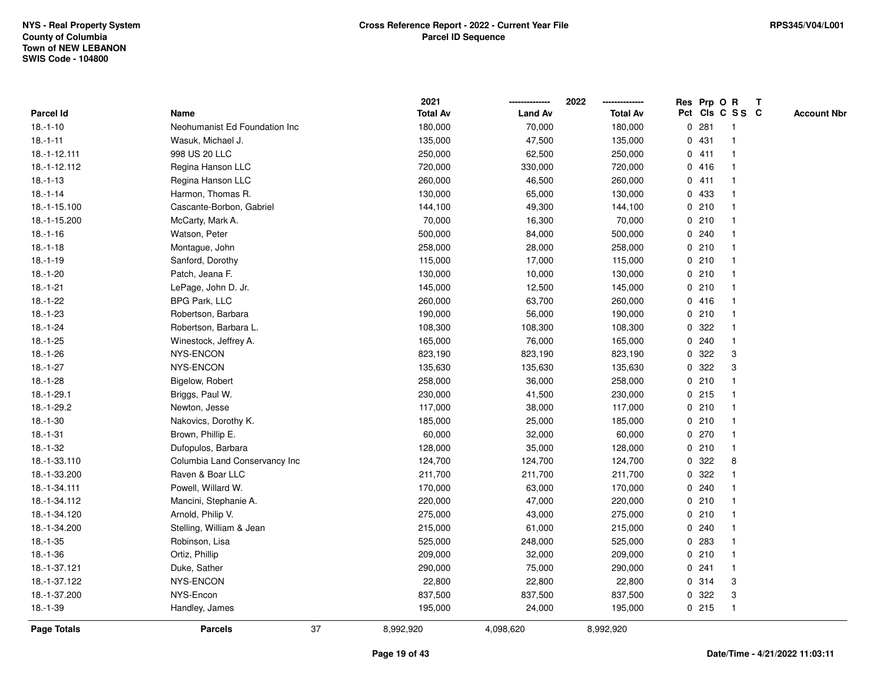NYS - Real Property System
County of Columbia
Town of NEW LEBANON
SWIS Code - 104800

## Cross Reference Report - 2022 - Current Year File
## Parcel ID Sequence

RPS345/V04/L001

| Parcel Id | Name | 2021 Total Av | 2022 Land Av | 2022 Total Av | Res Pct | Prp Cls | O C | R S S | T C | Account Nbr |
|---|---|---|---|---|---|---|---|---|---|---|
| 18.-1-10 | Neohumanist Ed Foundation Inc | 180,000 | 70,000 | 180,000 | 0 | 281 | | 1 | | |
| 18.-1-11 | Wasuk, Michael J. | 135,000 | 47,500 | 135,000 | 0 | 431 | | 1 | | |
| 18.-1-12.111 | 998 US 20 LLC | 250,000 | 62,500 | 250,000 | 0 | 411 | | 1 | | |
| 18.-1-12.112 | Regina Hanson LLC | 720,000 | 330,000 | 720,000 | 0 | 416 | | 1 | | |
| 18.-1-13 | Regina Hanson LLC | 260,000 | 46,500 | 260,000 | 0 | 411 | | 1 | | |
| 18.-1-14 | Harmon, Thomas R. | 130,000 | 65,000 | 130,000 | 0 | 433 | | 1 | | |
| 18.-1-15.100 | Cascante-Borbon, Gabriel | 144,100 | 49,300 | 144,100 | 0 | 210 | | 1 | | |
| 18.-1-15.200 | McCarty, Mark A. | 70,000 | 16,300 | 70,000 | 0 | 210 | | 1 | | |
| 18.-1-16 | Watson, Peter | 500,000 | 84,000 | 500,000 | 0 | 240 | | 1 | | |
| 18.-1-18 | Montague, John | 258,000 | 28,000 | 258,000 | 0 | 210 | | 1 | | |
| 18.-1-19 | Sanford, Dorothy | 115,000 | 17,000 | 115,000 | 0 | 210 | | 1 | | |
| 18.-1-20 | Patch, Jeana F. | 130,000 | 10,000 | 130,000 | 0 | 210 | | 1 | | |
| 18.-1-21 | LePage, John D. Jr. | 145,000 | 12,500 | 145,000 | 0 | 210 | | 1 | | |
| 18.-1-22 | BPG Park, LLC | 260,000 | 63,700 | 260,000 | 0 | 416 | | 1 | | |
| 18.-1-23 | Robertson, Barbara | 190,000 | 56,000 | 190,000 | 0 | 210 | | 1 | | |
| 18.-1-24 | Robertson, Barbara L. | 108,300 | 108,300 | 108,300 | 0 | 322 | | 1 | | |
| 18.-1-25 | Winestock, Jeffrey A. | 165,000 | 76,000 | 165,000 | 0 | 240 | | 1 | | |
| 18.-1-26 | NYS-ENCON | 823,190 | 823,190 | 823,190 | 0 | 322 | | 3 | | |
| 18.-1-27 | NYS-ENCON | 135,630 | 135,630 | 135,630 | 0 | 322 | | 3 | | |
| 18.-1-28 | Bigelow, Robert | 258,000 | 36,000 | 258,000 | 0 | 210 | | 1 | | |
| 18.-1-29.1 | Briggs, Paul W. | 230,000 | 41,500 | 230,000 | 0 | 215 | | 1 | | |
| 18.-1-29.2 | Newton, Jesse | 117,000 | 38,000 | 117,000 | 0 | 210 | | 1 | | |
| 18.-1-30 | Nakovics, Dorothy K. | 185,000 | 25,000 | 185,000 | 0 | 210 | | 1 | | |
| 18.-1-31 | Brown, Phillip E. | 60,000 | 32,000 | 60,000 | 0 | 270 | | 1 | | |
| 18.-1-32 | Dufopulos, Barbara | 128,000 | 35,000 | 128,000 | 0 | 210 | | 1 | | |
| 18.-1-33.110 | Columbia Land Conservancy Inc | 124,700 | 124,700 | 124,700 | 0 | 322 | | 8 | | |
| 18.-1-33.200 | Raven & Boar LLC | 211,700 | 211,700 | 211,700 | 0 | 322 | | 1 | | |
| 18.-1-34.111 | Powell, Willard W. | 170,000 | 63,000 | 170,000 | 0 | 240 | | 1 | | |
| 18.-1-34.112 | Mancini, Stephanie A. | 220,000 | 47,000 | 220,000 | 0 | 210 | | 1 | | |
| 18.-1-34.120 | Arnold, Philip V. | 275,000 | 43,000 | 275,000 | 0 | 210 | | 1 | | |
| 18.-1-34.200 | Stelling, William & Jean | 215,000 | 61,000 | 215,000 | 0 | 240 | | 1 | | |
| 18.-1-35 | Robinson, Lisa | 525,000 | 248,000 | 525,000 | 0 | 283 | | 1 | | |
| 18.-1-36 | Ortiz, Phillip | 209,000 | 32,000 | 209,000 | 0 | 210 | | 1 | | |
| 18.-1-37.121 | Duke, Sather | 290,000 | 75,000 | 290,000 | 0 | 241 | | 1 | | |
| 18.-1-37.122 | NYS-ENCON | 22,800 | 22,800 | 22,800 | 0 | 314 | | 3 | | |
| 18.-1-37.200 | NYS-Encon | 837,500 | 837,500 | 837,500 | 0 | 322 | | 3 | | |
| 18.-1-39 | Handley, James | 195,000 | 24,000 | 195,000 | 0 | 215 | | 1 | | |
| **Page Totals** | **Parcels** 37 | 8,992,920 | 4,098,620 | 8,992,920 | | | | | | |

Date/Time - 4/21/2022 11:03:11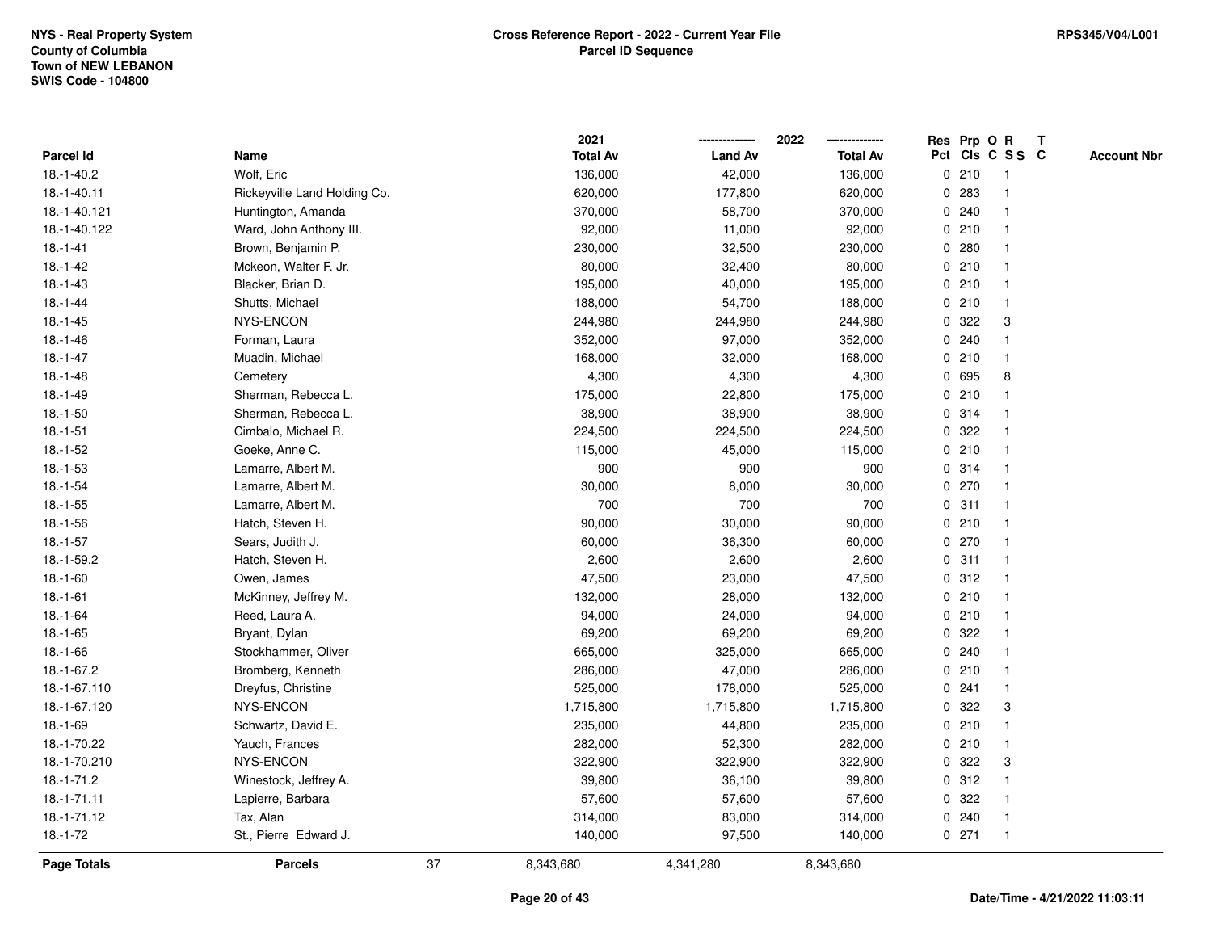NYS - Real Property System
County of Columbia
Town of NEW LEBANON
SWIS Code - 104800

**Cross Reference Report - 2022 - Current Year File**
**Parcel ID Sequence**

RPS345/V04/L001

| Parcel Id | Name | 2021 Total Av | 2022 Land Av | 2022 Total Av | Res Pct | Prp Cls | O C | R S S | T C | Account Nbr |
|---|---|---|---|---|---|---|---|---|---|---|
| 18.-1-40.2 | Wolf, Eric | 136,000 | 42,000 | 136,000 | 0 | 210 | | 1 | | |
| 18.-1-40.11 | Rickeyville Land Holding Co. | 620,000 | 177,800 | 620,000 | 0 | 283 | | 1 | | |
| 18.-1-40.121 | Huntington, Amanda | 370,000 | 58,700 | 370,000 | 0 | 240 | | 1 | | |
| 18.-1-40.122 | Ward, John Anthony III. | 92,000 | 11,000 | 92,000 | 0 | 210 | | 1 | | |
| 18.-1-41 | Brown, Benjamin P. | 230,000 | 32,500 | 230,000 | 0 | 280 | | 1 | | |
| 18.-1-42 | Mckeon, Walter F. Jr. | 80,000 | 32,400 | 80,000 | 0 | 210 | | 1 | | |
| 18.-1-43 | Blacker, Brian D. | 195,000 | 40,000 | 195,000 | 0 | 210 | | 1 | | |
| 18.-1-44 | Shutts, Michael | 188,000 | 54,700 | 188,000 | 0 | 210 | | 1 | | |
| 18.-1-45 | NYS-ENCON | 244,980 | 244,980 | 244,980 | 0 | 322 | | 3 | | |
| 18.-1-46 | Forman, Laura | 352,000 | 97,000 | 352,000 | 0 | 240 | | 1 | | |
| 18.-1-47 | Muadin, Michael | 168,000 | 32,000 | 168,000 | 0 | 210 | | 1 | | |
| 18.-1-48 | Cemetery | 4,300 | 4,300 | 4,300 | 0 | 695 | | 8 | | |
| 18.-1-49 | Sherman, Rebecca L. | 175,000 | 22,800 | 175,000 | 0 | 210 | | 1 | | |
| 18.-1-50 | Sherman, Rebecca L. | 38,900 | 38,900 | 38,900 | 0 | 314 | | 1 | | |
| 18.-1-51 | Cimbalo, Michael R. | 224,500 | 224,500 | 224,500 | 0 | 322 | | 1 | | |
| 18.-1-52 | Goeke, Anne C. | 115,000 | 45,000 | 115,000 | 0 | 210 | | 1 | | |
| 18.-1-53 | Lamarre, Albert M. | 900 | 900 | 900 | 0 | 314 | | 1 | | |
| 18.-1-54 | Lamarre, Albert M. | 30,000 | 8,000 | 30,000 | 0 | 270 | | 1 | | |
| 18.-1-55 | Lamarre, Albert M. | 700 | 700 | 700 | 0 | 311 | | 1 | | |
| 18.-1-56 | Hatch, Steven H. | 90,000 | 30,000 | 90,000 | 0 | 210 | | 1 | | |
| 18.-1-57 | Sears, Judith J. | 60,000 | 36,300 | 60,000 | 0 | 270 | | 1 | | |
| 18.-1-59.2 | Hatch, Steven H. | 2,600 | 2,600 | 2,600 | 0 | 311 | | 1 | | |
| 18.-1-60 | Owen, James | 47,500 | 23,000 | 47,500 | 0 | 312 | | 1 | | |
| 18.-1-61 | McKinney, Jeffrey M. | 132,000 | 28,000 | 132,000 | 0 | 210 | | 1 | | |
| 18.-1-64 | Reed, Laura A. | 94,000 | 24,000 | 94,000 | 0 | 210 | | 1 | | |
| 18.-1-65 | Bryant, Dylan | 69,200 | 69,200 | 69,200 | 0 | 322 | | 1 | | |
| 18.-1-66 | Stockhammer, Oliver | 665,000 | 325,000 | 665,000 | 0 | 240 | | 1 | | |
| 18.-1-67.2 | Bromberg, Kenneth | 286,000 | 47,000 | 286,000 | 0 | 210 | | 1 | | |
| 18.-1-67.110 | Dreyfus, Christine | 525,000 | 178,000 | 525,000 | 0 | 241 | | 1 | | |
| 18.-1-67.120 | NYS-ENCON | 1,715,800 | 1,715,800 | 1,715,800 | 0 | 322 | | 3 | | |
| 18.-1-69 | Schwartz, David E. | 235,000 | 44,800 | 235,000 | 0 | 210 | | 1 | | |
| 18.-1-70.22 | Yauch, Frances | 282,000 | 52,300 | 282,000 | 0 | 210 | | 1 | | |
| 18.-1-70.210 | NYS-ENCON | 322,900 | 322,900 | 322,900 | 0 | 322 | | 3 | | |
| 18.-1-71.2 | Winestock, Jeffrey A. | 39,800 | 36,100 | 39,800 | 0 | 312 | | 1 | | |
| 18.-1-71.11 | Lapierre, Barbara | 57,600 | 57,600 | 57,600 | 0 | 322 | | 1 | | |
| 18.-1-71.12 | Tax, Alan | 314,000 | 83,000 | 314,000 | 0 | 240 | | 1 | | |
| 18.-1-72 | St., Pierre Edward J. | 140,000 | 97,500 | 140,000 | 0 | 271 | | 1 | | |
| **Page Totals** | **Parcels** 37 | 8,343,680 | 4,341,280 | 8,343,680 | | | | | | |

Date/Time - 4/21/2022 11:03:11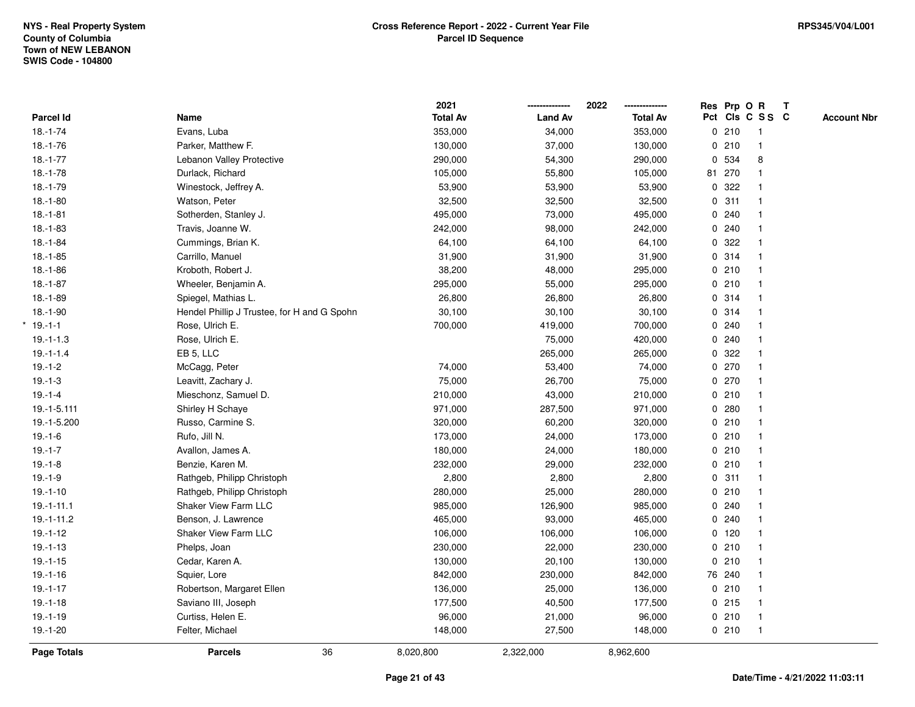NYS - Real Property System
County of Columbia
Town of NEW LEBANON
SWIS Code - 104800

**Cross Reference Report - 2022 - Current Year File**
**Parcel ID Sequence**

RPS345/V04/L001

| | Parcel Id | Name | 2021 Total Av | 2022 Land Av | 2022 Total Av | Res Pct | Prp Cls | O C | R S S | T C | Account Nbr |
|---|---|---|---|---|---|---|---|---|---|---|---|
| | 18.-1-74 | Evans, Luba | 353,000 | 34,000 | 353,000 | 0 | 210 | | 1 | | |
| | 18.-1-76 | Parker, Matthew F. | 130,000 | 37,000 | 130,000 | 0 | 210 | | 1 | | |
| | 18.-1-77 | Lebanon Valley Protective | 290,000 | 54,300 | 290,000 | 0 | 534 | | 8 | | |
| | 18.-1-78 | Durlack, Richard | 105,000 | 55,800 | 105,000 | 81 | 270 | | 1 | | |
| | 18.-1-79 | Winestock, Jeffrey A. | 53,900 | 53,900 | 53,900 | 0 | 322 | | 1 | | |
| | 18.-1-80 | Watson, Peter | 32,500 | 32,500 | 32,500 | 0 | 311 | | 1 | | |
| | 18.-1-81 | Sotherden, Stanley J. | 495,000 | 73,000 | 495,000 | 0 | 240 | | 1 | | |
| | 18.-1-83 | Travis, Joanne W. | 242,000 | 98,000 | 242,000 | 0 | 240 | | 1 | | |
| | 18.-1-84 | Cummings, Brian K. | 64,100 | 64,100 | 64,100 | 0 | 322 | | 1 | | |
| | 18.-1-85 | Carrillo, Manuel | 31,900 | 31,900 | 31,900 | 0 | 314 | | 1 | | |
| | 18.-1-86 | Kroboth, Robert J. | 38,200 | 48,000 | 295,000 | 0 | 210 | | 1 | | |
| | 18.-1-87 | Wheeler, Benjamin A. | 295,000 | 55,000 | 295,000 | 0 | 210 | | 1 | | |
| | 18.-1-89 | Spiegel, Mathias L. | 26,800 | 26,800 | 26,800 | 0 | 314 | | 1 | | |
| | 18.-1-90 | Hendel Phillip J Trustee, for H and G Spohn | 30,100 | 30,100 | 30,100 | 0 | 314 | | 1 | | |
| * | 19.-1-1 | Rose, Ulrich E. | 700,000 | 419,000 | 700,000 | 0 | 240 | | 1 | | |
| | 19.-1-1.3 | Rose, Ulrich E. | | 75,000 | 420,000 | 0 | 240 | | 1 | | |
| | 19.-1-1.4 | EB 5, LLC | | 265,000 | 265,000 | 0 | 322 | | 1 | | |
| | 19.-1-2 | McCagg, Peter | 74,000 | 53,400 | 74,000 | 0 | 270 | | 1 | | |
| | 19.-1-3 | Leavitt, Zachary J. | 75,000 | 26,700 | 75,000 | 0 | 270 | | 1 | | |
| | 19.-1-4 | Mieschonz, Samuel D. | 210,000 | 43,000 | 210,000 | 0 | 210 | | 1 | | |
| | 19.-1-5.111 | Shirley H Schaye | 971,000 | 287,500 | 971,000 | 0 | 280 | | 1 | | |
| | 19.-1-5.200 | Russo, Carmine S. | 320,000 | 60,200 | 320,000 | 0 | 210 | | 1 | | |
| | 19.-1-6 | Rufo, Jill N. | 173,000 | 24,000 | 173,000 | 0 | 210 | | 1 | | |
| | 19.-1-7 | Avallon, James A. | 180,000 | 24,000 | 180,000 | 0 | 210 | | 1 | | |
| | 19.-1-8 | Benzie, Karen M. | 232,000 | 29,000 | 232,000 | 0 | 210 | | 1 | | |
| | 19.-1-9 | Rathgeb, Philipp Christoph | 2,800 | 2,800 | 2,800 | 0 | 311 | | 1 | | |
| | 19.-1-10 | Rathgeb, Philipp Christoph | 280,000 | 25,000 | 280,000 | 0 | 210 | | 1 | | |
| | 19.-1-11.1 | Shaker View Farm LLC | 985,000 | 126,900 | 985,000 | 0 | 240 | | 1 | | |
| | 19.-1-11.2 | Benson, J. Lawrence | 465,000 | 93,000 | 465,000 | 0 | 240 | | 1 | | |
| | 19.-1-12 | Shaker View Farm LLC | 106,000 | 106,000 | 106,000 | 0 | 120 | | 1 | | |
| | 19.-1-13 | Phelps, Joan | 230,000 | 22,000 | 230,000 | 0 | 210 | | 1 | | |
| | 19.-1-15 | Cedar, Karen A. | 130,000 | 20,100 | 130,000 | 0 | 210 | | 1 | | |
| | 19.-1-16 | Squier, Lore | 842,000 | 230,000 | 842,000 | 76 | 240 | | 1 | | |
| | 19.-1-17 | Robertson, Margaret Ellen | 136,000 | 25,000 | 136,000 | 0 | 210 | | 1 | | |
| | 19.-1-18 | Saviano III, Joseph | 177,500 | 40,500 | 177,500 | 0 | 215 | | 1 | | |
| | 19.-1-19 | Curtiss, Helen E. | 96,000 | 21,000 | 96,000 | 0 | 210 | | 1 | | |
| | 19.-1-20 | Felter, Michael | 148,000 | 27,500 | 148,000 | 0 | 210 | | 1 | | |
| | **Page Totals** | **Parcels** 36 | 8,020,800 | 2,322,000 | 8,962,600 | | | | | | |

Date/Time - 4/21/2022 11:03:11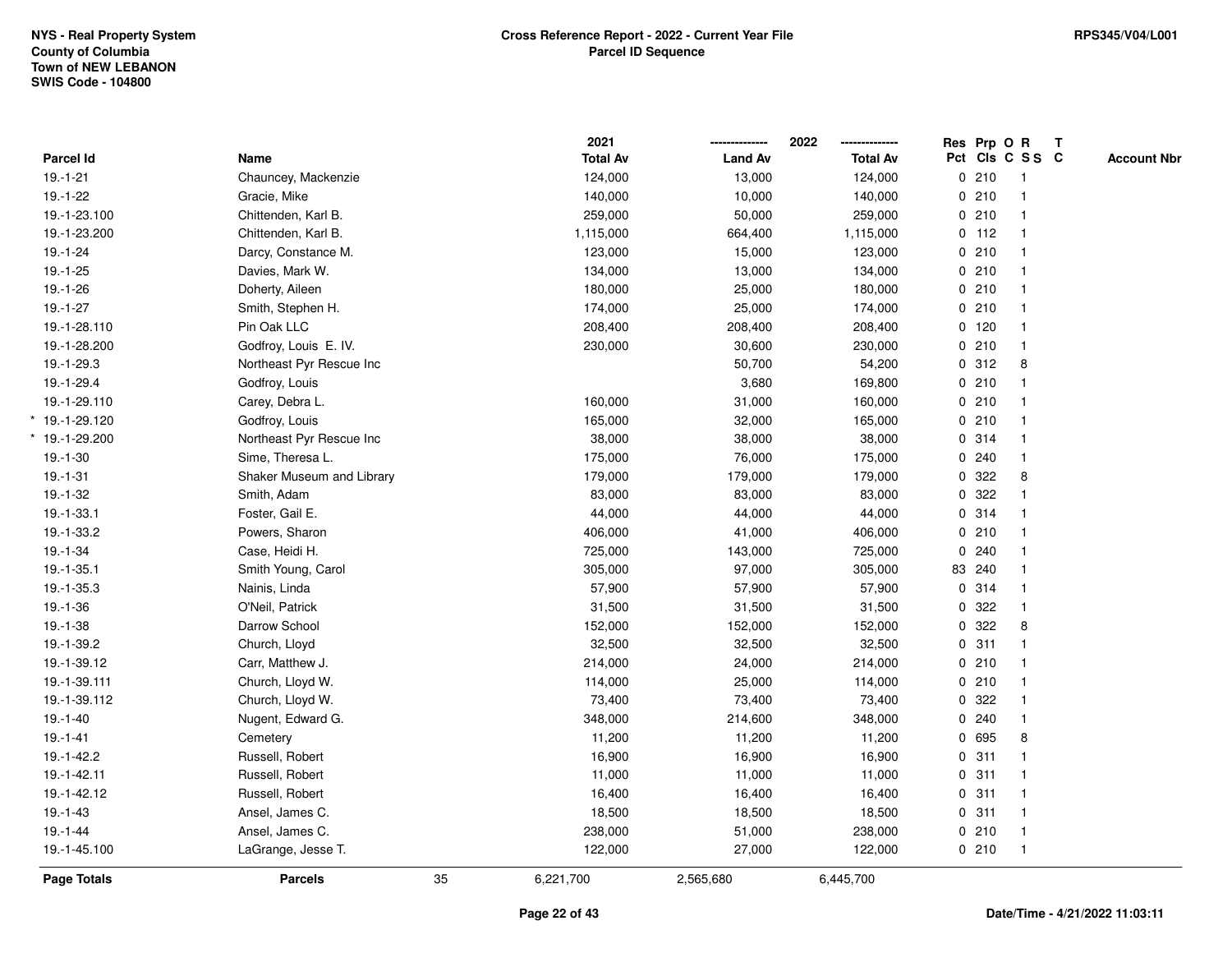NYS - Real Property System
County of Columbia
Town of NEW LEBANON
SWIS Code - 104800

**Cross Reference Report - 2022 - Current Year File**
**Parcel ID Sequence**

RPS345/V04/L001

| Parcel Id | Name | 2021 Total Av | 2022 Land Av | 2022 Total Av | Res Pct | Prp Cls | O C | R SS | T C | Account Nbr |
|---|---|---|---|---|---|---|---|---|---|---|
| 19.-1-21 | Chauncey, Mackenzie | 124,000 | 13,000 | 124,000 | 0 | 210 | | 1 | | |
| 19.-1-22 | Gracie, Mike | 140,000 | 10,000 | 140,000 | 0 | 210 | | 1 | | |
| 19.-1-23.100 | Chittenden, Karl B. | 259,000 | 50,000 | 259,000 | 0 | 210 | | 1 | | |
| 19.-1-23.200 | Chittenden, Karl B. | 1,115,000 | 664,400 | 1,115,000 | 0 | 112 | | 1 | | |
| 19.-1-24 | Darcy, Constance M. | 123,000 | 15,000 | 123,000 | 0 | 210 | | 1 | | |
| 19.-1-25 | Davies, Mark W. | 134,000 | 13,000 | 134,000 | 0 | 210 | | 1 | | |
| 19.-1-26 | Doherty, Aileen | 180,000 | 25,000 | 180,000 | 0 | 210 | | 1 | | |
| 19.-1-27 | Smith, Stephen H. | 174,000 | 25,000 | 174,000 | 0 | 210 | | 1 | | |
| 19.-1-28.110 | Pin Oak LLC | 208,400 | 208,400 | 208,400 | 0 | 120 | | 1 | | |
| 19.-1-28.200 | Godfroy, Louis E. IV. | 230,000 | 30,600 | 230,000 | 0 | 210 | | 1 | | |
| 19.-1-29.3 | Northeast Pyr Rescue Inc | | 50,700 | 54,200 | 0 | 312 | | 8 | | |
| 19.-1-29.4 | Godfroy, Louis | | 3,680 | 169,800 | 0 | 210 | | 1 | | |
| 19.-1-29.110 | Carey, Debra L. | 160,000 | 31,000 | 160,000 | 0 | 210 | | 1 | | |
| * 19.-1-29.120 | Godfroy, Louis | 165,000 | 32,000 | 165,000 | 0 | 210 | | 1 | | |
| * 19.-1-29.200 | Northeast Pyr Rescue Inc | 38,000 | 38,000 | 38,000 | 0 | 314 | | 1 | | |
| 19.-1-30 | Sime, Theresa L. | 175,000 | 76,000 | 175,000 | 0 | 240 | | 1 | | |
| 19.-1-31 | Shaker Museum and Library | 179,000 | 179,000 | 179,000 | 0 | 322 | | 8 | | |
| 19.-1-32 | Smith, Adam | 83,000 | 83,000 | 83,000 | 0 | 322 | | 1 | | |
| 19.-1-33.1 | Foster, Gail E. | 44,000 | 44,000 | 44,000 | 0 | 314 | | 1 | | |
| 19.-1-33.2 | Powers, Sharon | 406,000 | 41,000 | 406,000 | 0 | 210 | | 1 | | |
| 19.-1-34 | Case, Heidi H. | 725,000 | 143,000 | 725,000 | 0 | 240 | | 1 | | |
| 19.-1-35.1 | Smith Young, Carol | 305,000 | 97,000 | 305,000 | 83 | 240 | | 1 | | |
| 19.-1-35.3 | Nainis, Linda | 57,900 | 57,900 | 57,900 | 0 | 314 | | 1 | | |
| 19.-1-36 | O'Neil, Patrick | 31,500 | 31,500 | 31,500 | 0 | 322 | | 1 | | |
| 19.-1-38 | Darrow School | 152,000 | 152,000 | 152,000 | 0 | 322 | | 8 | | |
| 19.-1-39.2 | Church, Lloyd | 32,500 | 32,500 | 32,500 | 0 | 311 | | 1 | | |
| 19.-1-39.12 | Carr, Matthew J. | 214,000 | 24,000 | 214,000 | 0 | 210 | | 1 | | |
| 19.-1-39.111 | Church, Lloyd W. | 114,000 | 25,000 | 114,000 | 0 | 210 | | 1 | | |
| 19.-1-39.112 | Church, Lloyd W. | 73,400 | 73,400 | 73,400 | 0 | 322 | | 1 | | |
| 19.-1-40 | Nugent, Edward G. | 348,000 | 214,600 | 348,000 | 0 | 240 | | 1 | | |
| 19.-1-41 | Cemetery | 11,200 | 11,200 | 11,200 | 0 | 695 | | 8 | | |
| 19.-1-42.2 | Russell, Robert | 16,900 | 16,900 | 16,900 | 0 | 311 | | 1 | | |
| 19.-1-42.11 | Russell, Robert | 11,000 | 11,000 | 11,000 | 0 | 311 | | 1 | | |
| 19.-1-42.12 | Russell, Robert | 16,400 | 16,400 | 16,400 | 0 | 311 | | 1 | | |
| 19.-1-43 | Ansel, James C. | 18,500 | 18,500 | 18,500 | 0 | 311 | | 1 | | |
| 19.-1-44 | Ansel, James C. | 238,000 | 51,000 | 238,000 | 0 | 210 | | 1 | | |
| 19.-1-45.100 | LaGrange, Jesse T. | 122,000 | 27,000 | 122,000 | 0 | 210 | | 1 | | |
| **Page Totals** | **Parcels** 35 | 6,221,700 | 2,565,680 | 6,445,700 | | | | | | |

Date/Time - 4/21/2022 11:03:11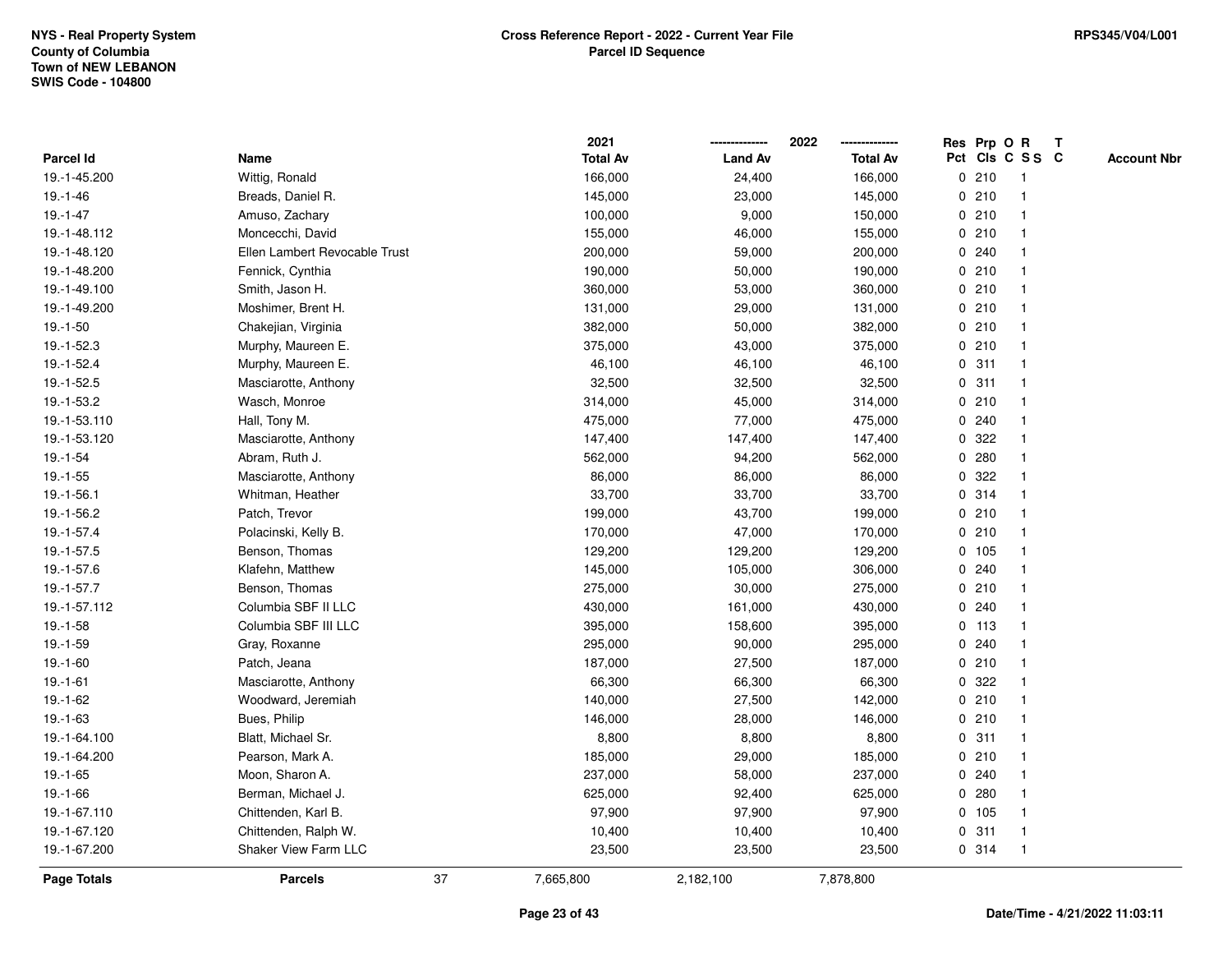NYS - Real Property System
County of Columbia
Town of NEW LEBANON
SWIS Code - 104800

**Cross Reference Report - 2022 - Current Year File**
**Parcel ID Sequence**

RPS345/V04/L001

| Parcel Id | Name | 2021 Total Av | 2022 Land Av | 2022 Total Av | Res Pct | Prp Cls | O C | R SS | T C | Account Nbr |
|---|---|---|---|---|---|---|---|---|---|---|
| 19.-1-45.200 | Wittig, Ronald | 166,000 | 24,400 | 166,000 | 0 | 210 | | 1 | | |
| 19.-1-46 | Breads, Daniel R. | 145,000 | 23,000 | 145,000 | 0 | 210 | | 1 | | |
| 19.-1-47 | Amuso, Zachary | 100,000 | 9,000 | 150,000 | 0 | 210 | | 1 | | |
| 19.-1-48.112 | Moncecchi, David | 155,000 | 46,000 | 155,000 | 0 | 210 | | 1 | | |
| 19.-1-48.120 | Ellen Lambert Revocable Trust | 200,000 | 59,000 | 200,000 | 0 | 240 | | 1 | | |
| 19.-1-48.200 | Fennick, Cynthia | 190,000 | 50,000 | 190,000 | 0 | 210 | | 1 | | |
| 19.-1-49.100 | Smith, Jason H. | 360,000 | 53,000 | 360,000 | 0 | 210 | | 1 | | |
| 19.-1-49.200 | Moshimer, Brent H. | 131,000 | 29,000 | 131,000 | 0 | 210 | | 1 | | |
| 19.-1-50 | Chakejian, Virginia | 382,000 | 50,000 | 382,000 | 0 | 210 | | 1 | | |
| 19.-1-52.3 | Murphy, Maureen E. | 375,000 | 43,000 | 375,000 | 0 | 210 | | 1 | | |
| 19.-1-52.4 | Murphy, Maureen E. | 46,100 | 46,100 | 46,100 | 0 | 311 | | 1 | | |
| 19.-1-52.5 | Masciarotte, Anthony | 32,500 | 32,500 | 32,500 | 0 | 311 | | 1 | | |
| 19.-1-53.2 | Wasch, Monroe | 314,000 | 45,000 | 314,000 | 0 | 210 | | 1 | | |
| 19.-1-53.110 | Hall, Tony M. | 475,000 | 77,000 | 475,000 | 0 | 240 | | 1 | | |
| 19.-1-53.120 | Masciarotte, Anthony | 147,400 | 147,400 | 147,400 | 0 | 322 | | 1 | | |
| 19.-1-54 | Abram, Ruth J. | 562,000 | 94,200 | 562,000 | 0 | 280 | | 1 | | |
| 19.-1-55 | Masciarotte, Anthony | 86,000 | 86,000 | 86,000 | 0 | 322 | | 1 | | |
| 19.-1-56.1 | Whitman, Heather | 33,700 | 33,700 | 33,700 | 0 | 314 | | 1 | | |
| 19.-1-56.2 | Patch, Trevor | 199,000 | 43,700 | 199,000 | 0 | 210 | | 1 | | |
| 19.-1-57.4 | Polacinski, Kelly B. | 170,000 | 47,000 | 170,000 | 0 | 210 | | 1 | | |
| 19.-1-57.5 | Benson, Thomas | 129,200 | 129,200 | 129,200 | 0 | 105 | | 1 | | |
| 19.-1-57.6 | Klafehn, Matthew | 145,000 | 105,000 | 306,000 | 0 | 240 | | 1 | | |
| 19.-1-57.7 | Benson, Thomas | 275,000 | 30,000 | 275,000 | 0 | 210 | | 1 | | |
| 19.-1-57.112 | Columbia SBF II LLC | 430,000 | 161,000 | 430,000 | 0 | 240 | | 1 | | |
| 19.-1-58 | Columbia SBF III LLC | 395,000 | 158,600 | 395,000 | 0 | 113 | | 1 | | |
| 19.-1-59 | Gray, Roxanne | 295,000 | 90,000 | 295,000 | 0 | 240 | | 1 | | |
| 19.-1-60 | Patch, Jeana | 187,000 | 27,500 | 187,000 | 0 | 210 | | 1 | | |
| 19.-1-61 | Masciarotte, Anthony | 66,300 | 66,300 | 66,300 | 0 | 322 | | 1 | | |
| 19.-1-62 | Woodward, Jeremiah | 140,000 | 27,500 | 142,000 | 0 | 210 | | 1 | | |
| 19.-1-63 | Bues, Philip | 146,000 | 28,000 | 146,000 | 0 | 210 | | 1 | | |
| 19.-1-64.100 | Blatt, Michael Sr. | 8,800 | 8,800 | 8,800 | 0 | 311 | | 1 | | |
| 19.-1-64.200 | Pearson, Mark A. | 185,000 | 29,000 | 185,000 | 0 | 210 | | 1 | | |
| 19.-1-65 | Moon, Sharon A. | 237,000 | 58,000 | 237,000 | 0 | 240 | | 1 | | |
| 19.-1-66 | Berman, Michael J. | 625,000 | 92,400 | 625,000 | 0 | 280 | | 1 | | |
| 19.-1-67.110 | Chittenden, Karl B. | 97,900 | 97,900 | 97,900 | 0 | 105 | | 1 | | |
| 19.-1-67.120 | Chittenden, Ralph W. | 10,400 | 10,400 | 10,400 | 0 | 311 | | 1 | | |
| 19.-1-67.200 | Shaker View Farm LLC | 23,500 | 23,500 | 23,500 | 0 | 314 | | 1 | | |
| **Page Totals** | **Parcels** 37 | 7,665,800 | 2,182,100 | 7,878,800 | | | | | | |

Date/Time - 4/21/2022 11:03:11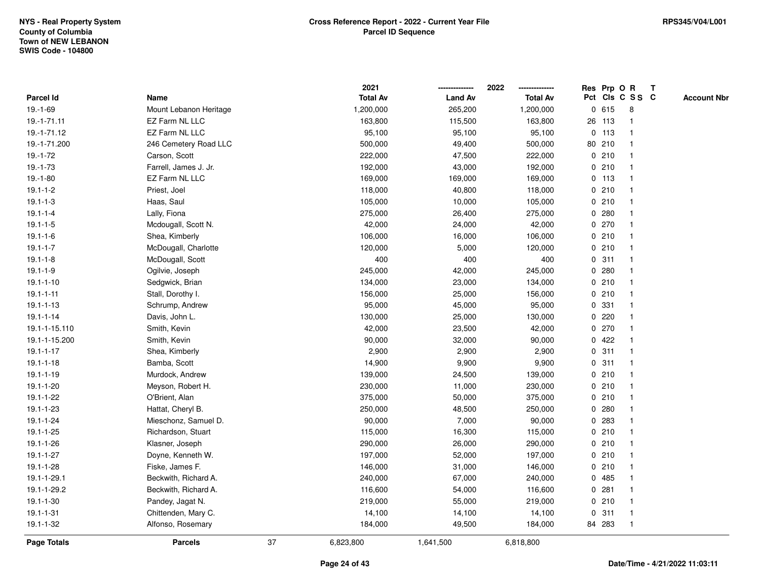NYS - Real Property System
County of Columbia
Town of NEW LEBANON
SWIS Code - 104800

**Cross Reference Report - 2022 - Current Year File**
**Parcel ID Sequence**

RPS345/V04/L001

| Parcel Id | Name | 2021 Total Av | 2022 Land Av | 2022 Total Av | Res Pct | Prp Cls | O C | R SS | T C | Account Nbr |
|---|---|---|---|---|---|---|---|---|---|---|
| 19.-1-69 | Mount Lebanon Heritage | 1,200,000 | 265,200 | 1,200,000 | 0 | 615 | | 8 | | |
| 19.-1-71.11 | EZ Farm NL LLC | 163,800 | 115,500 | 163,800 | 26 | 113 | | 1 | | |
| 19.-1-71.12 | EZ Farm NL LLC | 95,100 | 95,100 | 95,100 | 0 | 113 | | 1 | | |
| 19.-1-71.200 | 246 Cemetery Road LLC | 500,000 | 49,400 | 500,000 | 80 | 210 | | 1 | | |
| 19.-1-72 | Carson, Scott | 222,000 | 47,500 | 222,000 | 0 | 210 | | 1 | | |
| 19.-1-73 | Farrell, James J. Jr. | 192,000 | 43,000 | 192,000 | 0 | 210 | | 1 | | |
| 19.-1-80 | EZ Farm NL LLC | 169,000 | 169,000 | 169,000 | 0 | 113 | | 1 | | |
| 19.1-1-2 | Priest, Joel | 118,000 | 40,800 | 118,000 | 0 | 210 | | 1 | | |
| 19.1-1-3 | Haas, Saul | 105,000 | 10,000 | 105,000 | 0 | 210 | | 1 | | |
| 19.1-1-4 | Lally, Fiona | 275,000 | 26,400 | 275,000 | 0 | 280 | | 1 | | |
| 19.1-1-5 | Mcdougall, Scott N. | 42,000 | 24,000 | 42,000 | 0 | 270 | | 1 | | |
| 19.1-1-6 | Shea, Kimberly | 106,000 | 16,000 | 106,000 | 0 | 210 | | 1 | | |
| 19.1-1-7 | McDougall, Charlotte | 120,000 | 5,000 | 120,000 | 0 | 210 | | 1 | | |
| 19.1-1-8 | McDougall, Scott | 400 | 400 | 400 | 0 | 311 | | 1 | | |
| 19.1-1-9 | Ogilvie, Joseph | 245,000 | 42,000 | 245,000 | 0 | 280 | | 1 | | |
| 19.1-1-10 | Sedgwick, Brian | 134,000 | 23,000 | 134,000 | 0 | 210 | | 1 | | |
| 19.1-1-11 | Stall, Dorothy I. | 156,000 | 25,000 | 156,000 | 0 | 210 | | 1 | | |
| 19.1-1-13 | Schrump, Andrew | 95,000 | 45,000 | 95,000 | 0 | 331 | | 1 | | |
| 19.1-1-14 | Davis, John L. | 130,000 | 25,000 | 130,000 | 0 | 220 | | 1 | | |
| 19.1-1-15.110 | Smith, Kevin | 42,000 | 23,500 | 42,000 | 0 | 270 | | 1 | | |
| 19.1-1-15.200 | Smith, Kevin | 90,000 | 32,000 | 90,000 | 0 | 422 | | 1 | | |
| 19.1-1-17 | Shea, Kimberly | 2,900 | 2,900 | 2,900 | 0 | 311 | | 1 | | |
| 19.1-1-18 | Bamba, Scott | 14,900 | 9,900 | 9,900 | 0 | 311 | | 1 | | |
| 19.1-1-19 | Murdock, Andrew | 139,000 | 24,500 | 139,000 | 0 | 210 | | 1 | | |
| 19.1-1-20 | Meyson, Robert H. | 230,000 | 11,000 | 230,000 | 0 | 210 | | 1 | | |
| 19.1-1-22 | O'Brient, Alan | 375,000 | 50,000 | 375,000 | 0 | 210 | | 1 | | |
| 19.1-1-23 | Hattat, Cheryl B. | 250,000 | 48,500 | 250,000 | 0 | 280 | | 1 | | |
| 19.1-1-24 | Mieschonz, Samuel D. | 90,000 | 7,000 | 90,000 | 0 | 283 | | 1 | | |
| 19.1-1-25 | Richardson, Stuart | 115,000 | 16,300 | 115,000 | 0 | 210 | | 1 | | |
| 19.1-1-26 | Klasner, Joseph | 290,000 | 26,000 | 290,000 | 0 | 210 | | 1 | | |
| 19.1-1-27 | Doyne, Kenneth W. | 197,000 | 52,000 | 197,000 | 0 | 210 | | 1 | | |
| 19.1-1-28 | Fiske, James F. | 146,000 | 31,000 | 146,000 | 0 | 210 | | 1 | | |
| 19.1-1-29.1 | Beckwith, Richard A. | 240,000 | 67,000 | 240,000 | 0 | 485 | | 1 | | |
| 19.1-1-29.2 | Beckwith, Richard A. | 116,600 | 54,000 | 116,600 | 0 | 281 | | 1 | | |
| 19.1-1-30 | Pandey, Jagat N. | 219,000 | 55,000 | 219,000 | 0 | 210 | | 1 | | |
| 19.1-1-31 | Chittenden, Mary C. | 14,100 | 14,100 | 14,100 | 0 | 311 | | 1 | | |
| 19.1-1-32 | Alfonso, Rosemary | 184,000 | 49,500 | 184,000 | 84 | 283 | | 1 | | |
| **Page Totals** | **Parcels** 37 | 6,823,800 | 1,641,500 | 6,818,800 | | | | | | |

Date/Time - 4/21/2022 11:03:11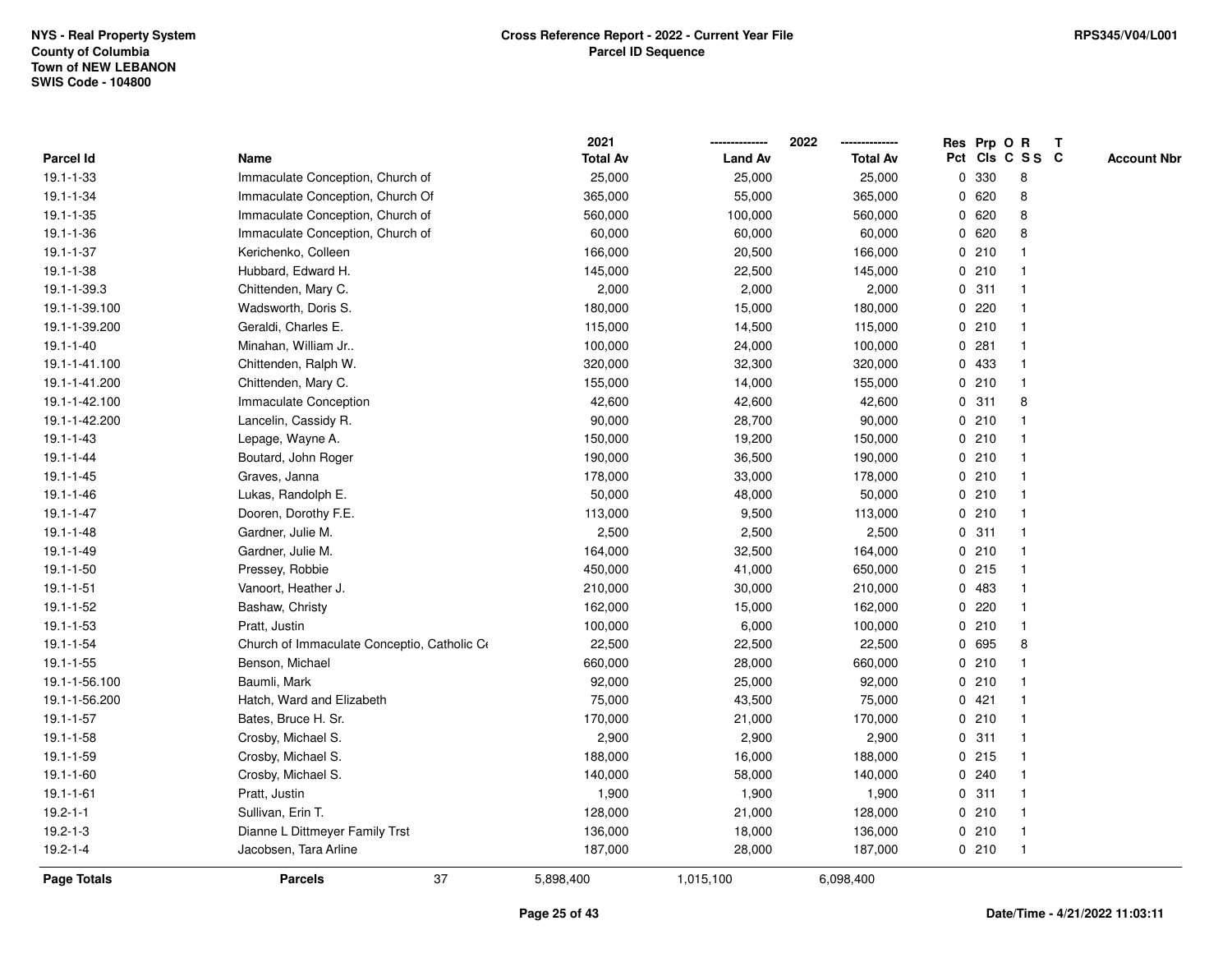NYS - Real Property System
County of Columbia
Town of NEW LEBANON
SWIS Code - 104800

**Cross Reference Report - 2022 - Current Year File**
**Parcel ID Sequence**

RPS345/V04/L001

| Parcel Id | Name | 2021 Total Av | 2022 Land Av | 2022 Total Av | Res Pct | Prp Cls | O C | R S S | T C | Account Nbr |
|---|---|---|---|---|---|---|---|---|---|---|
| 19.1-1-33 | Immaculate Conception, Church of | 25,000 | 25,000 | 25,000 | 0 | 330 | | 8 | | |
| 19.1-1-34 | Immaculate Conception, Church Of | 365,000 | 55,000 | 365,000 | 0 | 620 | | 8 | | |
| 19.1-1-35 | Immaculate Conception, Church of | 560,000 | 100,000 | 560,000 | 0 | 620 | | 8 | | |
| 19.1-1-36 | Immaculate Conception, Church of | 60,000 | 60,000 | 60,000 | 0 | 620 | | 8 | | |
| 19.1-1-37 | Kerichenko, Colleen | 166,000 | 20,500 | 166,000 | 0 | 210 | | 1 | | |
| 19.1-1-38 | Hubbard, Edward H. | 145,000 | 22,500 | 145,000 | 0 | 210 | | 1 | | |
| 19.1-1-39.3 | Chittenden, Mary C. | 2,000 | 2,000 | 2,000 | 0 | 311 | | 1 | | |
| 19.1-1-39.100 | Wadsworth, Doris S. | 180,000 | 15,000 | 180,000 | 0 | 220 | | 1 | | |
| 19.1-1-39.200 | Geraldi, Charles E. | 115,000 | 14,500 | 115,000 | 0 | 210 | | 1 | | |
| 19.1-1-40 | Minahan, William Jr.. | 100,000 | 24,000 | 100,000 | 0 | 281 | | 1 | | |
| 19.1-1-41.100 | Chittenden, Ralph W. | 320,000 | 32,300 | 320,000 | 0 | 433 | | 1 | | |
| 19.1-1-41.200 | Chittenden, Mary C. | 155,000 | 14,000 | 155,000 | 0 | 210 | | 1 | | |
| 19.1-1-42.100 | Immaculate Conception | 42,600 | 42,600 | 42,600 | 0 | 311 | | 8 | | |
| 19.1-1-42.200 | Lancelin, Cassidy R. | 90,000 | 28,700 | 90,000 | 0 | 210 | | 1 | | |
| 19.1-1-43 | Lepage, Wayne A. | 150,000 | 19,200 | 150,000 | 0 | 210 | | 1 | | |
| 19.1-1-44 | Boutard, John Roger | 190,000 | 36,500 | 190,000 | 0 | 210 | | 1 | | |
| 19.1-1-45 | Graves, Janna | 178,000 | 33,000 | 178,000 | 0 | 210 | | 1 | | |
| 19.1-1-46 | Lukas, Randolph E. | 50,000 | 48,000 | 50,000 | 0 | 210 | | 1 | | |
| 19.1-1-47 | Dooren, Dorothy F.E. | 113,000 | 9,500 | 113,000 | 0 | 210 | | 1 | | |
| 19.1-1-48 | Gardner, Julie M. | 2,500 | 2,500 | 2,500 | 0 | 311 | | 1 | | |
| 19.1-1-49 | Gardner, Julie M. | 164,000 | 32,500 | 164,000 | 0 | 210 | | 1 | | |
| 19.1-1-50 | Pressey, Robbie | 450,000 | 41,000 | 650,000 | 0 | 215 | | 1 | | |
| 19.1-1-51 | Vanoort, Heather J. | 210,000 | 30,000 | 210,000 | 0 | 483 | | 1 | | |
| 19.1-1-52 | Bashaw, Christy | 162,000 | 15,000 | 162,000 | 0 | 220 | | 1 | | |
| 19.1-1-53 | Pratt, Justin | 100,000 | 6,000 | 100,000 | 0 | 210 | | 1 | | |
| 19.1-1-54 | Church of Immaculate Conceptio, Catholic C | 22,500 | 22,500 | 22,500 | 0 | 695 | | 8 | | |
| 19.1-1-55 | Benson, Michael | 660,000 | 28,000 | 660,000 | 0 | 210 | | 1 | | |
| 19.1-1-56.100 | Baumli, Mark | 92,000 | 25,000 | 92,000 | 0 | 210 | | 1 | | |
| 19.1-1-56.200 | Hatch, Ward and Elizabeth | 75,000 | 43,500 | 75,000 | 0 | 421 | | 1 | | |
| 19.1-1-57 | Bates, Bruce H. Sr. | 170,000 | 21,000 | 170,000 | 0 | 210 | | 1 | | |
| 19.1-1-58 | Crosby, Michael S. | 2,900 | 2,900 | 2,900 | 0 | 311 | | 1 | | |
| 19.1-1-59 | Crosby, Michael S. | 188,000 | 16,000 | 188,000 | 0 | 215 | | 1 | | |
| 19.1-1-60 | Crosby, Michael S. | 140,000 | 58,000 | 140,000 | 0 | 240 | | 1 | | |
| 19.1-1-61 | Pratt, Justin | 1,900 | 1,900 | 1,900 | 0 | 311 | | 1 | | |
| 19.2-1-1 | Sullivan, Erin T. | 128,000 | 21,000 | 128,000 | 0 | 210 | | 1 | | |
| 19.2-1-3 | Dianne L Dittmeyer Family Trst | 136,000 | 18,000 | 136,000 | 0 | 210 | | 1 | | |
| 19.2-1-4 | Jacobsen, Tara Arline | 187,000 | 28,000 | 187,000 | 0 | 210 | | 1 | | |
| **Page Totals** | **Parcels** 37 | 5,898,400 | 1,015,100 | 6,098,400 | | | | | | |

Date/Time - 4/21/2022 11:03:11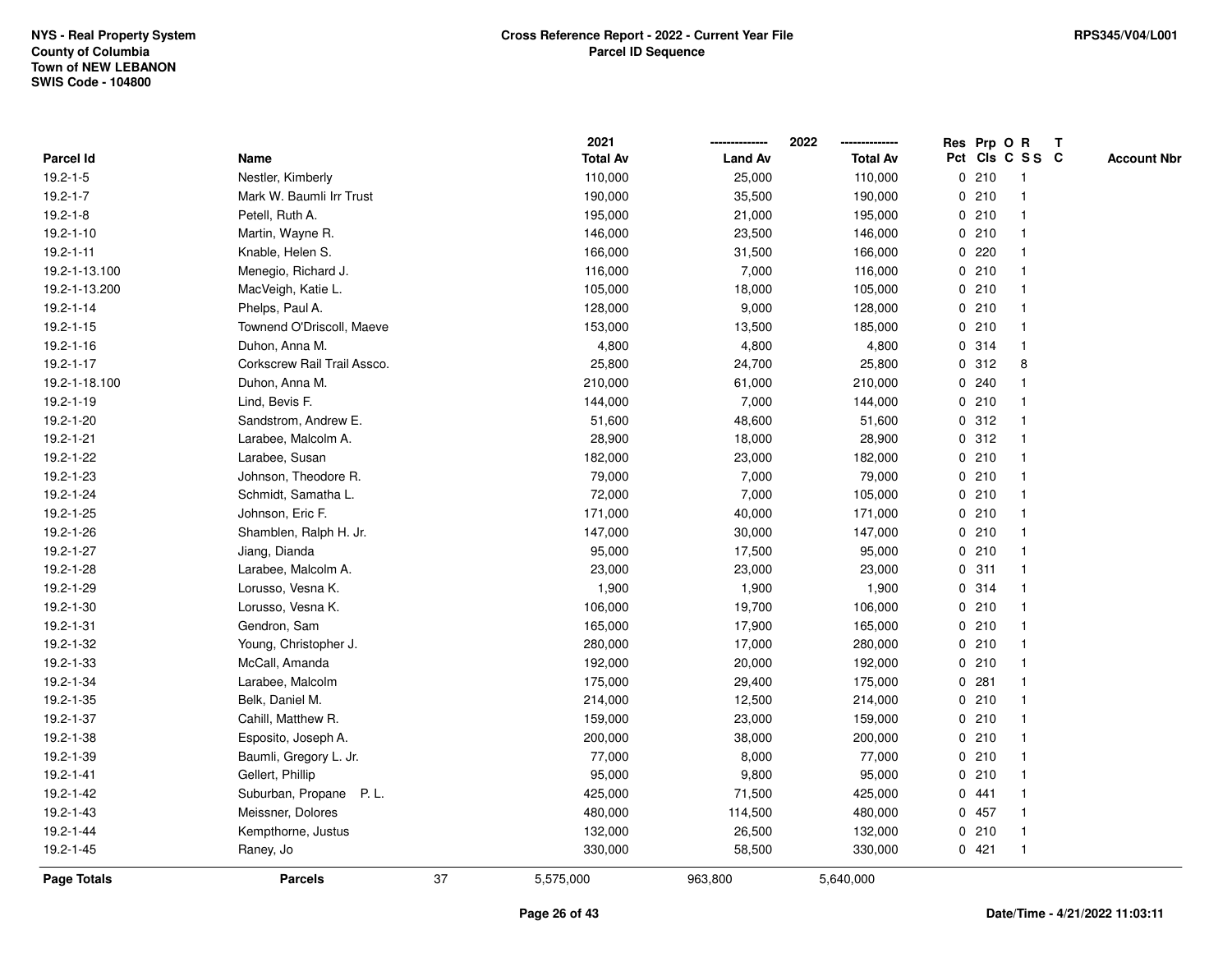NYS - Real Property System
County of Columbia
Town of NEW LEBANON
SWIS Code - 104800

## Cross Reference Report - 2022 - Current Year File
### Parcel ID Sequence

RPS345/V04/L001

| Parcel Id | Name | 2021 Total Av | 2022 Land Av | 2022 Total Av | Res Pct | Prp Cls | O C | R SS | T C | Account Nbr |
|---|---|---|---|---|---|---|---|---|---|---|
| 19.2-1-5 | Nestler, Kimberly | 110,000 | 25,000 | 110,000 | 0 | 210 | | 1 | | |
| 19.2-1-7 | Mark W. Baumli Irr Trust | 190,000 | 35,500 | 190,000 | 0 | 210 | | 1 | | |
| 19.2-1-8 | Petell, Ruth A. | 195,000 | 21,000 | 195,000 | 0 | 210 | | 1 | | |
| 19.2-1-10 | Martin, Wayne R. | 146,000 | 23,500 | 146,000 | 0 | 210 | | 1 | | |
| 19.2-1-11 | Knable, Helen S. | 166,000 | 31,500 | 166,000 | 0 | 220 | | 1 | | |
| 19.2-1-13.100 | Menegio, Richard J. | 116,000 | 7,000 | 116,000 | 0 | 210 | | 1 | | |
| 19.2-1-13.200 | MacVeigh, Katie L. | 105,000 | 18,000 | 105,000 | 0 | 210 | | 1 | | |
| 19.2-1-14 | Phelps, Paul A. | 128,000 | 9,000 | 128,000 | 0 | 210 | | 1 | | |
| 19.2-1-15 | Townend O'Driscoll, Maeve | 153,000 | 13,500 | 185,000 | 0 | 210 | | 1 | | |
| 19.2-1-16 | Duhon, Anna M. | 4,800 | 4,800 | 4,800 | 0 | 314 | | 1 | | |
| 19.2-1-17 | Corkscrew Rail Trail Assco. | 25,800 | 24,700 | 25,800 | 0 | 312 | | 8 | | |
| 19.2-1-18.100 | Duhon, Anna M. | 210,000 | 61,000 | 210,000 | 0 | 240 | | 1 | | |
| 19.2-1-19 | Lind, Bevis F. | 144,000 | 7,000 | 144,000 | 0 | 210 | | 1 | | |
| 19.2-1-20 | Sandstrom, Andrew E. | 51,600 | 48,600 | 51,600 | 0 | 312 | | 1 | | |
| 19.2-1-21 | Larabee, Malcolm A. | 28,900 | 18,000 | 28,900 | 0 | 312 | | 1 | | |
| 19.2-1-22 | Larabee, Susan | 182,000 | 23,000 | 182,000 | 0 | 210 | | 1 | | |
| 19.2-1-23 | Johnson, Theodore R. | 79,000 | 7,000 | 79,000 | 0 | 210 | | 1 | | |
| 19.2-1-24 | Schmidt, Samatha L. | 72,000 | 7,000 | 105,000 | 0 | 210 | | 1 | | |
| 19.2-1-25 | Johnson, Eric F. | 171,000 | 40,000 | 171,000 | 0 | 210 | | 1 | | |
| 19.2-1-26 | Shamblen, Ralph H. Jr. | 147,000 | 30,000 | 147,000 | 0 | 210 | | 1 | | |
| 19.2-1-27 | Jiang, Dianda | 95,000 | 17,500 | 95,000 | 0 | 210 | | 1 | | |
| 19.2-1-28 | Larabee, Malcolm A. | 23,000 | 23,000 | 23,000 | 0 | 311 | | 1 | | |
| 19.2-1-29 | Lorusso, Vesna K. | 1,900 | 1,900 | 1,900 | 0 | 314 | | 1 | | |
| 19.2-1-30 | Lorusso, Vesna K. | 106,000 | 19,700 | 106,000 | 0 | 210 | | 1 | | |
| 19.2-1-31 | Gendron, Sam | 165,000 | 17,900 | 165,000 | 0 | 210 | | 1 | | |
| 19.2-1-32 | Young, Christopher J. | 280,000 | 17,000 | 280,000 | 0 | 210 | | 1 | | |
| 19.2-1-33 | McCall, Amanda | 192,000 | 20,000 | 192,000 | 0 | 210 | | 1 | | |
| 19.2-1-34 | Larabee, Malcolm | 175,000 | 29,400 | 175,000 | 0 | 281 | | 1 | | |
| 19.2-1-35 | Belk, Daniel M. | 214,000 | 12,500 | 214,000 | 0 | 210 | | 1 | | |
| 19.2-1-37 | Cahill, Matthew R. | 159,000 | 23,000 | 159,000 | 0 | 210 | | 1 | | |
| 19.2-1-38 | Esposito, Joseph A. | 200,000 | 38,000 | 200,000 | 0 | 210 | | 1 | | |
| 19.2-1-39 | Baumli, Gregory L. Jr. | 77,000 | 8,000 | 77,000 | 0 | 210 | | 1 | | |
| 19.2-1-41 | Gellert, Phillip | 95,000 | 9,800 | 95,000 | 0 | 210 | | 1 | | |
| 19.2-1-42 | Suburban, Propane P. L. | 425,000 | 71,500 | 425,000 | 0 | 441 | | 1 | | |
| 19.2-1-43 | Meissner, Dolores | 480,000 | 114,500 | 480,000 | 0 | 457 | | 1 | | |
| 19.2-1-44 | Kempthorne, Justus | 132,000 | 26,500 | 132,000 | 0 | 210 | | 1 | | |
| 19.2-1-45 | Raney, Jo | 330,000 | 58,500 | 330,000 | 0 | 421 | | 1 | | |
| **Page Totals** | **Parcels** 37 | 5,575,000 | 963,800 | 5,640,000 | | | | | | |

Date/Time - 4/21/2022 11:03:11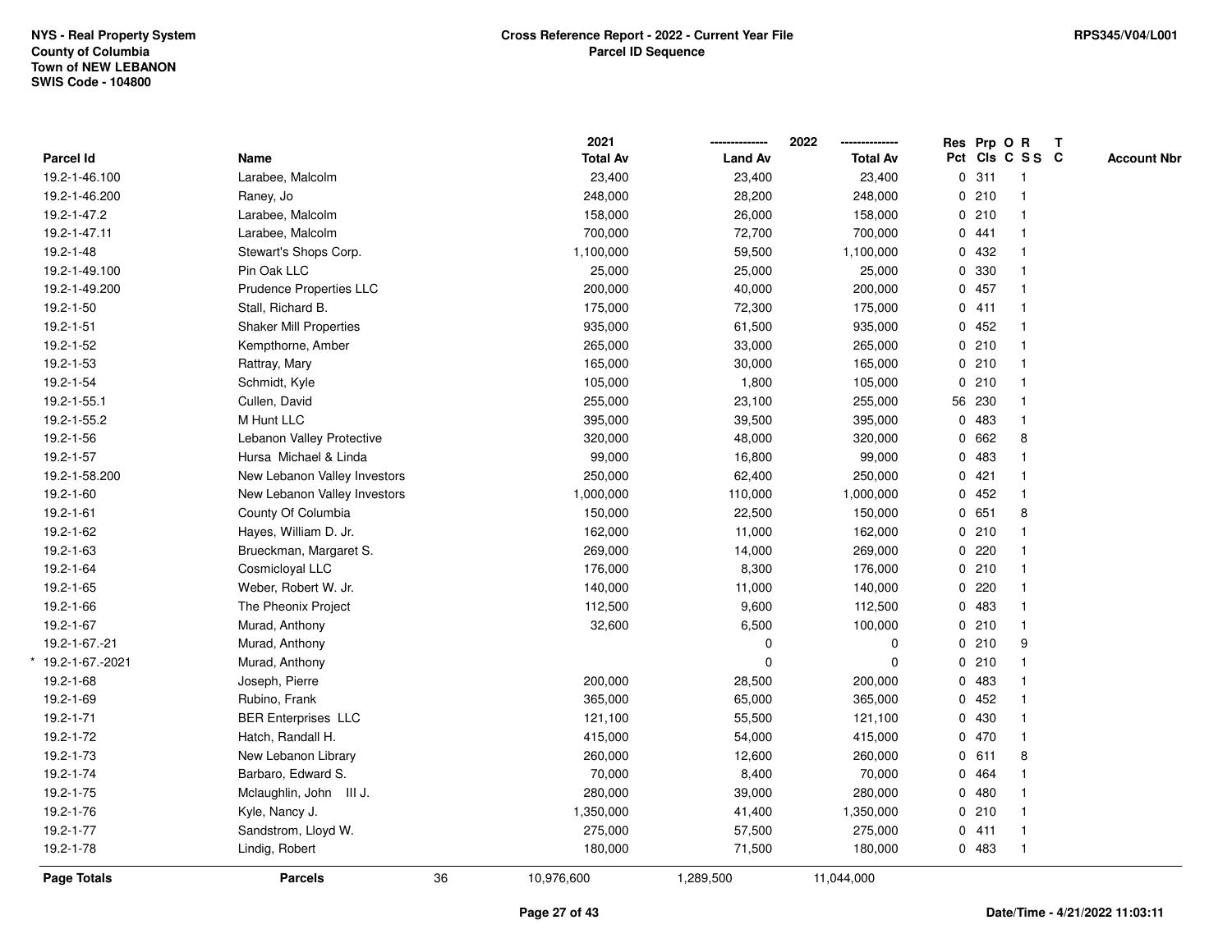NYS - Real Property System
County of Columbia
Town of NEW LEBANON
SWIS Code - 104800

**Cross Reference Report - 2022 - Current Year File**
**Parcel ID Sequence**

RPS345/V04/L001

| Parcel Id | Name | 2021 Total Av | 2022 Land Av | 2022 Total Av | Res Pct | Prp Cls | O C | R SS | T C | Account Nbr |
|---|---|---|---|---|---|---|---|---|---|---|
| 19.2-1-46.100 | Larabee, Malcolm | 23,400 | 23,400 | 23,400 | 0 | 311 | | 1 | | |
| 19.2-1-46.200 | Raney, Jo | 248,000 | 28,200 | 248,000 | 0 | 210 | | 1 | | |
| 19.2-1-47.2 | Larabee, Malcolm | 158,000 | 26,000 | 158,000 | 0 | 210 | | 1 | | |
| 19.2-1-47.11 | Larabee, Malcolm | 700,000 | 72,700 | 700,000 | 0 | 441 | | 1 | | |
| 19.2-1-48 | Stewart's Shops Corp. | 1,100,000 | 59,500 | 1,100,000 | 0 | 432 | | 1 | | |
| 19.2-1-49.100 | Pin Oak LLC | 25,000 | 25,000 | 25,000 | 0 | 330 | | 1 | | |
| 19.2-1-49.200 | Prudence Properties LLC | 200,000 | 40,000 | 200,000 | 0 | 457 | | 1 | | |
| 19.2-1-50 | Stall, Richard B. | 175,000 | 72,300 | 175,000 | 0 | 411 | | 1 | | |
| 19.2-1-51 | Shaker Mill Properties | 935,000 | 61,500 | 935,000 | 0 | 452 | | 1 | | |
| 19.2-1-52 | Kempthorne, Amber | 265,000 | 33,000 | 265,000 | 0 | 210 | | 1 | | |
| 19.2-1-53 | Rattray, Mary | 165,000 | 30,000 | 165,000 | 0 | 210 | | 1 | | |
| 19.2-1-54 | Schmidt, Kyle | 105,000 | 1,800 | 105,000 | 0 | 210 | | 1 | | |
| 19.2-1-55.1 | Cullen, David | 255,000 | 23,100 | 255,000 | 56 | 230 | | 1 | | |
| 19.2-1-55.2 | M Hunt LLC | 395,000 | 39,500 | 395,000 | 0 | 483 | | 1 | | |
| 19.2-1-56 | Lebanon Valley Protective | 320,000 | 48,000 | 320,000 | 0 | 662 | | 8 | | |
| 19.2-1-57 | Hursa Michael & Linda | 99,000 | 16,800 | 99,000 | 0 | 483 | | 1 | | |
| 19.2-1-58.200 | New Lebanon Valley Investors | 250,000 | 62,400 | 250,000 | 0 | 421 | | 1 | | |
| 19.2-1-60 | New Lebanon Valley Investors | 1,000,000 | 110,000 | 1,000,000 | 0 | 452 | | 1 | | |
| 19.2-1-61 | County Of Columbia | 150,000 | 22,500 | 150,000 | 0 | 651 | | 8 | | |
| 19.2-1-62 | Hayes, William D. Jr. | 162,000 | 11,000 | 162,000 | 0 | 210 | | 1 | | |
| 19.2-1-63 | Brueckman, Margaret S. | 269,000 | 14,000 | 269,000 | 0 | 220 | | 1 | | |
| 19.2-1-64 | Cosmicloyal LLC | 176,000 | 8,300 | 176,000 | 0 | 210 | | 1 | | |
| 19.2-1-65 | Weber, Robert W. Jr. | 140,000 | 11,000 | 140,000 | 0 | 220 | | 1 | | |
| 19.2-1-66 | The Pheonix Project | 112,500 | 9,600 | 112,500 | 0 | 483 | | 1 | | |
| 19.2-1-67 | Murad, Anthony | 32,600 | 6,500 | 100,000 | 0 | 210 | | 1 | | |
| 19.2-1-67.-21 | Murad, Anthony | | 0 | 0 | 0 | 210 | | 9 | | |
| * 19.2-1-67.-2021 | Murad, Anthony | | 0 | 0 | 0 | 210 | | 1 | | |
| 19.2-1-68 | Joseph, Pierre | 200,000 | 28,500 | 200,000 | 0 | 483 | | 1 | | |
| 19.2-1-69 | Rubino, Frank | 365,000 | 65,000 | 365,000 | 0 | 452 | | 1 | | |
| 19.2-1-71 | BER Enterprises LLC | 121,100 | 55,500 | 121,100 | 0 | 430 | | 1 | | |
| 19.2-1-72 | Hatch, Randall H. | 415,000 | 54,000 | 415,000 | 0 | 470 | | 1 | | |
| 19.2-1-73 | New Lebanon Library | 260,000 | 12,600 | 260,000 | 0 | 611 | | 8 | | |
| 19.2-1-74 | Barbaro, Edward S. | 70,000 | 8,400 | 70,000 | 0 | 464 | | 1 | | |
| 19.2-1-75 | Mclaughlin, John III J. | 280,000 | 39,000 | 280,000 | 0 | 480 | | 1 | | |
| 19.2-1-76 | Kyle, Nancy J. | 1,350,000 | 41,400 | 1,350,000 | 0 | 210 | | 1 | | |
| 19.2-1-77 | Sandstrom, Lloyd W. | 275,000 | 57,500 | 275,000 | 0 | 411 | | 1 | | |
| 19.2-1-78 | Lindig, Robert | 180,000 | 71,500 | 180,000 | 0 | 483 | | 1 | | |
| **Page Totals** | **Parcels** 36 | 10,976,600 | 1,289,500 | 11,044,000 | | | | | | |

Date/Time - 4/21/2022 11:03:11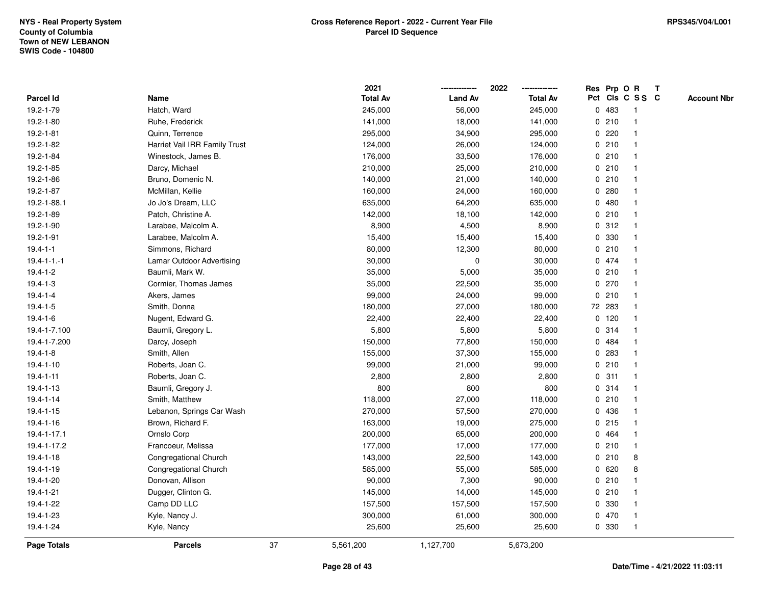NYS - Real Property System
County of Columbia
Town of NEW LEBANON
SWIS Code - 104800

**Cross Reference Report - 2022 - Current Year File**
**Parcel ID Sequence**

RPS345/V04/L001

| Parcel Id | Name | 2021 Total Av | 2022 Land Av | 2022 Total Av | Res Pct | Prp Cls | O C | R S S | T C | Account Nbr |
|---|---|---|---|---|---|---|---|---|---|---|
| 19.2-1-79 | Hatch, Ward | 245,000 | 56,000 | 245,000 | 0 | 483 | | 1 | | |
| 19.2-1-80 | Ruhe, Frederick | 141,000 | 18,000 | 141,000 | 0 | 210 | | 1 | | |
| 19.2-1-81 | Quinn, Terrence | 295,000 | 34,900 | 295,000 | 0 | 220 | | 1 | | |
| 19.2-1-82 | Harriet Vail IRR Family Trust | 124,000 | 26,000 | 124,000 | 0 | 210 | | 1 | | |
| 19.2-1-84 | Winestock, James B. | 176,000 | 33,500 | 176,000 | 0 | 210 | | 1 | | |
| 19.2-1-85 | Darcy, Michael | 210,000 | 25,000 | 210,000 | 0 | 210 | | 1 | | |
| 19.2-1-86 | Bruno, Domenic N. | 140,000 | 21,000 | 140,000 | 0 | 210 | | 1 | | |
| 19.2-1-87 | McMillan, Kellie | 160,000 | 24,000 | 160,000 | 0 | 280 | | 1 | | |
| 19.2-1-88.1 | Jo Jo's Dream, LLC | 635,000 | 64,200 | 635,000 | 0 | 480 | | 1 | | |
| 19.2-1-89 | Patch, Christine A. | 142,000 | 18,100 | 142,000 | 0 | 210 | | 1 | | |
| 19.2-1-90 | Larabee, Malcolm A. | 8,900 | 4,500 | 8,900 | 0 | 312 | | 1 | | |
| 19.2-1-91 | Larabee, Malcolm A. | 15,400 | 15,400 | 15,400 | 0 | 330 | | 1 | | |
| 19.4-1-1 | Simmons, Richard | 80,000 | 12,300 | 80,000 | 0 | 210 | | 1 | | |
| 19.4-1-1.-1 | Lamar Outdoor Advertising | 30,000 | 0 | 30,000 | 0 | 474 | | 1 | | |
| 19.4-1-2 | Baumli, Mark W. | 35,000 | 5,000 | 35,000 | 0 | 210 | | 1 | | |
| 19.4-1-3 | Cormier, Thomas James | 35,000 | 22,500 | 35,000 | 0 | 270 | | 1 | | |
| 19.4-1-4 | Akers, James | 99,000 | 24,000 | 99,000 | 0 | 210 | | 1 | | |
| 19.4-1-5 | Smith, Donna | 180,000 | 27,000 | 180,000 | 72 | 283 | | 1 | | |
| 19.4-1-6 | Nugent, Edward G. | 22,400 | 22,400 | 22,400 | 0 | 120 | | 1 | | |
| 19.4-1-7.100 | Baumli, Gregory L. | 5,800 | 5,800 | 5,800 | 0 | 314 | | 1 | | |
| 19.4-1-7.200 | Darcy, Joseph | 150,000 | 77,800 | 150,000 | 0 | 484 | | 1 | | |
| 19.4-1-8 | Smith, Allen | 155,000 | 37,300 | 155,000 | 0 | 283 | | 1 | | |
| 19.4-1-10 | Roberts, Joan C. | 99,000 | 21,000 | 99,000 | 0 | 210 | | 1 | | |
| 19.4-1-11 | Roberts, Joan C. | 2,800 | 2,800 | 2,800 | 0 | 311 | | 1 | | |
| 19.4-1-13 | Baumli, Gregory J. | 800 | 800 | 800 | 0 | 314 | | 1 | | |
| 19.4-1-14 | Smith, Matthew | 118,000 | 27,000 | 118,000 | 0 | 210 | | 1 | | |
| 19.4-1-15 | Lebanon, Springs Car Wash | 270,000 | 57,500 | 270,000 | 0 | 436 | | 1 | | |
| 19.4-1-16 | Brown, Richard F. | 163,000 | 19,000 | 275,000 | 0 | 215 | | 1 | | |
| 19.4-1-17.1 | Ornslo Corp | 200,000 | 65,000 | 200,000 | 0 | 464 | | 1 | | |
| 19.4-1-17.2 | Francoeur, Melissa | 177,000 | 17,000 | 177,000 | 0 | 210 | | 1 | | |
| 19.4-1-18 | Congregational Church | 143,000 | 22,500 | 143,000 | 0 | 210 | | 8 | | |
| 19.4-1-19 | Congregational Church | 585,000 | 55,000 | 585,000 | 0 | 620 | | 8 | | |
| 19.4-1-20 | Donovan, Allison | 90,000 | 7,300 | 90,000 | 0 | 210 | | 1 | | |
| 19.4-1-21 | Dugger, Clinton G. | 145,000 | 14,000 | 145,000 | 0 | 210 | | 1 | | |
| 19.4-1-22 | Camp DD LLC | 157,500 | 157,500 | 157,500 | 0 | 330 | | 1 | | |
| 19.4-1-23 | Kyle, Nancy J. | 300,000 | 61,000 | 300,000 | 0 | 470 | | 1 | | |
| 19.4-1-24 | Kyle, Nancy | 25,600 | 25,600 | 25,600 | 0 | 330 | | 1 | | |
| **Page Totals** | **Parcels** 37 | 5,561,200 | 1,127,700 | 5,673,200 | | | | | | |

Date/Time - 4/21/2022 11:03:11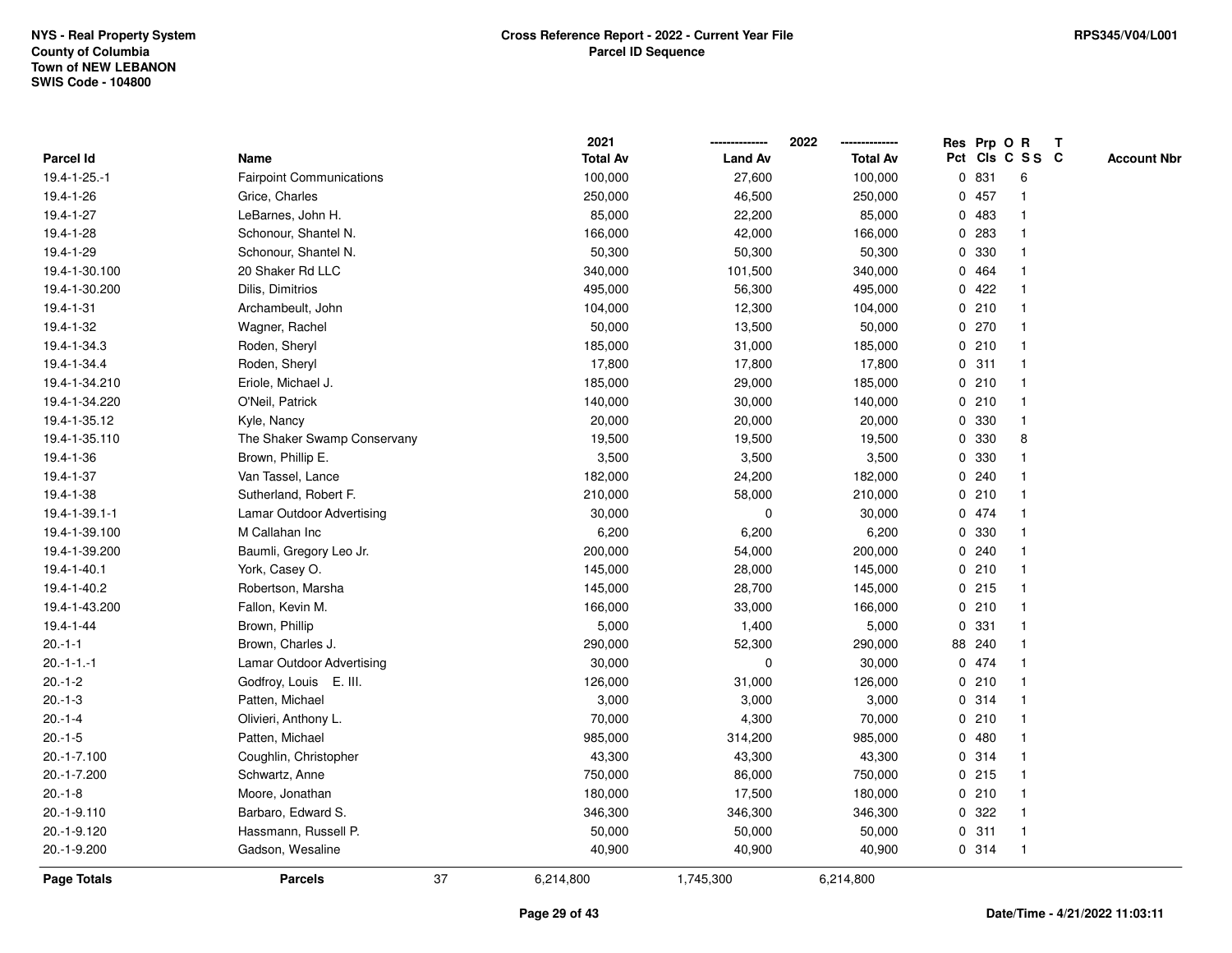NYS - Real Property System
County of Columbia
Town of NEW LEBANON
SWIS Code - 104800

# Cross Reference Report - 2022 - Current Year File
## Parcel ID Sequence

RPS345/V04/L001

| Parcel Id | Name | 2021 Total Av | 2022 Land Av | 2022 Total Av | Res Pct | Prp Cls | O C | R S S | T C | Account Nbr |
|---|---|---|---|---|---|---|---|---|---|---|
| 19.4-1-25.-1 | Fairpoint Communications | 100,000 | 27,600 | 100,000 | 0 | 831 | | 6 | | |
| 19.4-1-26 | Grice, Charles | 250,000 | 46,500 | 250,000 | 0 | 457 | | 1 | | |
| 19.4-1-27 | LeBarnes, John H. | 85,000 | 22,200 | 85,000 | 0 | 483 | | 1 | | |
| 19.4-1-28 | Schonour, Shantel N. | 166,000 | 42,000 | 166,000 | 0 | 283 | | 1 | | |
| 19.4-1-29 | Schonour, Shantel N. | 50,300 | 50,300 | 50,300 | 0 | 330 | | 1 | | |
| 19.4-1-30.100 | 20 Shaker Rd LLC | 340,000 | 101,500 | 340,000 | 0 | 464 | | 1 | | |
| 19.4-1-30.200 | Dilis, Dimitrios | 495,000 | 56,300 | 495,000 | 0 | 422 | | 1 | | |
| 19.4-1-31 | Archambeult, John | 104,000 | 12,300 | 104,000 | 0 | 210 | | 1 | | |
| 19.4-1-32 | Wagner, Rachel | 50,000 | 13,500 | 50,000 | 0 | 270 | | 1 | | |
| 19.4-1-34.3 | Roden, Sheryl | 185,000 | 31,000 | 185,000 | 0 | 210 | | 1 | | |
| 19.4-1-34.4 | Roden, Sheryl | 17,800 | 17,800 | 17,800 | 0 | 311 | | 1 | | |
| 19.4-1-34.210 | Eriole, Michael J. | 185,000 | 29,000 | 185,000 | 0 | 210 | | 1 | | |
| 19.4-1-34.220 | O'Neil, Patrick | 140,000 | 30,000 | 140,000 | 0 | 210 | | 1 | | |
| 19.4-1-35.12 | Kyle, Nancy | 20,000 | 20,000 | 20,000 | 0 | 330 | | 1 | | |
| 19.4-1-35.110 | The Shaker Swamp Conservany | 19,500 | 19,500 | 19,500 | 0 | 330 | | 8 | | |
| 19.4-1-36 | Brown, Phillip E. | 3,500 | 3,500 | 3,500 | 0 | 330 | | 1 | | |
| 19.4-1-37 | Van Tassel, Lance | 182,000 | 24,200 | 182,000 | 0 | 240 | | 1 | | |
| 19.4-1-38 | Sutherland, Robert F. | 210,000 | 58,000 | 210,000 | 0 | 210 | | 1 | | |
| 19.4-1-39.1-1 | Lamar Outdoor Advertising | 30,000 | 0 | 30,000 | 0 | 474 | | 1 | | |
| 19.4-1-39.100 | M Callahan Inc | 6,200 | 6,200 | 6,200 | 0 | 330 | | 1 | | |
| 19.4-1-39.200 | Baumli, Gregory Leo Jr. | 200,000 | 54,000 | 200,000 | 0 | 240 | | 1 | | |
| 19.4-1-40.1 | York, Casey O. | 145,000 | 28,000 | 145,000 | 0 | 210 | | 1 | | |
| 19.4-1-40.2 | Robertson, Marsha | 145,000 | 28,700 | 145,000 | 0 | 215 | | 1 | | |
| 19.4-1-43.200 | Fallon, Kevin M. | 166,000 | 33,000 | 166,000 | 0 | 210 | | 1 | | |
| 19.4-1-44 | Brown, Phillip | 5,000 | 1,400 | 5,000 | 0 | 331 | | 1 | | |
| 20.-1-1 | Brown, Charles J. | 290,000 | 52,300 | 290,000 | 88 | 240 | | 1 | | |
| 20.-1-1.-1 | Lamar Outdoor Advertising | 30,000 | 0 | 30,000 | 0 | 474 | | 1 | | |
| 20.-1-2 | Godfroy, Louis E. III. | 126,000 | 31,000 | 126,000 | 0 | 210 | | 1 | | |
| 20.-1-3 | Patten, Michael | 3,000 | 3,000 | 3,000 | 0 | 314 | | 1 | | |
| 20.-1-4 | Olivieri, Anthony L. | 70,000 | 4,300 | 70,000 | 0 | 210 | | 1 | | |
| 20.-1-5 | Patten, Michael | 985,000 | 314,200 | 985,000 | 0 | 480 | | 1 | | |
| 20.-1-7.100 | Coughlin, Christopher | 43,300 | 43,300 | 43,300 | 0 | 314 | | 1 | | |
| 20.-1-7.200 | Schwartz, Anne | 750,000 | 86,000 | 750,000 | 0 | 215 | | 1 | | |
| 20.-1-8 | Moore, Jonathan | 180,000 | 17,500 | 180,000 | 0 | 210 | | 1 | | |
| 20.-1-9.110 | Barbaro, Edward S. | 346,300 | 346,300 | 346,300 | 0 | 322 | | 1 | | |
| 20.-1-9.120 | Hassmann, Russell P. | 50,000 | 50,000 | 50,000 | 0 | 311 | | 1 | | |
| 20.-1-9.200 | Gadson, Wesaline | 40,900 | 40,900 | 40,900 | 0 | 314 | | 1 | | |
| **Page Totals** | **Parcels** 37 | 6,214,800 | 1,745,300 | 6,214,800 | | | | | | |

Date/Time - 4/21/2022 11:03:11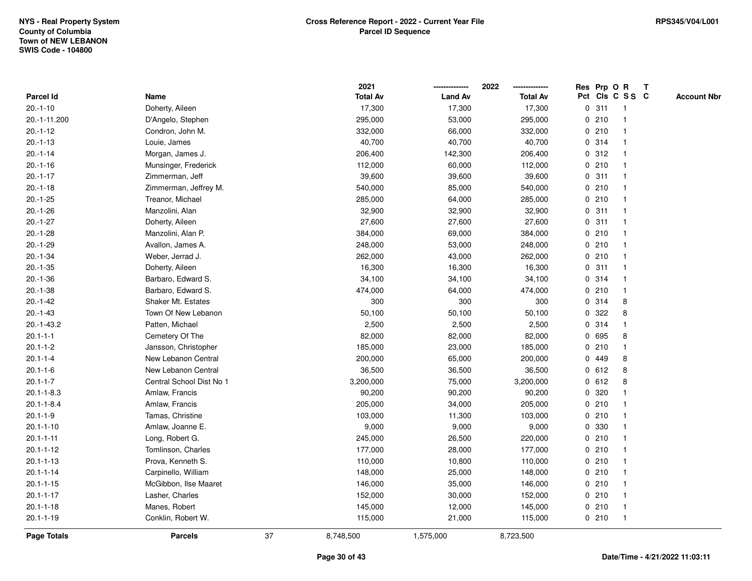NYS - Real Property System
County of Columbia
Town of NEW LEBANON
SWIS Code - 104800

**Cross Reference Report - 2022 - Current Year File**
**Parcel ID Sequence**

RPS345/V04/L001

| Parcel Id | Name | 2021 Total Av | 2022 Land Av | 2022 Total Av | Res Pct | Prp Cls | O C | R S S | T C | Account Nbr |
|---|---|---|---|---|---|---|---|---|---|---|
| 20.-1-10 | Doherty, Aileen | 17,300 | 17,300 | 17,300 | 0 | 311 | | 1 | | |
| 20.-1-11.200 | D'Angelo, Stephen | 295,000 | 53,000 | 295,000 | 0 | 210 | | 1 | | |
| 20.-1-12 | Condron, John M. | 332,000 | 66,000 | 332,000 | 0 | 210 | | 1 | | |
| 20.-1-13 | Louie, James | 40,700 | 40,700 | 40,700 | 0 | 314 | | 1 | | |
| 20.-1-14 | Morgan, James J. | 206,400 | 142,300 | 206,400 | 0 | 312 | | 1 | | |
| 20.-1-16 | Munsinger, Frederick | 112,000 | 60,000 | 112,000 | 0 | 210 | | 1 | | |
| 20.-1-17 | Zimmerman, Jeff | 39,600 | 39,600 | 39,600 | 0 | 311 | | 1 | | |
| 20.-1-18 | Zimmerman, Jeffrey M. | 540,000 | 85,000 | 540,000 | 0 | 210 | | 1 | | |
| 20.-1-25 | Treanor, Michael | 285,000 | 64,000 | 285,000 | 0 | 210 | | 1 | | |
| 20.-1-26 | Manzolini, Alan | 32,900 | 32,900 | 32,900 | 0 | 311 | | 1 | | |
| 20.-1-27 | Doherty, Aileen | 27,600 | 27,600 | 27,600 | 0 | 311 | | 1 | | |
| 20.-1-28 | Manzolini, Alan P. | 384,000 | 69,000 | 384,000 | 0 | 210 | | 1 | | |
| 20.-1-29 | Avallon, James A. | 248,000 | 53,000 | 248,000 | 0 | 210 | | 1 | | |
| 20.-1-34 | Weber, Jerrad J. | 262,000 | 43,000 | 262,000 | 0 | 210 | | 1 | | |
| 20.-1-35 | Doherty, Aileen | 16,300 | 16,300 | 16,300 | 0 | 311 | | 1 | | |
| 20.-1-36 | Barbaro, Edward S. | 34,100 | 34,100 | 34,100 | 0 | 314 | | 1 | | |
| 20.-1-38 | Barbaro, Edward S. | 474,000 | 64,000 | 474,000 | 0 | 210 | | 1 | | |
| 20.-1-42 | Shaker Mt. Estates | 300 | 300 | 300 | 0 | 314 | | 8 | | |
| 20.-1-43 | Town Of New Lebanon | 50,100 | 50,100 | 50,100 | 0 | 322 | | 8 | | |
| 20.-1-43.2 | Patten, Michael | 2,500 | 2,500 | 2,500 | 0 | 314 | | 1 | | |
| 20.1-1-1 | Cemetery Of The | 82,000 | 82,000 | 82,000 | 0 | 695 | | 8 | | |
| 20.1-1-2 | Jansson, Christopher | 185,000 | 23,000 | 185,000 | 0 | 210 | | 1 | | |
| 20.1-1-4 | New Lebanon Central | 200,000 | 65,000 | 200,000 | 0 | 449 | | 8 | | |
| 20.1-1-6 | New Lebanon Central | 36,500 | 36,500 | 36,500 | 0 | 612 | | 8 | | |
| 20.1-1-7 | Central School Dist No 1 | 3,200,000 | 75,000 | 3,200,000 | 0 | 612 | | 8 | | |
| 20.1-1-8.3 | Amlaw, Francis | 90,200 | 90,200 | 90,200 | 0 | 320 | | 1 | | |
| 20.1-1-8.4 | Amlaw, Francis | 205,000 | 34,000 | 205,000 | 0 | 210 | | 1 | | |
| 20.1-1-9 | Tamas, Christine | 103,000 | 11,300 | 103,000 | 0 | 210 | | 1 | | |
| 20.1-1-10 | Amlaw, Joanne E. | 9,000 | 9,000 | 9,000 | 0 | 330 | | 1 | | |
| 20.1-1-11 | Long, Robert G. | 245,000 | 26,500 | 220,000 | 0 | 210 | | 1 | | |
| 20.1-1-12 | Tomlinson, Charles | 177,000 | 28,000 | 177,000 | 0 | 210 | | 1 | | |
| 20.1-1-13 | Prova, Kenneth S. | 110,000 | 10,800 | 110,000 | 0 | 210 | | 1 | | |
| 20.1-1-14 | Carpinello, William | 148,000 | 25,000 | 148,000 | 0 | 210 | | 1 | | |
| 20.1-1-15 | McGibbon, Ilse Maaret | 146,000 | 35,000 | 146,000 | 0 | 210 | | 1 | | |
| 20.1-1-17 | Lasher, Charles | 152,000 | 30,000 | 152,000 | 0 | 210 | | 1 | | |
| 20.1-1-18 | Manes, Robert | 145,000 | 12,000 | 145,000 | 0 | 210 | | 1 | | |
| 20.1-1-19 | Conklin, Robert W. | 115,000 | 21,000 | 115,000 | 0 | 210 | | 1 | | |
| **Page Totals** | **Parcels** 37 | 8,748,500 | 1,575,000 | 8,723,500 | | | | | | |

Date/Time - 4/21/2022 11:03:11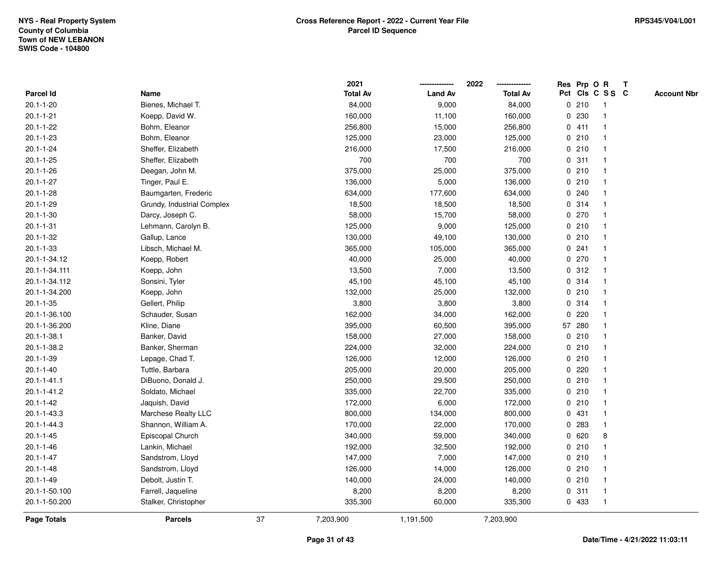NYS - Real Property System
County of Columbia
Town of NEW LEBANON
SWIS Code - 104800

**Cross Reference Report - 2022 - Current Year File**
**Parcel ID Sequence**

RPS345/V04/L001

| Parcel Id | Name | 2021 Total Av | 2022 Land Av | 2022 Total Av | Res Pct | Prp Cls | O C | R S S | T C | Account Nbr |
|---|---|---|---|---|---|---|---|---|---|---|
| 20.1-1-20 | Bienes, Michael T. | 84,000 | 9,000 | 84,000 | 0 | 210 | | 1 | | |
| 20.1-1-21 | Koepp, David W. | 160,000 | 11,100 | 160,000 | 0 | 230 | | 1 | | |
| 20.1-1-22 | Bohm, Eleanor | 256,800 | 15,000 | 256,800 | 0 | 411 | | 1 | | |
| 20.1-1-23 | Bohm, Eleanor | 125,000 | 23,000 | 125,000 | 0 | 210 | | 1 | | |
| 20.1-1-24 | Sheffer, Elizabeth | 216,000 | 17,500 | 216,000 | 0 | 210 | | 1 | | |
| 20.1-1-25 | Sheffer, Elizabeth | 700 | 700 | 700 | 0 | 311 | | 1 | | |
| 20.1-1-26 | Deegan, John M. | 375,000 | 25,000 | 375,000 | 0 | 210 | | 1 | | |
| 20.1-1-27 | Tinger, Paul E. | 136,000 | 5,000 | 136,000 | 0 | 210 | | 1 | | |
| 20.1-1-28 | Baumgarten, Frederic | 634,000 | 177,600 | 634,000 | 0 | 240 | | 1 | | |
| 20.1-1-29 | Grundy, Industrial Complex | 18,500 | 18,500 | 18,500 | 0 | 314 | | 1 | | |
| 20.1-1-30 | Darcy, Joseph C. | 58,000 | 15,700 | 58,000 | 0 | 270 | | 1 | | |
| 20.1-1-31 | Lehmann, Carolyn B. | 125,000 | 9,000 | 125,000 | 0 | 210 | | 1 | | |
| 20.1-1-32 | Gallup, Lance | 130,000 | 49,100 | 130,000 | 0 | 210 | | 1 | | |
| 20.1-1-33 | Libsch, Michael M. | 365,000 | 105,000 | 365,000 | 0 | 241 | | 1 | | |
| 20.1-1-34.12 | Koepp, Robert | 40,000 | 25,000 | 40,000 | 0 | 270 | | 1 | | |
| 20.1-1-34.111 | Koepp, John | 13,500 | 7,000 | 13,500 | 0 | 312 | | 1 | | |
| 20.1-1-34.112 | Sonsini, Tyler | 45,100 | 45,100 | 45,100 | 0 | 314 | | 1 | | |
| 20.1-1-34.200 | Koepp, John | 132,000 | 25,000 | 132,000 | 0 | 210 | | 1 | | |
| 20.1-1-35 | Gellert, Philip | 3,800 | 3,800 | 3,800 | 0 | 314 | | 1 | | |
| 20.1-1-36.100 | Schauder, Susan | 162,000 | 34,000 | 162,000 | 0 | 220 | | 1 | | |
| 20.1-1-36.200 | Kline, Diane | 395,000 | 60,500 | 395,000 | 57 | 280 | | 1 | | |
| 20.1-1-38.1 | Banker, David | 158,000 | 27,000 | 158,000 | 0 | 210 | | 1 | | |
| 20.1-1-38.2 | Banker, Sherman | 224,000 | 32,000 | 224,000 | 0 | 210 | | 1 | | |
| 20.1-1-39 | Lepage, Chad T. | 126,000 | 12,000 | 126,000 | 0 | 210 | | 1 | | |
| 20.1-1-40 | Tuttle, Barbara | 205,000 | 20,000 | 205,000 | 0 | 220 | | 1 | | |
| 20.1-1-41.1 | DiBuono, Donald J. | 250,000 | 29,500 | 250,000 | 0 | 210 | | 1 | | |
| 20.1-1-41.2 | Soldato, Michael | 335,000 | 22,700 | 335,000 | 0 | 210 | | 1 | | |
| 20.1-1-42 | Jaquish, David | 172,000 | 6,000 | 172,000 | 0 | 210 | | 1 | | |
| 20.1-1-43.3 | Marchese Realty LLC | 800,000 | 134,000 | 800,000 | 0 | 431 | | 1 | | |
| 20.1-1-44.3 | Shannon, William A. | 170,000 | 22,000 | 170,000 | 0 | 283 | | 1 | | |
| 20.1-1-45 | Episcopal Church | 340,000 | 59,000 | 340,000 | 0 | 620 | | 8 | | |
| 20.1-1-46 | Lankin, Michael | 192,000 | 32,500 | 192,000 | 0 | 210 | | 1 | | |
| 20.1-1-47 | Sandstrom, Lloyd | 147,000 | 7,000 | 147,000 | 0 | 210 | | 1 | | |
| 20.1-1-48 | Sandstrom, Lloyd | 126,000 | 14,000 | 126,000 | 0 | 210 | | 1 | | |
| 20.1-1-49 | Debolt, Justin T. | 140,000 | 24,000 | 140,000 | 0 | 210 | | 1 | | |
| 20.1-1-50.100 | Farrell, Jaqueline | 8,200 | 8,200 | 8,200 | 0 | 311 | | 1 | | |
| 20.1-1-50.200 | Stalker, Christopher | 335,300 | 60,000 | 335,300 | 0 | 433 | | 1 | | |
| **Page Totals** | **Parcels** 37 | 7,203,900 | 1,191,500 | 7,203,900 | | | | | | |

Date/Time - 4/21/2022 11:03:11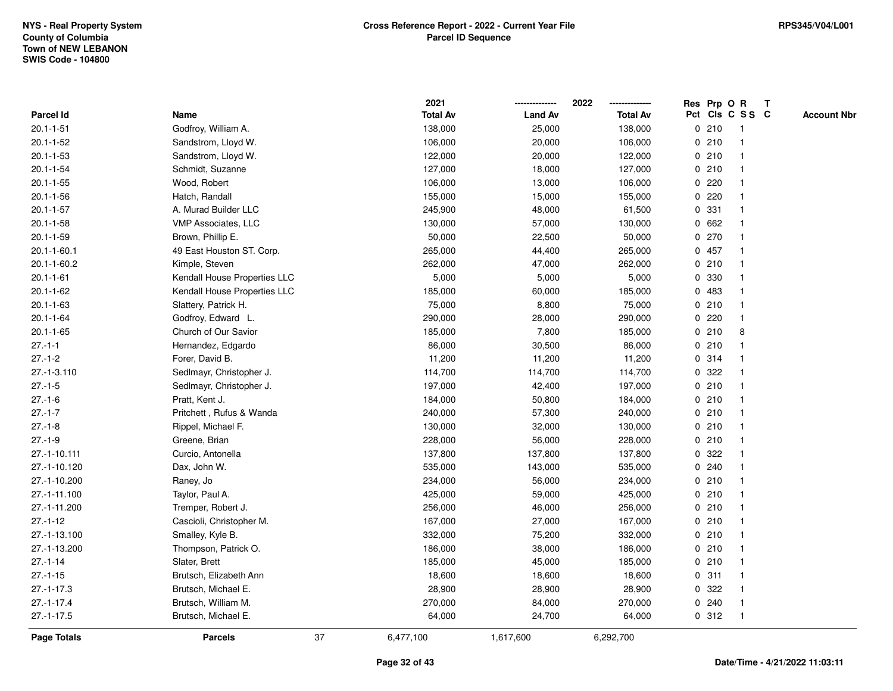NYS - Real Property System
County of Columbia
Town of NEW LEBANON
SWIS Code - 104800

**Cross Reference Report - 2022 - Current Year File**
**Parcel ID Sequence**

RPS345/V04/L001

| Parcel Id | Name | 2021 Total Av | 2022 Land Av | 2022 Total Av | Res Pct | Prp Cls | O C | R S S | T C | Account Nbr |
|---|---|---|---|---|---|---|---|---|---|---|
| 20.1-1-51 | Godfroy, William A. | 138,000 | 25,000 | 138,000 | 0 | 210 | | 1 | | |
| 20.1-1-52 | Sandstrom, Lloyd W. | 106,000 | 20,000 | 106,000 | 0 | 210 | | 1 | | |
| 20.1-1-53 | Sandstrom, Lloyd W. | 122,000 | 20,000 | 122,000 | 0 | 210 | | 1 | | |
| 20.1-1-54 | Schmidt, Suzanne | 127,000 | 18,000 | 127,000 | 0 | 210 | | 1 | | |
| 20.1-1-55 | Wood, Robert | 106,000 | 13,000 | 106,000 | 0 | 220 | | 1 | | |
| 20.1-1-56 | Hatch, Randall | 155,000 | 15,000 | 155,000 | 0 | 220 | | 1 | | |
| 20.1-1-57 | A. Murad Builder LLC | 245,900 | 48,000 | 61,500 | 0 | 331 | | 1 | | |
| 20.1-1-58 | VMP Associates, LLC | 130,000 | 57,000 | 130,000 | 0 | 662 | | 1 | | |
| 20.1-1-59 | Brown, Phillip E. | 50,000 | 22,500 | 50,000 | 0 | 270 | | 1 | | |
| 20.1-1-60.1 | 49 East Houston ST. Corp. | 265,000 | 44,400 | 265,000 | 0 | 457 | | 1 | | |
| 20.1-1-60.2 | Kimple, Steven | 262,000 | 47,000 | 262,000 | 0 | 210 | | 1 | | |
| 20.1-1-61 | Kendall House Properties LLC | 5,000 | 5,000 | 5,000 | 0 | 330 | | 1 | | |
| 20.1-1-62 | Kendall House Properties LLC | 185,000 | 60,000 | 185,000 | 0 | 483 | | 1 | | |
| 20.1-1-63 | Slattery, Patrick H. | 75,000 | 8,800 | 75,000 | 0 | 210 | | 1 | | |
| 20.1-1-64 | Godfroy, Edward L. | 290,000 | 28,000 | 290,000 | 0 | 220 | | 1 | | |
| 20.1-1-65 | Church of Our Savior | 185,000 | 7,800 | 185,000 | 0 | 210 | | 8 | | |
| 27.-1-1 | Hernandez, Edgardo | 86,000 | 30,500 | 86,000 | 0 | 210 | | 1 | | |
| 27.-1-2 | Forer, David B. | 11,200 | 11,200 | 11,200 | 0 | 314 | | 1 | | |
| 27.-1-3.110 | Sedlmayr, Christopher J. | 114,700 | 114,700 | 114,700 | 0 | 322 | | 1 | | |
| 27.-1-5 | Sedlmayr, Christopher J. | 197,000 | 42,400 | 197,000 | 0 | 210 | | 1 | | |
| 27.-1-6 | Pratt, Kent J. | 184,000 | 50,800 | 184,000 | 0 | 210 | | 1 | | |
| 27.-1-7 | Pritchett , Rufus & Wanda | 240,000 | 57,300 | 240,000 | 0 | 210 | | 1 | | |
| 27.-1-8 | Rippel, Michael F. | 130,000 | 32,000 | 130,000 | 0 | 210 | | 1 | | |
| 27.-1-9 | Greene, Brian | 228,000 | 56,000 | 228,000 | 0 | 210 | | 1 | | |
| 27.-1-10.111 | Curcio, Antonella | 137,800 | 137,800 | 137,800 | 0 | 322 | | 1 | | |
| 27.-1-10.120 | Dax, John W. | 535,000 | 143,000 | 535,000 | 0 | 240 | | 1 | | |
| 27.-1-10.200 | Raney, Jo | 234,000 | 56,000 | 234,000 | 0 | 210 | | 1 | | |
| 27.-1-11.100 | Taylor, Paul A. | 425,000 | 59,000 | 425,000 | 0 | 210 | | 1 | | |
| 27.-1-11.200 | Tremper, Robert J. | 256,000 | 46,000 | 256,000 | 0 | 210 | | 1 | | |
| 27.-1-12 | Cascioli, Christopher M. | 167,000 | 27,000 | 167,000 | 0 | 210 | | 1 | | |
| 27.-1-13.100 | Smalley, Kyle B. | 332,000 | 75,200 | 332,000 | 0 | 210 | | 1 | | |
| 27.-1-13.200 | Thompson, Patrick O. | 186,000 | 38,000 | 186,000 | 0 | 210 | | 1 | | |
| 27.-1-14 | Slater, Brett | 185,000 | 45,000 | 185,000 | 0 | 210 | | 1 | | |
| 27.-1-15 | Brutsch, Elizabeth Ann | 18,600 | 18,600 | 18,600 | 0 | 311 | | 1 | | |
| 27.-1-17.3 | Brutsch, Michael E. | 28,900 | 28,900 | 28,900 | 0 | 322 | | 1 | | |
| 27.-1-17.4 | Brutsch, William M. | 270,000 | 84,000 | 270,000 | 0 | 240 | | 1 | | |
| 27.-1-17.5 | Brutsch, Michael E. | 64,000 | 24,700 | 64,000 | 0 | 312 | | 1 | | |
| **Page Totals** | **Parcels** 37 | 6,477,100 | 1,617,600 | 6,292,700 | | | | | | |

Date/Time - 4/21/2022 11:03:11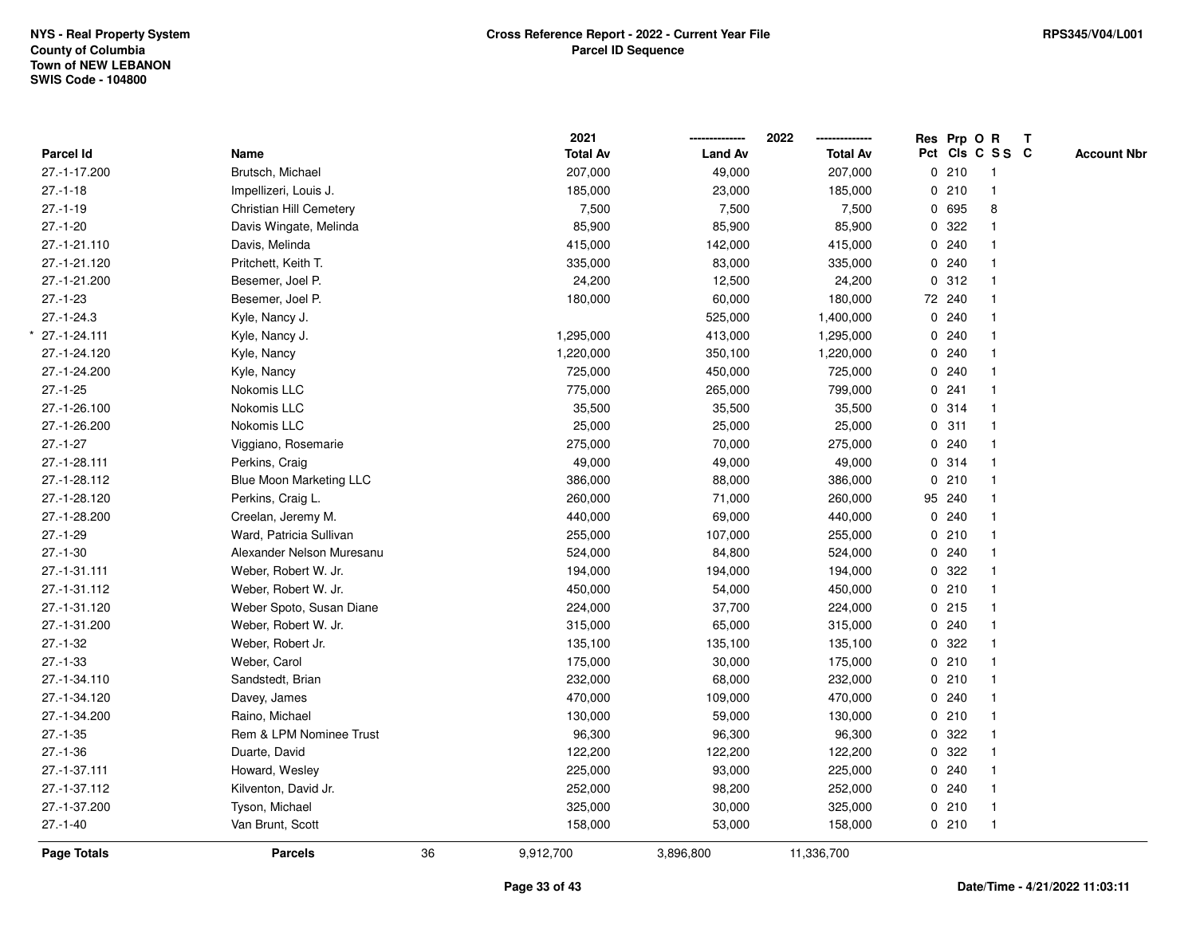NYS - Real Property System
County of Columbia
Town of NEW LEBANON
SWIS Code - 104800

# Cross Reference Report - 2022 - Current Year File
## Parcel ID Sequence

RPS345/V04/L001

| Parcel Id | Name | 2021 Total Av | 2022 Land Av | 2022 Total Av | Res Pct | Prp Cls | O C | R SS | T C | Account Nbr |
|---|---|---|---|---|---|---|---|---|---|---|
| 27.-1-17.200 | Brutsch, Michael | 207,000 | 49,000 | 207,000 | 0 | 210 | | 1 | | |
| 27.-1-18 | Impellizeri, Louis J. | 185,000 | 23,000 | 185,000 | 0 | 210 | | 1 | | |
| 27.-1-19 | Christian Hill Cemetery | 7,500 | 7,500 | 7,500 | 0 | 695 | | 8 | | |
| 27.-1-20 | Davis Wingate, Melinda | 85,900 | 85,900 | 85,900 | 0 | 322 | | 1 | | |
| 27.-1-21.110 | Davis, Melinda | 415,000 | 142,000 | 415,000 | 0 | 240 | | 1 | | |
| 27.-1-21.120 | Pritchett, Keith T. | 335,000 | 83,000 | 335,000 | 0 | 240 | | 1 | | |
| 27.-1-21.200 | Besemer, Joel P. | 24,200 | 12,500 | 24,200 | 0 | 312 | | 1 | | |
| 27.-1-23 | Besemer, Joel P. | 180,000 | 60,000 | 180,000 | 72 | 240 | | 1 | | |
| 27.-1-24.3 | Kyle, Nancy J. | | 525,000 | 1,400,000 | 0 | 240 | | 1 | | |
| * 27.-1-24.111 | Kyle, Nancy J. | 1,295,000 | 413,000 | 1,295,000 | 0 | 240 | | 1 | | |
| 27.-1-24.120 | Kyle, Nancy | 1,220,000 | 350,100 | 1,220,000 | 0 | 240 | | 1 | | |
| 27.-1-24.200 | Kyle, Nancy | 725,000 | 450,000 | 725,000 | 0 | 240 | | 1 | | |
| 27.-1-25 | Nokomis LLC | 775,000 | 265,000 | 799,000 | 0 | 241 | | 1 | | |
| 27.-1-26.100 | Nokomis LLC | 35,500 | 35,500 | 35,500 | 0 | 314 | | 1 | | |
| 27.-1-26.200 | Nokomis LLC | 25,000 | 25,000 | 25,000 | 0 | 311 | | 1 | | |
| 27.-1-27 | Viggiano, Rosemarie | 275,000 | 70,000 | 275,000 | 0 | 240 | | 1 | | |
| 27.-1-28.111 | Perkins, Craig | 49,000 | 49,000 | 49,000 | 0 | 314 | | 1 | | |
| 27.-1-28.112 | Blue Moon Marketing LLC | 386,000 | 88,000 | 386,000 | 0 | 210 | | 1 | | |
| 27.-1-28.120 | Perkins, Craig L. | 260,000 | 71,000 | 260,000 | 95 | 240 | | 1 | | |
| 27.-1-28.200 | Creelan, Jeremy M. | 440,000 | 69,000 | 440,000 | 0 | 240 | | 1 | | |
| 27.-1-29 | Ward, Patricia Sullivan | 255,000 | 107,000 | 255,000 | 0 | 210 | | 1 | | |
| 27.-1-30 | Alexander Nelson Muresanu | 524,000 | 84,800 | 524,000 | 0 | 240 | | 1 | | |
| 27.-1-31.111 | Weber, Robert W. Jr. | 194,000 | 194,000 | 194,000 | 0 | 322 | | 1 | | |
| 27.-1-31.112 | Weber, Robert W. Jr. | 450,000 | 54,000 | 450,000 | 0 | 210 | | 1 | | |
| 27.-1-31.120 | Weber Spoto, Susan Diane | 224,000 | 37,700 | 224,000 | 0 | 215 | | 1 | | |
| 27.-1-31.200 | Weber, Robert W. Jr. | 315,000 | 65,000 | 315,000 | 0 | 240 | | 1 | | |
| 27.-1-32 | Weber, Robert Jr. | 135,100 | 135,100 | 135,100 | 0 | 322 | | 1 | | |
| 27.-1-33 | Weber, Carol | 175,000 | 30,000 | 175,000 | 0 | 210 | | 1 | | |
| 27.-1-34.110 | Sandstedt, Brian | 232,000 | 68,000 | 232,000 | 0 | 210 | | 1 | | |
| 27.-1-34.120 | Davey, James | 470,000 | 109,000 | 470,000 | 0 | 240 | | 1 | | |
| 27.-1-34.200 | Raino, Michael | 130,000 | 59,000 | 130,000 | 0 | 210 | | 1 | | |
| 27.-1-35 | Rem & LPM Nominee Trust | 96,300 | 96,300 | 96,300 | 0 | 322 | | 1 | | |
| 27.-1-36 | Duarte, David | 122,200 | 122,200 | 122,200 | 0 | 322 | | 1 | | |
| 27.-1-37.111 | Howard, Wesley | 225,000 | 93,000 | 225,000 | 0 | 240 | | 1 | | |
| 27.-1-37.112 | Kilventon, David Jr. | 252,000 | 98,200 | 252,000 | 0 | 240 | | 1 | | |
| 27.-1-37.200 | Tyson, Michael | 325,000 | 30,000 | 325,000 | 0 | 210 | | 1 | | |
| 27.-1-40 | Van Brunt, Scott | 158,000 | 53,000 | 158,000 | 0 | 210 | | 1 | | |

| Page Totals | Parcels | 36 | 9,912,700 | 3,896,800 | 11,336,700 |
|---|---|---|---|---|---|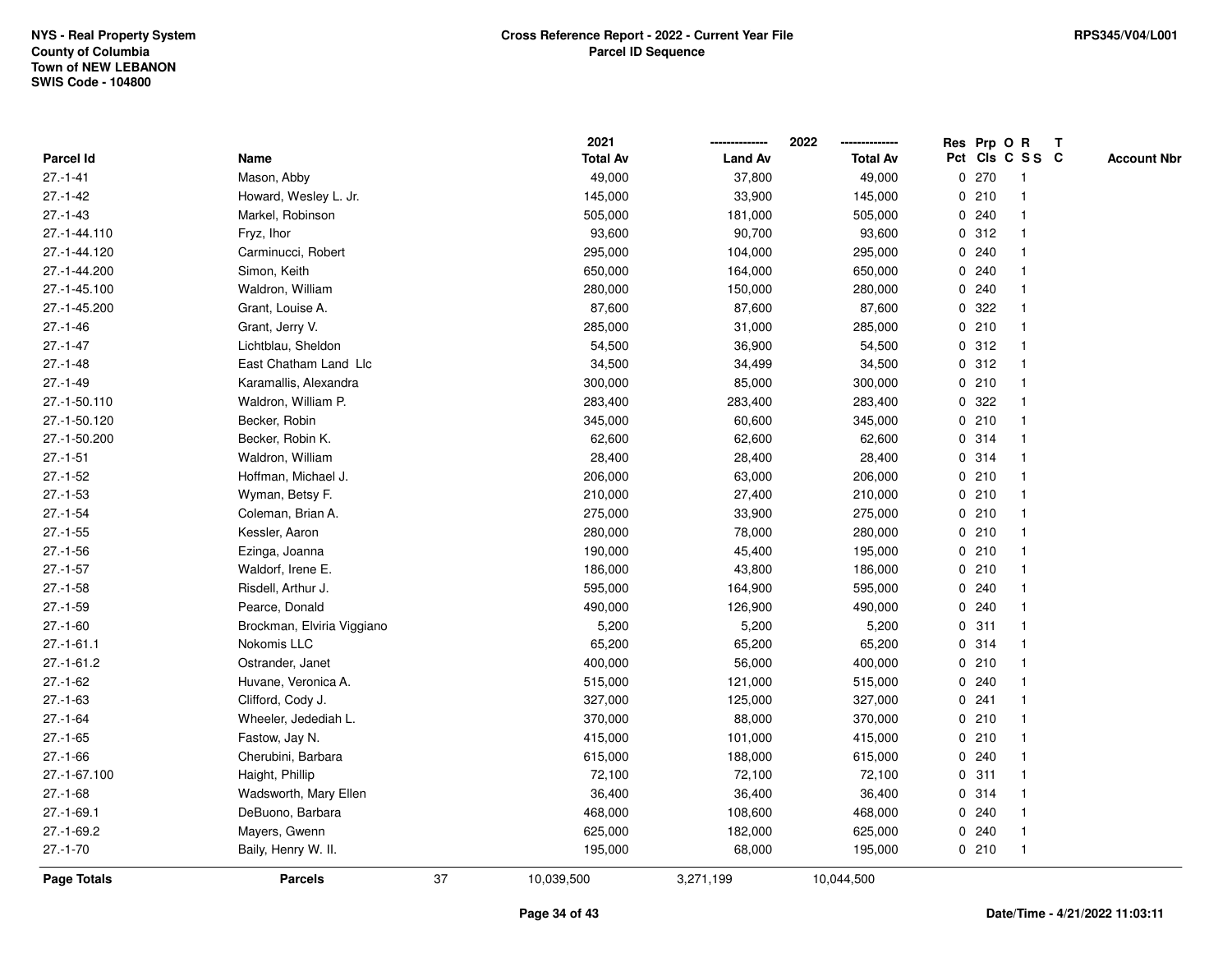NYS - Real Property System
County of Columbia
Town of NEW LEBANON
SWIS Code - 104800

**Cross Reference Report - 2022 - Current Year File**
**Parcel ID Sequence**

RPS345/V04/L001

| Parcel Id | Name | 2021 Total Av | 2022 Land Av | 2022 Total Av | Res Pct | Prp Cls | O C | R S S | T C | Account Nbr |
|---|---|---|---|---|---|---|---|---|---|---|
| 27.-1-41 | Mason, Abby | 49,000 | 37,800 | 49,000 | 0 | 270 | | 1 | | |
| 27.-1-42 | Howard, Wesley L. Jr. | 145,000 | 33,900 | 145,000 | 0 | 210 | | 1 | | |
| 27.-1-43 | Markel, Robinson | 505,000 | 181,000 | 505,000 | 0 | 240 | | 1 | | |
| 27.-1-44.110 | Fryz, Ihor | 93,600 | 90,700 | 93,600 | 0 | 312 | | 1 | | |
| 27.-1-44.120 | Carminucci, Robert | 295,000 | 104,000 | 295,000 | 0 | 240 | | 1 | | |
| 27.-1-44.200 | Simon, Keith | 650,000 | 164,000 | 650,000 | 0 | 240 | | 1 | | |
| 27.-1-45.100 | Waldron, William | 280,000 | 150,000 | 280,000 | 0 | 240 | | 1 | | |
| 27.-1-45.200 | Grant, Louise A. | 87,600 | 87,600 | 87,600 | 0 | 322 | | 1 | | |
| 27.-1-46 | Grant, Jerry V. | 285,000 | 31,000 | 285,000 | 0 | 210 | | 1 | | |
| 27.-1-47 | Lichtblau, Sheldon | 54,500 | 36,900 | 54,500 | 0 | 312 | | 1 | | |
| 27.-1-48 | East Chatham Land Llc | 34,500 | 34,499 | 34,500 | 0 | 312 | | 1 | | |
| 27.-1-49 | Karamallis, Alexandra | 300,000 | 85,000 | 300,000 | 0 | 210 | | 1 | | |
| 27.-1-50.110 | Waldron, William P. | 283,400 | 283,400 | 283,400 | 0 | 322 | | 1 | | |
| 27.-1-50.120 | Becker, Robin | 345,000 | 60,600 | 345,000 | 0 | 210 | | 1 | | |
| 27.-1-50.200 | Becker, Robin K. | 62,600 | 62,600 | 62,600 | 0 | 314 | | 1 | | |
| 27.-1-51 | Waldron, William | 28,400 | 28,400 | 28,400 | 0 | 314 | | 1 | | |
| 27.-1-52 | Hoffman, Michael J. | 206,000 | 63,000 | 206,000 | 0 | 210 | | 1 | | |
| 27.-1-53 | Wyman, Betsy F. | 210,000 | 27,400 | 210,000 | 0 | 210 | | 1 | | |
| 27.-1-54 | Coleman, Brian A. | 275,000 | 33,900 | 275,000 | 0 | 210 | | 1 | | |
| 27.-1-55 | Kessler, Aaron | 280,000 | 78,000 | 280,000 | 0 | 210 | | 1 | | |
| 27.-1-56 | Ezinga, Joanna | 190,000 | 45,400 | 195,000 | 0 | 210 | | 1 | | |
| 27.-1-57 | Waldorf, Irene E. | 186,000 | 43,800 | 186,000 | 0 | 210 | | 1 | | |
| 27.-1-58 | Risdell, Arthur J. | 595,000 | 164,900 | 595,000 | 0 | 240 | | 1 | | |
| 27.-1-59 | Pearce, Donald | 490,000 | 126,900 | 490,000 | 0 | 240 | | 1 | | |
| 27.-1-60 | Brockman, Elviria Viggiano | 5,200 | 5,200 | 5,200 | 0 | 311 | | 1 | | |
| 27.-1-61.1 | Nokomis LLC | 65,200 | 65,200 | 65,200 | 0 | 314 | | 1 | | |
| 27.-1-61.2 | Ostrander, Janet | 400,000 | 56,000 | 400,000 | 0 | 210 | | 1 | | |
| 27.-1-62 | Huvane, Veronica A. | 515,000 | 121,000 | 515,000 | 0 | 240 | | 1 | | |
| 27.-1-63 | Clifford, Cody J. | 327,000 | 125,000 | 327,000 | 0 | 241 | | 1 | | |
| 27.-1-64 | Wheeler, Jedediah L. | 370,000 | 88,000 | 370,000 | 0 | 210 | | 1 | | |
| 27.-1-65 | Fastow, Jay N. | 415,000 | 101,000 | 415,000 | 0 | 210 | | 1 | | |
| 27.-1-66 | Cherubini, Barbara | 615,000 | 188,000 | 615,000 | 0 | 240 | | 1 | | |
| 27.-1-67.100 | Haight, Phillip | 72,100 | 72,100 | 72,100 | 0 | 311 | | 1 | | |
| 27.-1-68 | Wadsworth, Mary Ellen | 36,400 | 36,400 | 36,400 | 0 | 314 | | 1 | | |
| 27.-1-69.1 | DeBuono, Barbara | 468,000 | 108,600 | 468,000 | 0 | 240 | | 1 | | |
| 27.-1-69.2 | Mayers, Gwenn | 625,000 | 182,000 | 625,000 | 0 | 240 | | 1 | | |
| 27.-1-70 | Baily, Henry W. II. | 195,000 | 68,000 | 195,000 | 0 | 210 | | 1 | | |
| **Page Totals** | **Parcels** 37 | 10,039,500 | 3,271,199 | 10,044,500 | | | | | | |

Date/Time - 4/21/2022 11:03:11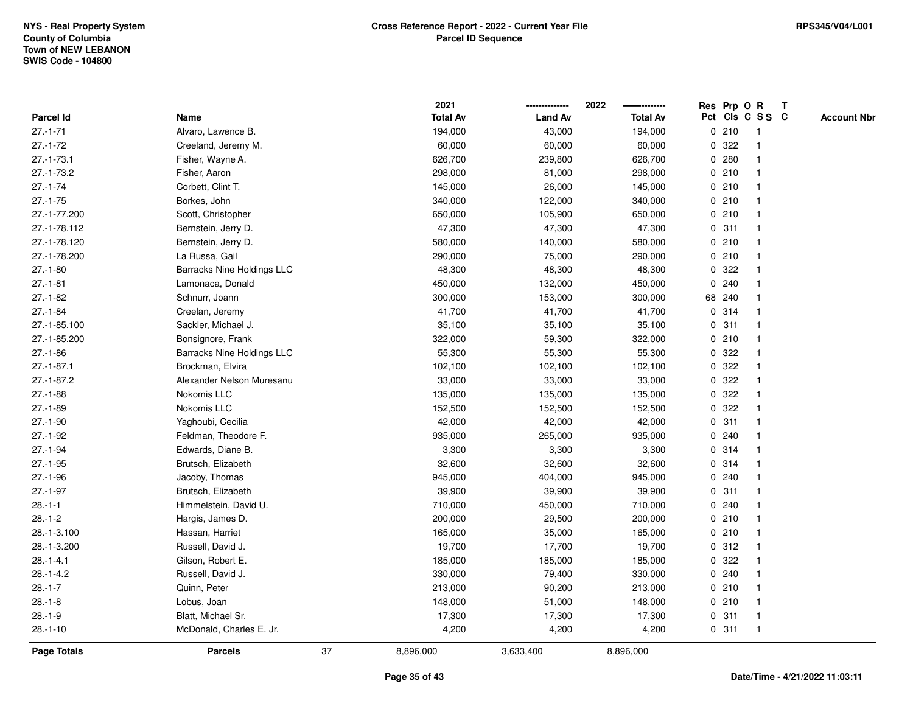NYS - Real Property System
County of Columbia
Town of NEW LEBANON
SWIS Code - 104800

# Cross Reference Report - 2022 - Current Year File
## Parcel ID Sequence

RPS345/V04/L001

| Parcel Id | Name | 2021 Total Av | 2022 Land Av | 2022 Total Av | Res Pct | Prp Cls | O C | R S S | T C | Account Nbr |
|---|---|---|---|---|---|---|---|---|---|---|
| 27.-1-71 | Alvaro, Lawence B. | 194,000 | 43,000 | 194,000 | 0 | 210 | | 1 | | |
| 27.-1-72 | Creeland, Jeremy M. | 60,000 | 60,000 | 60,000 | 0 | 322 | | 1 | | |
| 27.-1-73.1 | Fisher, Wayne A. | 626,700 | 239,800 | 626,700 | 0 | 280 | | 1 | | |
| 27.-1-73.2 | Fisher, Aaron | 298,000 | 81,000 | 298,000 | 0 | 210 | | 1 | | |
| 27.-1-74 | Corbett, Clint T. | 145,000 | 26,000 | 145,000 | 0 | 210 | | 1 | | |
| 27.-1-75 | Borkes, John | 340,000 | 122,000 | 340,000 | 0 | 210 | | 1 | | |
| 27.-1-77.200 | Scott, Christopher | 650,000 | 105,900 | 650,000 | 0 | 210 | | 1 | | |
| 27.-1-78.112 | Bernstein, Jerry D. | 47,300 | 47,300 | 47,300 | 0 | 311 | | 1 | | |
| 27.-1-78.120 | Bernstein, Jerry D. | 580,000 | 140,000 | 580,000 | 0 | 210 | | 1 | | |
| 27.-1-78.200 | La Russa, Gail | 290,000 | 75,000 | 290,000 | 0 | 210 | | 1 | | |
| 27.-1-80 | Barracks Nine Holdings LLC | 48,300 | 48,300 | 48,300 | 0 | 322 | | 1 | | |
| 27.-1-81 | Lamonaca, Donald | 450,000 | 132,000 | 450,000 | 0 | 240 | | 1 | | |
| 27.-1-82 | Schnurr, Joann | 300,000 | 153,000 | 300,000 | 68 | 240 | | 1 | | |
| 27.-1-84 | Creelan, Jeremy | 41,700 | 41,700 | 41,700 | 0 | 314 | | 1 | | |
| 27.-1-85.100 | Sackler, Michael J. | 35,100 | 35,100 | 35,100 | 0 | 311 | | 1 | | |
| 27.-1-85.200 | Bonsignore, Frank | 322,000 | 59,300 | 322,000 | 0 | 210 | | 1 | | |
| 27.-1-86 | Barracks Nine Holdings LLC | 55,300 | 55,300 | 55,300 | 0 | 322 | | 1 | | |
| 27.-1-87.1 | Brockman, Elvira | 102,100 | 102,100 | 102,100 | 0 | 322 | | 1 | | |
| 27.-1-87.2 | Alexander Nelson Muresanu | 33,000 | 33,000 | 33,000 | 0 | 322 | | 1 | | |
| 27.-1-88 | Nokomis LLC | 135,000 | 135,000 | 135,000 | 0 | 322 | | 1 | | |
| 27.-1-89 | Nokomis LLC | 152,500 | 152,500 | 152,500 | 0 | 322 | | 1 | | |
| 27.-1-90 | Yaghoubi, Cecilia | 42,000 | 42,000 | 42,000 | 0 | 311 | | 1 | | |
| 27.-1-92 | Feldman, Theodore F. | 935,000 | 265,000 | 935,000 | 0 | 240 | | 1 | | |
| 27.-1-94 | Edwards, Diane B. | 3,300 | 3,300 | 3,300 | 0 | 314 | | 1 | | |
| 27.-1-95 | Brutsch, Elizabeth | 32,600 | 32,600 | 32,600 | 0 | 314 | | 1 | | |
| 27.-1-96 | Jacoby, Thomas | 945,000 | 404,000 | 945,000 | 0 | 240 | | 1 | | |
| 27.-1-97 | Brutsch, Elizabeth | 39,900 | 39,900 | 39,900 | 0 | 311 | | 1 | | |
| 28.-1-1 | Himmelstein, David U. | 710,000 | 450,000 | 710,000 | 0 | 240 | | 1 | | |
| 28.-1-2 | Hargis, James D. | 200,000 | 29,500 | 200,000 | 0 | 210 | | 1 | | |
| 28.-1-3.100 | Hassan, Harriet | 165,000 | 35,000 | 165,000 | 0 | 210 | | 1 | | |
| 28.-1-3.200 | Russell, David J. | 19,700 | 17,700 | 19,700 | 0 | 312 | | 1 | | |
| 28.-1-4.1 | Gilson, Robert E. | 185,000 | 185,000 | 185,000 | 0 | 322 | | 1 | | |
| 28.-1-4.2 | Russell, David J. | 330,000 | 79,400 | 330,000 | 0 | 240 | | 1 | | |
| 28.-1-7 | Quinn, Peter | 213,000 | 90,200 | 213,000 | 0 | 210 | | 1 | | |
| 28.-1-8 | Lobus, Joan | 148,000 | 51,000 | 148,000 | 0 | 210 | | 1 | | |
| 28.-1-9 | Blatt, Michael Sr. | 17,300 | 17,300 | 17,300 | 0 | 311 | | 1 | | |
| 28.-1-10 | McDonald, Charles E. Jr. | 4,200 | 4,200 | 4,200 | 0 | 311 | | 1 | | |
| **Page Totals** | **Parcels** 37 | 8,896,000 | 3,633,400 | 8,896,000 | | | | | | |

Date/Time - 4/21/2022 11:03:11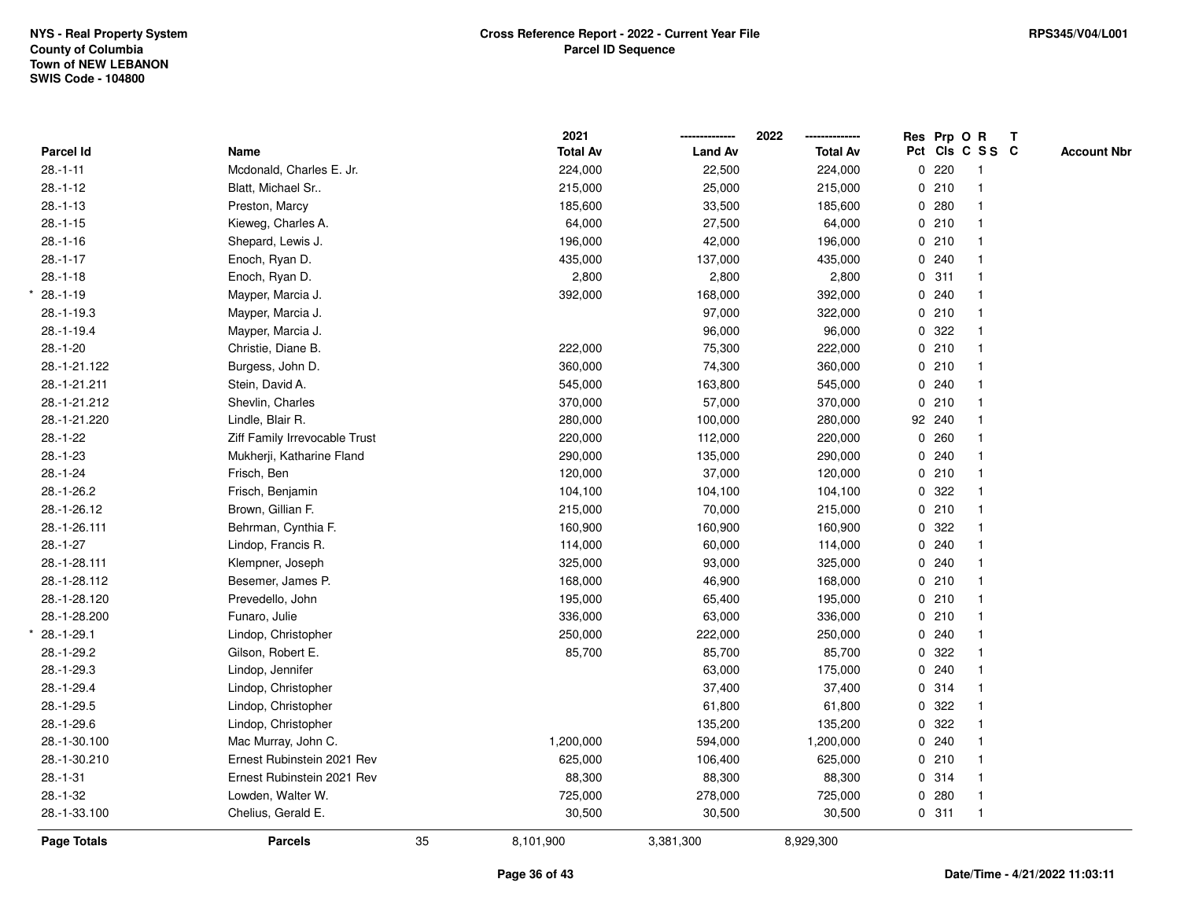NYS - Real Property System
County of Columbia
Town of NEW LEBANON
SWIS Code - 104800

**Cross Reference Report - 2022 - Current Year File**
**Parcel ID Sequence**

RPS345/V04/L001

| Parcel Id | Name | 2021 Total Av | 2022 Land Av | 2022 Total Av | Res Pct | Prp Cls | O C | R S S | T C | Account Nbr |
|---|---|---|---|---|---|---|---|---|---|---|
| 28.-1-11 | Mcdonald, Charles E. Jr. | 224,000 | 22,500 | 224,000 | 0 | 220 | | 1 | | |
| 28.-1-12 | Blatt, Michael Sr.. | 215,000 | 25,000 | 215,000 | 0 | 210 | | 1 | | |
| 28.-1-13 | Preston, Marcy | 185,600 | 33,500 | 185,600 | 0 | 280 | | 1 | | |
| 28.-1-15 | Kieweg, Charles A. | 64,000 | 27,500 | 64,000 | 0 | 210 | | 1 | | |
| 28.-1-16 | Shepard, Lewis J. | 196,000 | 42,000 | 196,000 | 0 | 210 | | 1 | | |
| 28.-1-17 | Enoch, Ryan D. | 435,000 | 137,000 | 435,000 | 0 | 240 | | 1 | | |
| 28.-1-18 | Enoch, Ryan D. | 2,800 | 2,800 | 2,800 | 0 | 311 | | 1 | | |
| * 28.-1-19 | Mayper, Marcia J. | 392,000 | 168,000 | 392,000 | 0 | 240 | | 1 | | |
| 28.-1-19.3 | Mayper, Marcia J. | | 97,000 | 322,000 | 0 | 210 | | 1 | | |
| 28.-1-19.4 | Mayper, Marcia J. | | 96,000 | 96,000 | 0 | 322 | | 1 | | |
| 28.-1-20 | Christie, Diane B. | 222,000 | 75,300 | 222,000 | 0 | 210 | | 1 | | |
| 28.-1-21.122 | Burgess, John D. | 360,000 | 74,300 | 360,000 | 0 | 210 | | 1 | | |
| 28.-1-21.211 | Stein, David A. | 545,000 | 163,800 | 545,000 | 0 | 240 | | 1 | | |
| 28.-1-21.212 | Shevlin, Charles | 370,000 | 57,000 | 370,000 | 0 | 210 | | 1 | | |
| 28.-1-21.220 | Lindle, Blair R. | 280,000 | 100,000 | 280,000 | 92 | 240 | | 1 | | |
| 28.-1-22 | Ziff Family Irrevocable Trust | 220,000 | 112,000 | 220,000 | 0 | 260 | | 1 | | |
| 28.-1-23 | Mukherji, Katharine Fland | 290,000 | 135,000 | 290,000 | 0 | 240 | | 1 | | |
| 28.-1-24 | Frisch, Ben | 120,000 | 37,000 | 120,000 | 0 | 210 | | 1 | | |
| 28.-1-26.2 | Frisch, Benjamin | 104,100 | 104,100 | 104,100 | 0 | 322 | | 1 | | |
| 28.-1-26.12 | Brown, Gillian F. | 215,000 | 70,000 | 215,000 | 0 | 210 | | 1 | | |
| 28.-1-26.111 | Behrman, Cynthia F. | 160,900 | 160,900 | 160,900 | 0 | 322 | | 1 | | |
| 28.-1-27 | Lindop, Francis R. | 114,000 | 60,000 | 114,000 | 0 | 240 | | 1 | | |
| 28.-1-28.111 | Klempner, Joseph | 325,000 | 93,000 | 325,000 | 0 | 240 | | 1 | | |
| 28.-1-28.112 | Besemer, James P. | 168,000 | 46,900 | 168,000 | 0 | 210 | | 1 | | |
| 28.-1-28.120 | Prevedello, John | 195,000 | 65,400 | 195,000 | 0 | 210 | | 1 | | |
| 28.-1-28.200 | Funaro, Julie | 336,000 | 63,000 | 336,000 | 0 | 210 | | 1 | | |
| * 28.-1-29.1 | Lindop, Christopher | 250,000 | 222,000 | 250,000 | 0 | 240 | | 1 | | |
| 28.-1-29.2 | Gilson, Robert E. | 85,700 | 85,700 | 85,700 | 0 | 322 | | 1 | | |
| 28.-1-29.3 | Lindop, Jennifer | | 63,000 | 175,000 | 0 | 240 | | 1 | | |
| 28.-1-29.4 | Lindop, Christopher | | 37,400 | 37,400 | 0 | 314 | | 1 | | |
| 28.-1-29.5 | Lindop, Christopher | | 61,800 | 61,800 | 0 | 322 | | 1 | | |
| 28.-1-29.6 | Lindop, Christopher | | 135,200 | 135,200 | 0 | 322 | | 1 | | |
| 28.-1-30.100 | Mac Murray, John C. | 1,200,000 | 594,000 | 1,200,000 | 0 | 240 | | 1 | | |
| 28.-1-30.210 | Ernest Rubinstein 2021 Rev | 625,000 | 106,400 | 625,000 | 0 | 210 | | 1 | | |
| 28.-1-31 | Ernest Rubinstein 2021 Rev | 88,300 | 88,300 | 88,300 | 0 | 314 | | 1 | | |
| 28.-1-32 | Lowden, Walter W. | 725,000 | 278,000 | 725,000 | 0 | 280 | | 1 | | |
| 28.-1-33.100 | Chelius, Gerald E. | 30,500 | 30,500 | 30,500 | 0 | 311 | | 1 | | |
| **Page Totals** | **Parcels** 35 | 8,101,900 | 3,381,300 | 8,929,300 | | | | | | |

Date/Time - 4/21/2022 11:03:11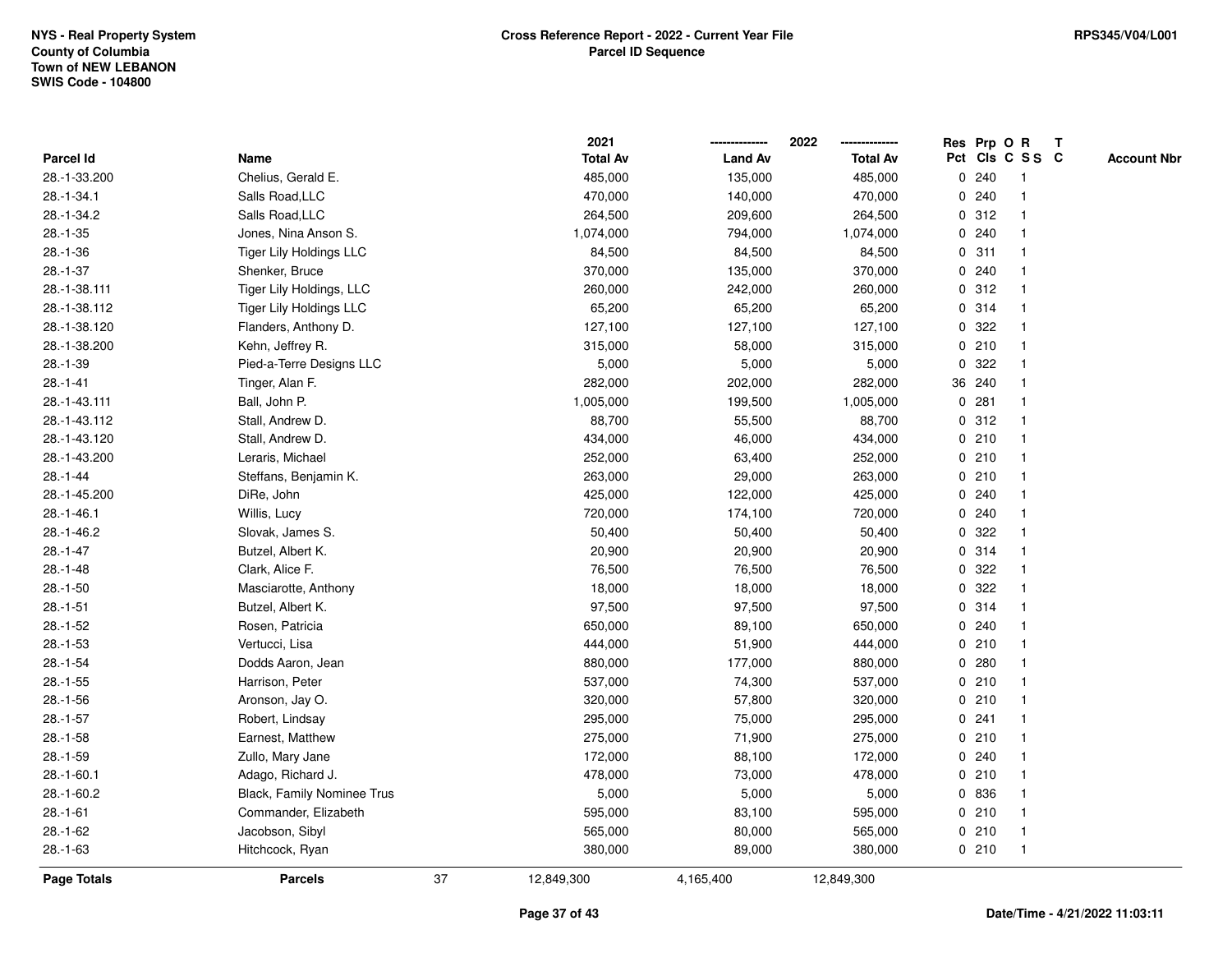NYS - Real Property System
County of Columbia
Town of NEW LEBANON
SWIS Code - 104800

**Cross Reference Report - 2022 - Current Year File**
**Parcel ID Sequence**

RPS345/V04/L001

| Parcel Id | Name | 2021 Total Av | 2022 Land Av | 2022 Total Av | Res Pct | Prp Cls | O C | R S S | T C | Account Nbr |
|---|---|---|---|---|---|---|---|---|---|---|
| 28.-1-33.200 | Chelius, Gerald E. | 485,000 | 135,000 | 485,000 | 0 | 240 | | 1 | | |
| 28.-1-34.1 | Salls Road,LLC | 470,000 | 140,000 | 470,000 | 0 | 240 | | 1 | | |
| 28.-1-34.2 | Salls Road,LLC | 264,500 | 209,600 | 264,500 | 0 | 312 | | 1 | | |
| 28.-1-35 | Jones, Nina Anson S. | 1,074,000 | 794,000 | 1,074,000 | 0 | 240 | | 1 | | |
| 28.-1-36 | Tiger Lily Holdings LLC | 84,500 | 84,500 | 84,500 | 0 | 311 | | 1 | | |
| 28.-1-37 | Shenker, Bruce | 370,000 | 135,000 | 370,000 | 0 | 240 | | 1 | | |
| 28.-1-38.111 | Tiger Lily Holdings, LLC | 260,000 | 242,000 | 260,000 | 0 | 312 | | 1 | | |
| 28.-1-38.112 | Tiger Lily Holdings LLC | 65,200 | 65,200 | 65,200 | 0 | 314 | | 1 | | |
| 28.-1-38.120 | Flanders, Anthony D. | 127,100 | 127,100 | 127,100 | 0 | 322 | | 1 | | |
| 28.-1-38.200 | Kehn, Jeffrey R. | 315,000 | 58,000 | 315,000 | 0 | 210 | | 1 | | |
| 28.-1-39 | Pied-a-Terre Designs LLC | 5,000 | 5,000 | 5,000 | 0 | 322 | | 1 | | |
| 28.-1-41 | Tinger, Alan F. | 282,000 | 202,000 | 282,000 | 36 | 240 | | 1 | | |
| 28.-1-43.111 | Ball, John P. | 1,005,000 | 199,500 | 1,005,000 | 0 | 281 | | 1 | | |
| 28.-1-43.112 | Stall, Andrew D. | 88,700 | 55,500 | 88,700 | 0 | 312 | | 1 | | |
| 28.-1-43.120 | Stall, Andrew D. | 434,000 | 46,000 | 434,000 | 0 | 210 | | 1 | | |
| 28.-1-43.200 | Leraris, Michael | 252,000 | 63,400 | 252,000 | 0 | 210 | | 1 | | |
| 28.-1-44 | Steffans, Benjamin K. | 263,000 | 29,000 | 263,000 | 0 | 210 | | 1 | | |
| 28.-1-45.200 | DiRe, John | 425,000 | 122,000 | 425,000 | 0 | 240 | | 1 | | |
| 28.-1-46.1 | Willis, Lucy | 720,000 | 174,100 | 720,000 | 0 | 240 | | 1 | | |
| 28.-1-46.2 | Slovak, James S. | 50,400 | 50,400 | 50,400 | 0 | 322 | | 1 | | |
| 28.-1-47 | Butzel, Albert K. | 20,900 | 20,900 | 20,900 | 0 | 314 | | 1 | | |
| 28.-1-48 | Clark, Alice F. | 76,500 | 76,500 | 76,500 | 0 | 322 | | 1 | | |
| 28.-1-50 | Masciarotte, Anthony | 18,000 | 18,000 | 18,000 | 0 | 322 | | 1 | | |
| 28.-1-51 | Butzel, Albert K. | 97,500 | 97,500 | 97,500 | 0 | 314 | | 1 | | |
| 28.-1-52 | Rosen, Patricia | 650,000 | 89,100 | 650,000 | 0 | 240 | | 1 | | |
| 28.-1-53 | Vertucci, Lisa | 444,000 | 51,900 | 444,000 | 0 | 210 | | 1 | | |
| 28.-1-54 | Dodds Aaron, Jean | 880,000 | 177,000 | 880,000 | 0 | 280 | | 1 | | |
| 28.-1-55 | Harrison, Peter | 537,000 | 74,300 | 537,000 | 0 | 210 | | 1 | | |
| 28.-1-56 | Aronson, Jay O. | 320,000 | 57,800 | 320,000 | 0 | 210 | | 1 | | |
| 28.-1-57 | Robert, Lindsay | 295,000 | 75,000 | 295,000 | 0 | 241 | | 1 | | |
| 28.-1-58 | Earnest, Matthew | 275,000 | 71,900 | 275,000 | 0 | 210 | | 1 | | |
| 28.-1-59 | Zullo, Mary Jane | 172,000 | 88,100 | 172,000 | 0 | 240 | | 1 | | |
| 28.-1-60.1 | Adago, Richard J. | 478,000 | 73,000 | 478,000 | 0 | 210 | | 1 | | |
| 28.-1-60.2 | Black, Family Nominee Trus | 5,000 | 5,000 | 5,000 | 0 | 836 | | 1 | | |
| 28.-1-61 | Commander, Elizabeth | 595,000 | 83,100 | 595,000 | 0 | 210 | | 1 | | |
| 28.-1-62 | Jacobson, Sibyl | 565,000 | 80,000 | 565,000 | 0 | 210 | | 1 | | |
| 28.-1-63 | Hitchcock, Ryan | 380,000 | 89,000 | 380,000 | 0 | 210 | | 1 | | |
| **Page Totals** | **Parcels** 37 | 12,849,300 | 4,165,400 | 12,849,300 | | | | | | |

Date/Time - 4/21/2022 11:03:11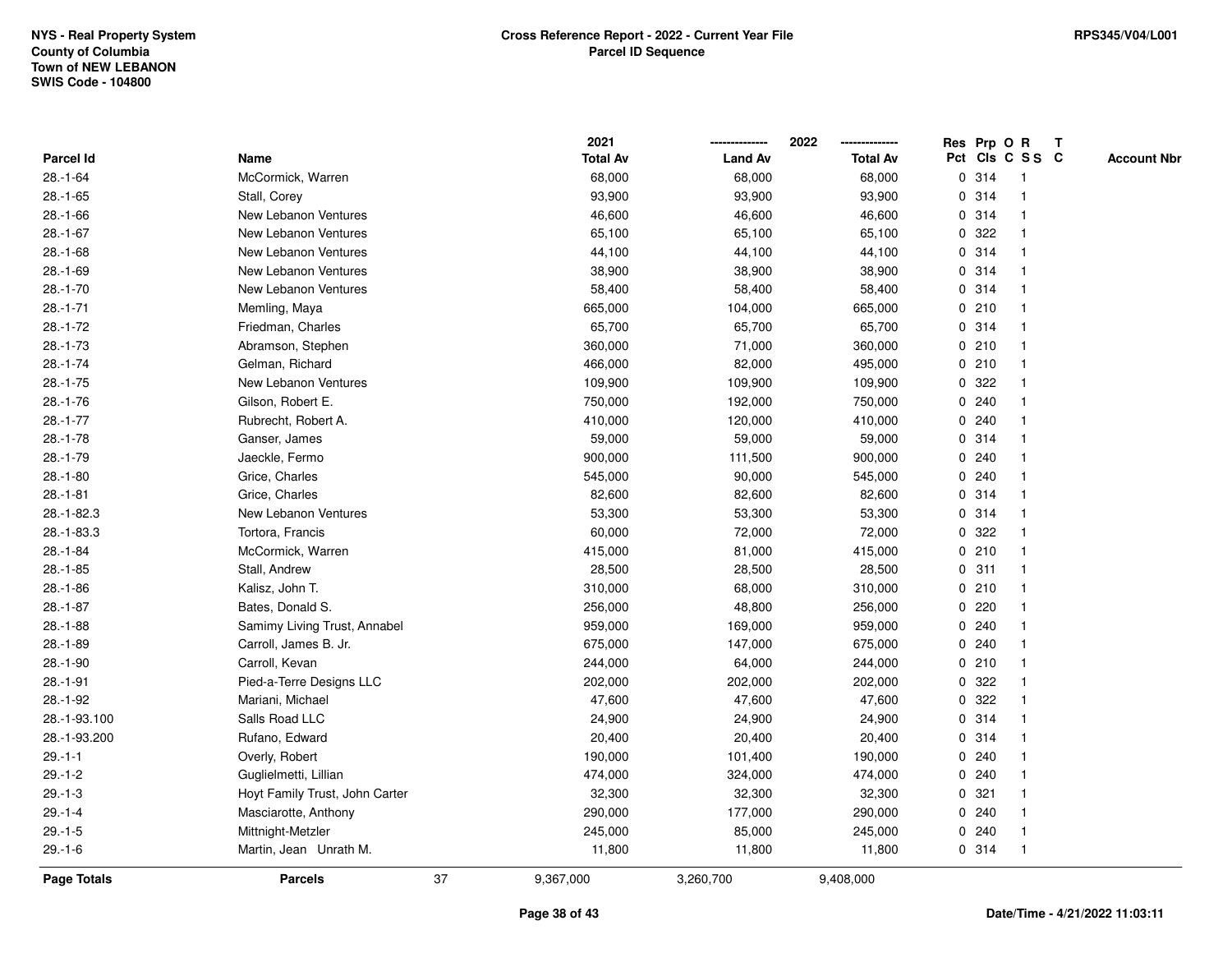NYS - Real Property System
County of Columbia
Town of NEW LEBANON
SWIS Code - 104800

**Cross Reference Report - 2022 - Current Year File**
**Parcel ID Sequence**

RPS345/V04/L001

| Parcel Id | Name | 2021 Total Av | 2022 Land Av | 2022 Total Av | Res Pct | Prp Cls | O C | R S S | T C | Account Nbr |
|---|---|---|---|---|---|---|---|---|---|---|
| 28.-1-64 | McCormick, Warren | 68,000 | 68,000 | 68,000 | 0 | 314 | | 1 | | |
| 28.-1-65 | Stall, Corey | 93,900 | 93,900 | 93,900 | 0 | 314 | | 1 | | |
| 28.-1-66 | New Lebanon Ventures | 46,600 | 46,600 | 46,600 | 0 | 314 | | 1 | | |
| 28.-1-67 | New Lebanon Ventures | 65,100 | 65,100 | 65,100 | 0 | 322 | | 1 | | |
| 28.-1-68 | New Lebanon Ventures | 44,100 | 44,100 | 44,100 | 0 | 314 | | 1 | | |
| 28.-1-69 | New Lebanon Ventures | 38,900 | 38,900 | 38,900 | 0 | 314 | | 1 | | |
| 28.-1-70 | New Lebanon Ventures | 58,400 | 58,400 | 58,400 | 0 | 314 | | 1 | | |
| 28.-1-71 | Memling, Maya | 665,000 | 104,000 | 665,000 | 0 | 210 | | 1 | | |
| 28.-1-72 | Friedman, Charles | 65,700 | 65,700 | 65,700 | 0 | 314 | | 1 | | |
| 28.-1-73 | Abramson, Stephen | 360,000 | 71,000 | 360,000 | 0 | 210 | | 1 | | |
| 28.-1-74 | Gelman, Richard | 466,000 | 82,000 | 495,000 | 0 | 210 | | 1 | | |
| 28.-1-75 | New Lebanon Ventures | 109,900 | 109,900 | 109,900 | 0 | 322 | | 1 | | |
| 28.-1-76 | Gilson, Robert E. | 750,000 | 192,000 | 750,000 | 0 | 240 | | 1 | | |
| 28.-1-77 | Rubrecht, Robert A. | 410,000 | 120,000 | 410,000 | 0 | 240 | | 1 | | |
| 28.-1-78 | Ganser, James | 59,000 | 59,000 | 59,000 | 0 | 314 | | 1 | | |
| 28.-1-79 | Jaeckle, Fermo | 900,000 | 111,500 | 900,000 | 0 | 240 | | 1 | | |
| 28.-1-80 | Grice, Charles | 545,000 | 90,000 | 545,000 | 0 | 240 | | 1 | | |
| 28.-1-81 | Grice, Charles | 82,600 | 82,600 | 82,600 | 0 | 314 | | 1 | | |
| 28.-1-82.3 | New Lebanon Ventures | 53,300 | 53,300 | 53,300 | 0 | 314 | | 1 | | |
| 28.-1-83.3 | Tortora, Francis | 60,000 | 72,000 | 72,000 | 0 | 322 | | 1 | | |
| 28.-1-84 | McCormick, Warren | 415,000 | 81,000 | 415,000 | 0 | 210 | | 1 | | |
| 28.-1-85 | Stall, Andrew | 28,500 | 28,500 | 28,500 | 0 | 311 | | 1 | | |
| 28.-1-86 | Kalisz, John T. | 310,000 | 68,000 | 310,000 | 0 | 210 | | 1 | | |
| 28.-1-87 | Bates, Donald S. | 256,000 | 48,800 | 256,000 | 0 | 220 | | 1 | | |
| 28.-1-88 | Samimy Living Trust, Annabel | 959,000 | 169,000 | 959,000 | 0 | 240 | | 1 | | |
| 28.-1-89 | Carroll, James B. Jr. | 675,000 | 147,000 | 675,000 | 0 | 240 | | 1 | | |
| 28.-1-90 | Carroll, Kevan | 244,000 | 64,000 | 244,000 | 0 | 210 | | 1 | | |
| 28.-1-91 | Pied-a-Terre Designs LLC | 202,000 | 202,000 | 202,000 | 0 | 322 | | 1 | | |
| 28.-1-92 | Mariani, Michael | 47,600 | 47,600 | 47,600 | 0 | 322 | | 1 | | |
| 28.-1-93.100 | Salls Road LLC | 24,900 | 24,900 | 24,900 | 0 | 314 | | 1 | | |
| 28.-1-93.200 | Rufano, Edward | 20,400 | 20,400 | 20,400 | 0 | 314 | | 1 | | |
| 29.-1-1 | Overly, Robert | 190,000 | 101,400 | 190,000 | 0 | 240 | | 1 | | |
| 29.-1-2 | Guglielmetti, Lillian | 474,000 | 324,000 | 474,000 | 0 | 240 | | 1 | | |
| 29.-1-3 | Hoyt Family Trust, John Carter | 32,300 | 32,300 | 32,300 | 0 | 321 | | 1 | | |
| 29.-1-4 | Masciarotte, Anthony | 290,000 | 177,000 | 290,000 | 0 | 240 | | 1 | | |
| 29.-1-5 | Mittnight-Metzler | 245,000 | 85,000 | 245,000 | 0 | 240 | | 1 | | |
| 29.-1-6 | Martin, Jean Unrath M. | 11,800 | 11,800 | 11,800 | 0 | 314 | | 1 | | |
| **Page Totals** | **Parcels** 37 | 9,367,000 | 3,260,700 | 9,408,000 | | | | | | |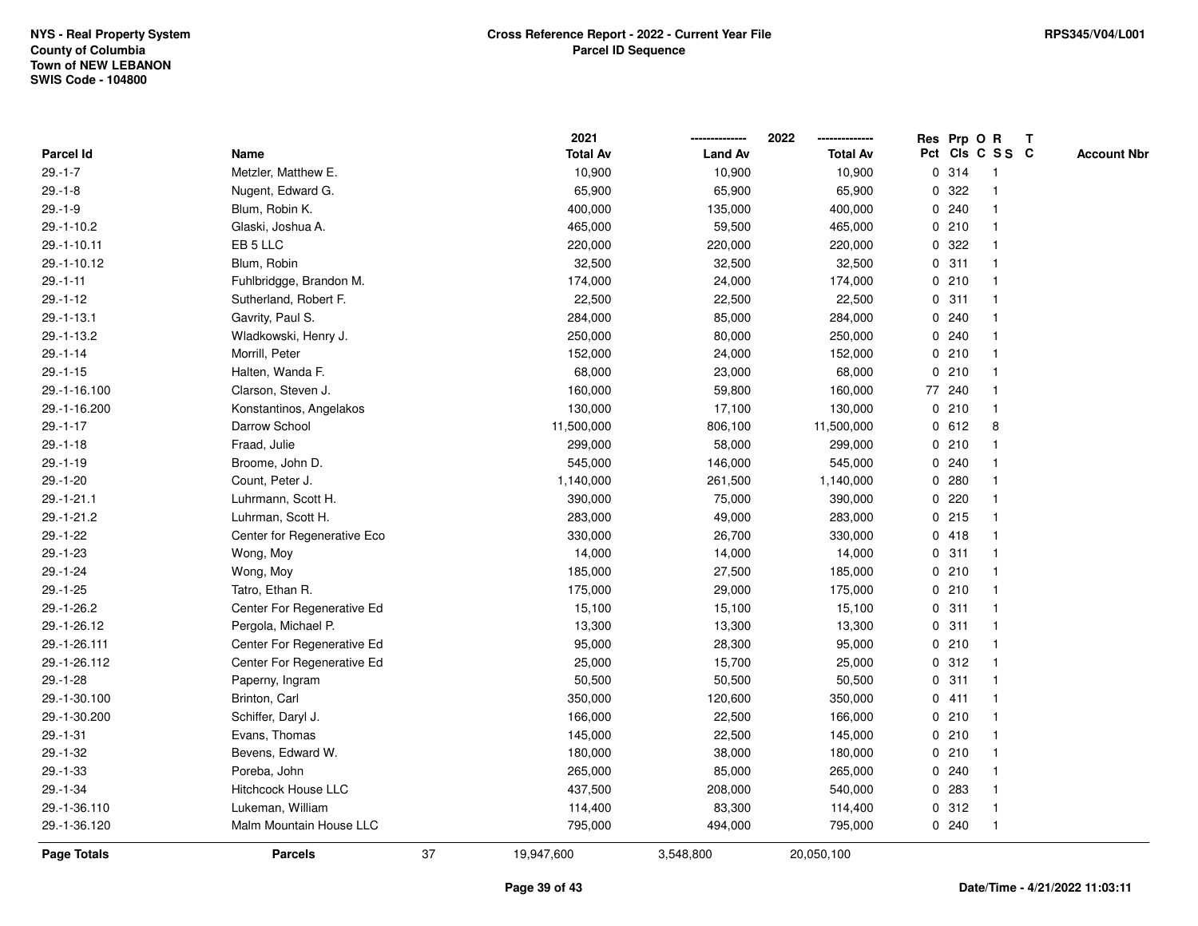NYS - Real Property System
County of Columbia
Town of NEW LEBANON
SWIS Code - 104800

**Cross Reference Report - 2022 - Current Year File**
**Parcel ID Sequence**

RPS345/V04/L001

| Parcel Id | Name | 2021 Total Av | 2022 Land Av | 2022 Total Av | Res Pct | Prp Cls | O C | R S S | T C | Account Nbr |
|---|---|---|---|---|---|---|---|---|---|---|
| 29.-1-7 | Metzler, Matthew E. | 10,900 | 10,900 | 10,900 | 0 | 314 | | 1 | | |
| 29.-1-8 | Nugent, Edward G. | 65,900 | 65,900 | 65,900 | 0 | 322 | | 1 | | |
| 29.-1-9 | Blum, Robin K. | 400,000 | 135,000 | 400,000 | 0 | 240 | | 1 | | |
| 29.-1-10.2 | Glaski, Joshua A. | 465,000 | 59,500 | 465,000 | 0 | 210 | | 1 | | |
| 29.-1-10.11 | EB 5 LLC | 220,000 | 220,000 | 220,000 | 0 | 322 | | 1 | | |
| 29.-1-10.12 | Blum, Robin | 32,500 | 32,500 | 32,500 | 0 | 311 | | 1 | | |
| 29.-1-11 | Fuhlbridgge, Brandon M. | 174,000 | 24,000 | 174,000 | 0 | 210 | | 1 | | |
| 29.-1-12 | Sutherland, Robert F. | 22,500 | 22,500 | 22,500 | 0 | 311 | | 1 | | |
| 29.-1-13.1 | Gavrity, Paul S. | 284,000 | 85,000 | 284,000 | 0 | 240 | | 1 | | |
| 29.-1-13.2 | Wladkowski, Henry J. | 250,000 | 80,000 | 250,000 | 0 | 240 | | 1 | | |
| 29.-1-14 | Morrill, Peter | 152,000 | 24,000 | 152,000 | 0 | 210 | | 1 | | |
| 29.-1-15 | Halten, Wanda F. | 68,000 | 23,000 | 68,000 | 0 | 210 | | 1 | | |
| 29.-1-16.100 | Clarson, Steven J. | 160,000 | 59,800 | 160,000 | 77 | 240 | | 1 | | |
| 29.-1-16.200 | Konstantinos, Angelakos | 130,000 | 17,100 | 130,000 | 0 | 210 | | 1 | | |
| 29.-1-17 | Darrow School | 11,500,000 | 806,100 | 11,500,000 | 0 | 612 | | 8 | | |
| 29.-1-18 | Fraad, Julie | 299,000 | 58,000 | 299,000 | 0 | 210 | | 1 | | |
| 29.-1-19 | Broome, John D. | 545,000 | 146,000 | 545,000 | 0 | 240 | | 1 | | |
| 29.-1-20 | Count, Peter J. | 1,140,000 | 261,500 | 1,140,000 | 0 | 280 | | 1 | | |
| 29.-1-21.1 | Luhrmann, Scott H. | 390,000 | 75,000 | 390,000 | 0 | 220 | | 1 | | |
| 29.-1-21.2 | Luhrman, Scott H. | 283,000 | 49,000 | 283,000 | 0 | 215 | | 1 | | |
| 29.-1-22 | Center for Regenerative Eco | 330,000 | 26,700 | 330,000 | 0 | 418 | | 1 | | |
| 29.-1-23 | Wong, Moy | 14,000 | 14,000 | 14,000 | 0 | 311 | | 1 | | |
| 29.-1-24 | Wong, Moy | 185,000 | 27,500 | 185,000 | 0 | 210 | | 1 | | |
| 29.-1-25 | Tatro, Ethan R. | 175,000 | 29,000 | 175,000 | 0 | 210 | | 1 | | |
| 29.-1-26.2 | Center For Regenerative Ed | 15,100 | 15,100 | 15,100 | 0 | 311 | | 1 | | |
| 29.-1-26.12 | Pergola, Michael P. | 13,300 | 13,300 | 13,300 | 0 | 311 | | 1 | | |
| 29.-1-26.111 | Center For Regenerative Ed | 95,000 | 28,300 | 95,000 | 0 | 210 | | 1 | | |
| 29.-1-26.112 | Center For Regenerative Ed | 25,000 | 15,700 | 25,000 | 0 | 312 | | 1 | | |
| 29.-1-28 | Paperny, Ingram | 50,500 | 50,500 | 50,500 | 0 | 311 | | 1 | | |
| 29.-1-30.100 | Brinton, Carl | 350,000 | 120,600 | 350,000 | 0 | 411 | | 1 | | |
| 29.-1-30.200 | Schiffer, Daryl J. | 166,000 | 22,500 | 166,000 | 0 | 210 | | 1 | | |
| 29.-1-31 | Evans, Thomas | 145,000 | 22,500 | 145,000 | 0 | 210 | | 1 | | |
| 29.-1-32 | Bevens, Edward W. | 180,000 | 38,000 | 180,000 | 0 | 210 | | 1 | | |
| 29.-1-33 | Poreba, John | 265,000 | 85,000 | 265,000 | 0 | 240 | | 1 | | |
| 29.-1-34 | Hitchcock House LLC | 437,500 | 208,000 | 540,000 | 0 | 283 | | 1 | | |
| 29.-1-36.110 | Lukeman, William | 114,400 | 83,300 | 114,400 | 0 | 312 | | 1 | | |
| 29.-1-36.120 | Malm Mountain House LLC | 795,000 | 494,000 | 795,000 | 0 | 240 | | 1 | | |
| **Page Totals** | **Parcels** 37 | 19,947,600 | 3,548,800 | 20,050,100 | | | | | | |

Date/Time - 4/21/2022 11:03:11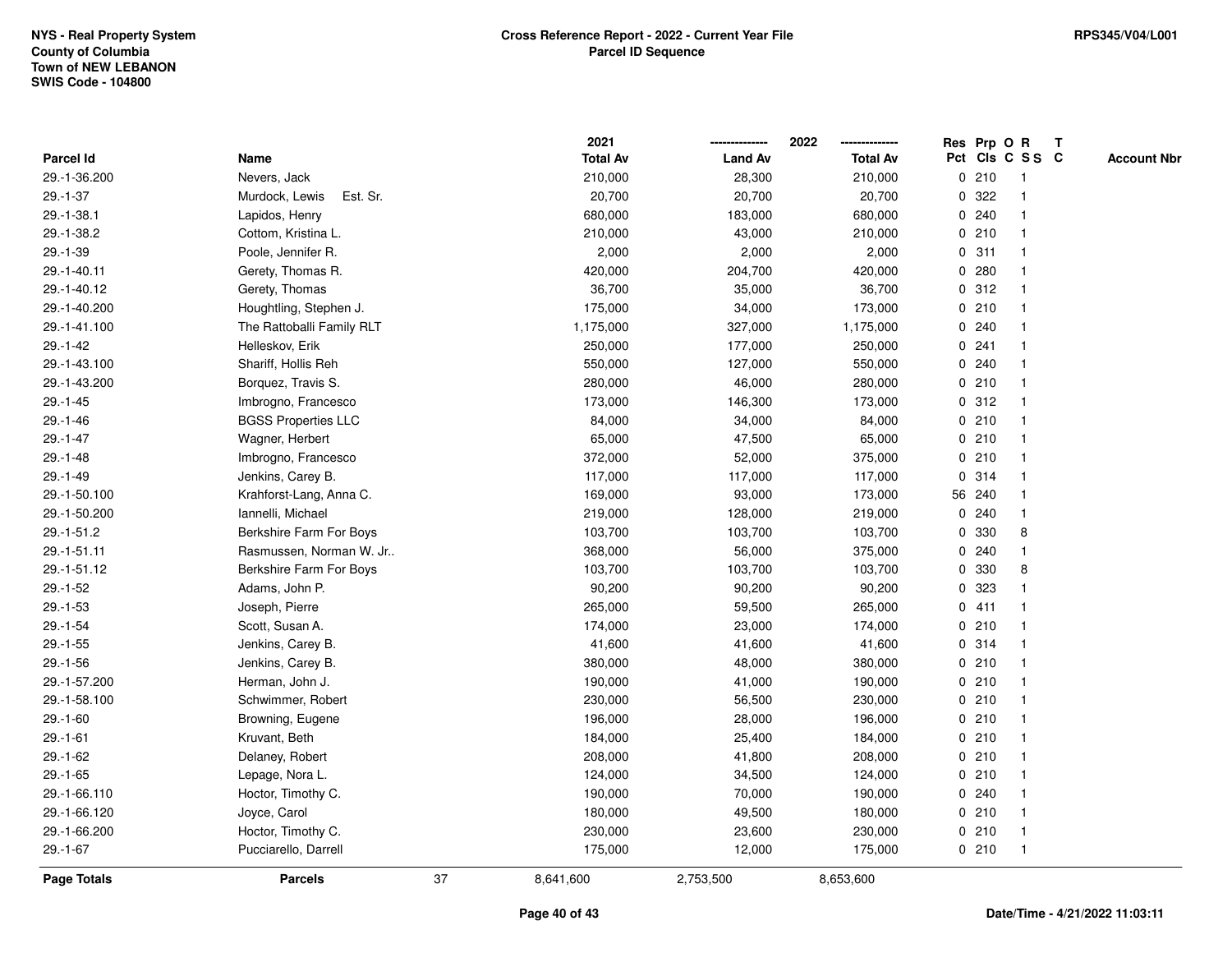**NYS - Real Property System**
**County of Columbia**
**Town of NEW LEBANON**
**SWIS Code - 104800**

**Cross Reference Report - 2022 - Current Year File**
**Parcel ID Sequence**

**RPS345/V04/L001**

| Parcel Id | Name | 2021 Total Av | 2022 Land Av | 2022 Total Av | Res Pct | Prp Cls | O C | R SS | T C | Account Nbr |
|---|---|---|---|---|---|---|---|---|---|---|
| 29.-1-36.200 | Nevers, Jack | 210,000 | 28,300 | 210,000 | 0 | 210 | | 1 | | |
| 29.-1-37 | Murdock, Lewis Est. Sr. | 20,700 | 20,700 | 20,700 | 0 | 322 | | 1 | | |
| 29.-1-38.1 | Lapidos, Henry | 680,000 | 183,000 | 680,000 | 0 | 240 | | 1 | | |
| 29.-1-38.2 | Cottom, Kristina L. | 210,000 | 43,000 | 210,000 | 0 | 210 | | 1 | | |
| 29.-1-39 | Poole, Jennifer R. | 2,000 | 2,000 | 2,000 | 0 | 311 | | 1 | | |
| 29.-1-40.11 | Gerety, Thomas R. | 420,000 | 204,700 | 420,000 | 0 | 280 | | 1 | | |
| 29.-1-40.12 | Gerety, Thomas | 36,700 | 35,000 | 36,700 | 0 | 312 | | 1 | | |
| 29.-1-40.200 | Houghtling, Stephen J. | 175,000 | 34,000 | 173,000 | 0 | 210 | | 1 | | |
| 29.-1-41.100 | The Rattoballi Family RLT | 1,175,000 | 327,000 | 1,175,000 | 0 | 240 | | 1 | | |
| 29.-1-42 | Helleskov, Erik | 250,000 | 177,000 | 250,000 | 0 | 241 | | 1 | | |
| 29.-1-43.100 | Shariff, Hollis Reh | 550,000 | 127,000 | 550,000 | 0 | 240 | | 1 | | |
| 29.-1-43.200 | Borquez, Travis S. | 280,000 | 46,000 | 280,000 | 0 | 210 | | 1 | | |
| 29.-1-45 | Imbrogno, Francesco | 173,000 | 146,300 | 173,000 | 0 | 312 | | 1 | | |
| 29.-1-46 | BGSS Properties LLC | 84,000 | 34,000 | 84,000 | 0 | 210 | | 1 | | |
| 29.-1-47 | Wagner, Herbert | 65,000 | 47,500 | 65,000 | 0 | 210 | | 1 | | |
| 29.-1-48 | Imbrogno, Francesco | 372,000 | 52,000 | 375,000 | 0 | 210 | | 1 | | |
| 29.-1-49 | Jenkins, Carey B. | 117,000 | 117,000 | 117,000 | 0 | 314 | | 1 | | |
| 29.-1-50.100 | Krahforst-Lang, Anna C. | 169,000 | 93,000 | 173,000 | 56 | 240 | | 1 | | |
| 29.-1-50.200 | Iannelli, Michael | 219,000 | 128,000 | 219,000 | 0 | 240 | | 1 | | |
| 29.-1-51.2 | Berkshire Farm For Boys | 103,700 | 103,700 | 103,700 | 0 | 330 | | 8 | | |
| 29.-1-51.11 | Rasmussen, Norman W. Jr.. | 368,000 | 56,000 | 375,000 | 0 | 240 | | 1 | | |
| 29.-1-51.12 | Berkshire Farm For Boys | 103,700 | 103,700 | 103,700 | 0 | 330 | | 8 | | |
| 29.-1-52 | Adams, John P. | 90,200 | 90,200 | 90,200 | 0 | 323 | | 1 | | |
| 29.-1-53 | Joseph, Pierre | 265,000 | 59,500 | 265,000 | 0 | 411 | | 1 | | |
| 29.-1-54 | Scott, Susan A. | 174,000 | 23,000 | 174,000 | 0 | 210 | | 1 | | |
| 29.-1-55 | Jenkins, Carey B. | 41,600 | 41,600 | 41,600 | 0 | 314 | | 1 | | |
| 29.-1-56 | Jenkins, Carey B. | 380,000 | 48,000 | 380,000 | 0 | 210 | | 1 | | |
| 29.-1-57.200 | Herman, John J. | 190,000 | 41,000 | 190,000 | 0 | 210 | | 1 | | |
| 29.-1-58.100 | Schwimmer, Robert | 230,000 | 56,500 | 230,000 | 0 | 210 | | 1 | | |
| 29.-1-60 | Browning, Eugene | 196,000 | 28,000 | 196,000 | 0 | 210 | | 1 | | |
| 29.-1-61 | Kruvant, Beth | 184,000 | 25,400 | 184,000 | 0 | 210 | | 1 | | |
| 29.-1-62 | Delaney, Robert | 208,000 | 41,800 | 208,000 | 0 | 210 | | 1 | | |
| 29.-1-65 | Lepage, Nora L. | 124,000 | 34,500 | 124,000 | 0 | 210 | | 1 | | |
| 29.-1-66.110 | Hoctor, Timothy C. | 190,000 | 70,000 | 190,000 | 0 | 240 | | 1 | | |
| 29.-1-66.120 | Joyce, Carol | 180,000 | 49,500 | 180,000 | 0 | 210 | | 1 | | |
| 29.-1-66.200 | Hoctor, Timothy C. | 230,000 | 23,600 | 230,000 | 0 | 210 | | 1 | | |
| 29.-1-67 | Pucciarello, Darrell | 175,000 | 12,000 | 175,000 | 0 | 210 | | 1 | | |
| **Page Totals** | **Parcels** 37 | 8,641,600 | 2,753,500 | 8,653,600 | | | | | | |

**Date/Time - 4/21/2022 11:03:11**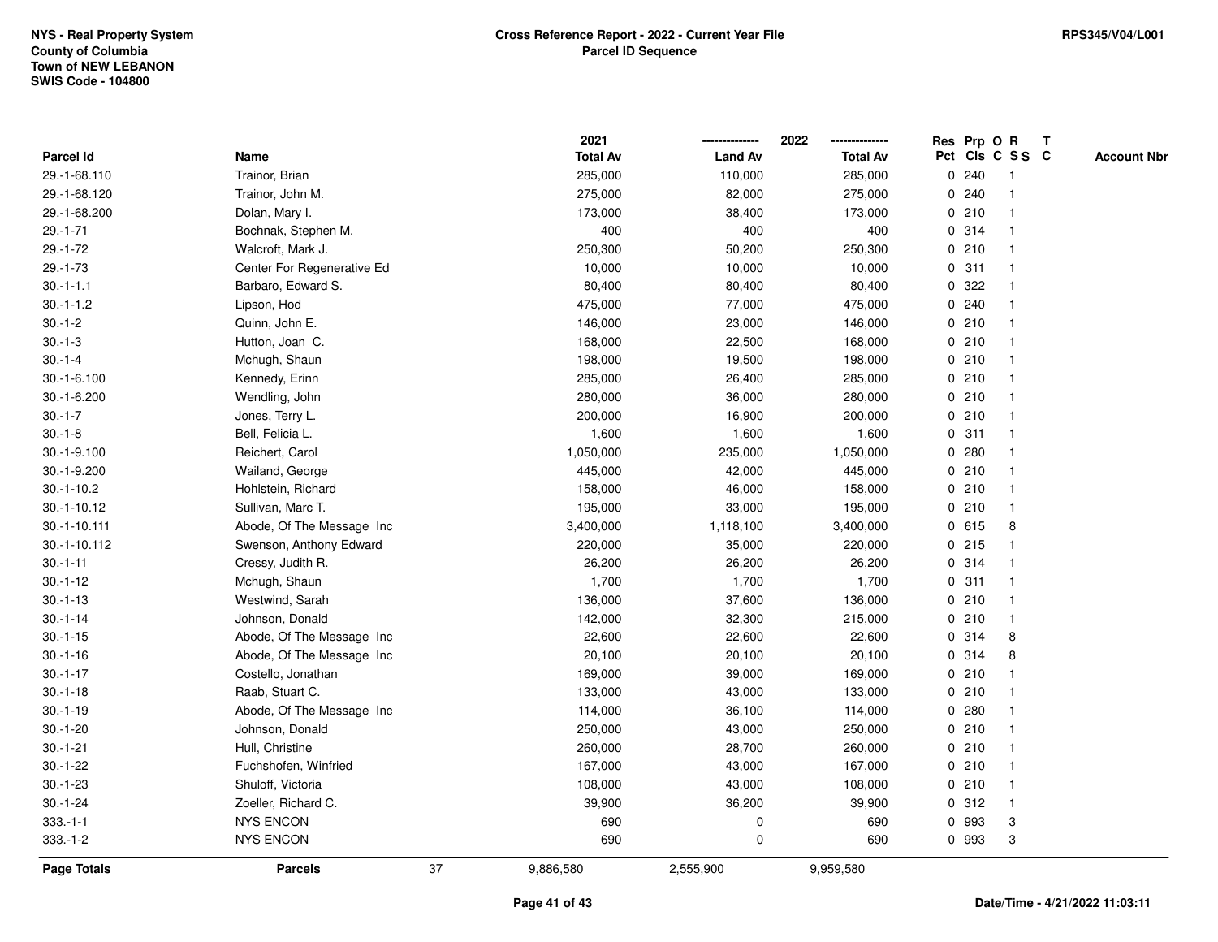NYS - Real Property System
County of Columbia
Town of NEW LEBANON
SWIS Code - 104800

# Cross Reference Report - 2022 - Current Year File
## Parcel ID Sequence

RPS345/V04/L001

| Parcel Id | Name | 2021 Total Av | 2022 Land Av | 2022 Total Av | Res Pct | Prp Cls | O C | R S S | T C | Account Nbr |
|---|---|---|---|---|---|---|---|---|---|---|
| 29.-1-68.110 | Trainor, Brian | 285,000 | 110,000 | 285,000 | 0 | 240 | | 1 | | |
| 29.-1-68.120 | Trainor, John M. | 275,000 | 82,000 | 275,000 | 0 | 240 | | 1 | | |
| 29.-1-68.200 | Dolan, Mary I. | 173,000 | 38,400 | 173,000 | 0 | 210 | | 1 | | |
| 29.-1-71 | Bochnak, Stephen M. | 400 | 400 | 400 | 0 | 314 | | 1 | | |
| 29.-1-72 | Walcroft, Mark J. | 250,300 | 50,200 | 250,300 | 0 | 210 | | 1 | | |
| 29.-1-73 | Center For Regenerative Ed | 10,000 | 10,000 | 10,000 | 0 | 311 | | 1 | | |
| 30.-1-1.1 | Barbaro, Edward S. | 80,400 | 80,400 | 80,400 | 0 | 322 | | 1 | | |
| 30.-1-1.2 | Lipson, Hod | 475,000 | 77,000 | 475,000 | 0 | 240 | | 1 | | |
| 30.-1-2 | Quinn, John E. | 146,000 | 23,000 | 146,000 | 0 | 210 | | 1 | | |
| 30.-1-3 | Hutton, Joan C. | 168,000 | 22,500 | 168,000 | 0 | 210 | | 1 | | |
| 30.-1-4 | Mchugh, Shaun | 198,000 | 19,500 | 198,000 | 0 | 210 | | 1 | | |
| 30.-1-6.100 | Kennedy, Erinn | 285,000 | 26,400 | 285,000 | 0 | 210 | | 1 | | |
| 30.-1-6.200 | Wendling, John | 280,000 | 36,000 | 280,000 | 0 | 210 | | 1 | | |
| 30.-1-7 | Jones, Terry L. | 200,000 | 16,900 | 200,000 | 0 | 210 | | 1 | | |
| 30.-1-8 | Bell, Felicia L. | 1,600 | 1,600 | 1,600 | 0 | 311 | | 1 | | |
| 30.-1-9.100 | Reichert, Carol | 1,050,000 | 235,000 | 1,050,000 | 0 | 280 | | 1 | | |
| 30.-1-9.200 | Wailand, George | 445,000 | 42,000 | 445,000 | 0 | 210 | | 1 | | |
| 30.-1-10.2 | Hohlstein, Richard | 158,000 | 46,000 | 158,000 | 0 | 210 | | 1 | | |
| 30.-1-10.12 | Sullivan, Marc T. | 195,000 | 33,000 | 195,000 | 0 | 210 | | 1 | | |
| 30.-1-10.111 | Abode, Of The Message Inc | 3,400,000 | 1,118,100 | 3,400,000 | 0 | 615 | | 8 | | |
| 30.-1-10.112 | Swenson, Anthony Edward | 220,000 | 35,000 | 220,000 | 0 | 215 | | 1 | | |
| 30.-1-11 | Cressy, Judith R. | 26,200 | 26,200 | 26,200 | 0 | 314 | | 1 | | |
| 30.-1-12 | Mchugh, Shaun | 1,700 | 1,700 | 1,700 | 0 | 311 | | 1 | | |
| 30.-1-13 | Westwind, Sarah | 136,000 | 37,600 | 136,000 | 0 | 210 | | 1 | | |
| 30.-1-14 | Johnson, Donald | 142,000 | 32,300 | 215,000 | 0 | 210 | | 1 | | |
| 30.-1-15 | Abode, Of The Message Inc | 22,600 | 22,600 | 22,600 | 0 | 314 | | 8 | | |
| 30.-1-16 | Abode, Of The Message Inc | 20,100 | 20,100 | 20,100 | 0 | 314 | | 8 | | |
| 30.-1-17 | Costello, Jonathan | 169,000 | 39,000 | 169,000 | 0 | 210 | | 1 | | |
| 30.-1-18 | Raab, Stuart C. | 133,000 | 43,000 | 133,000 | 0 | 210 | | 1 | | |
| 30.-1-19 | Abode, Of The Message Inc | 114,000 | 36,100 | 114,000 | 0 | 280 | | 1 | | |
| 30.-1-20 | Johnson, Donald | 250,000 | 43,000 | 250,000 | 0 | 210 | | 1 | | |
| 30.-1-21 | Hull, Christine | 260,000 | 28,700 | 260,000 | 0 | 210 | | 1 | | |
| 30.-1-22 | Fuchshofen, Winfried | 167,000 | 43,000 | 167,000 | 0 | 210 | | 1 | | |
| 30.-1-23 | Shuloff, Victoria | 108,000 | 43,000 | 108,000 | 0 | 210 | | 1 | | |
| 30.-1-24 | Zoeller, Richard C. | 39,900 | 36,200 | 39,900 | 0 | 312 | | 1 | | |
| 333.-1-1 | NYS ENCON | 690 | 0 | 690 | 0 | 993 | | 3 | | |
| 333.-1-2 | NYS ENCON | 690 | 0 | 690 | 0 | 993 | | 3 | | |
| **Page Totals** | **Parcels** 37 | 9,886,580 | 2,555,900 | 9,959,580 | | | | | | |

Date/Time - 4/21/2022 11:03:11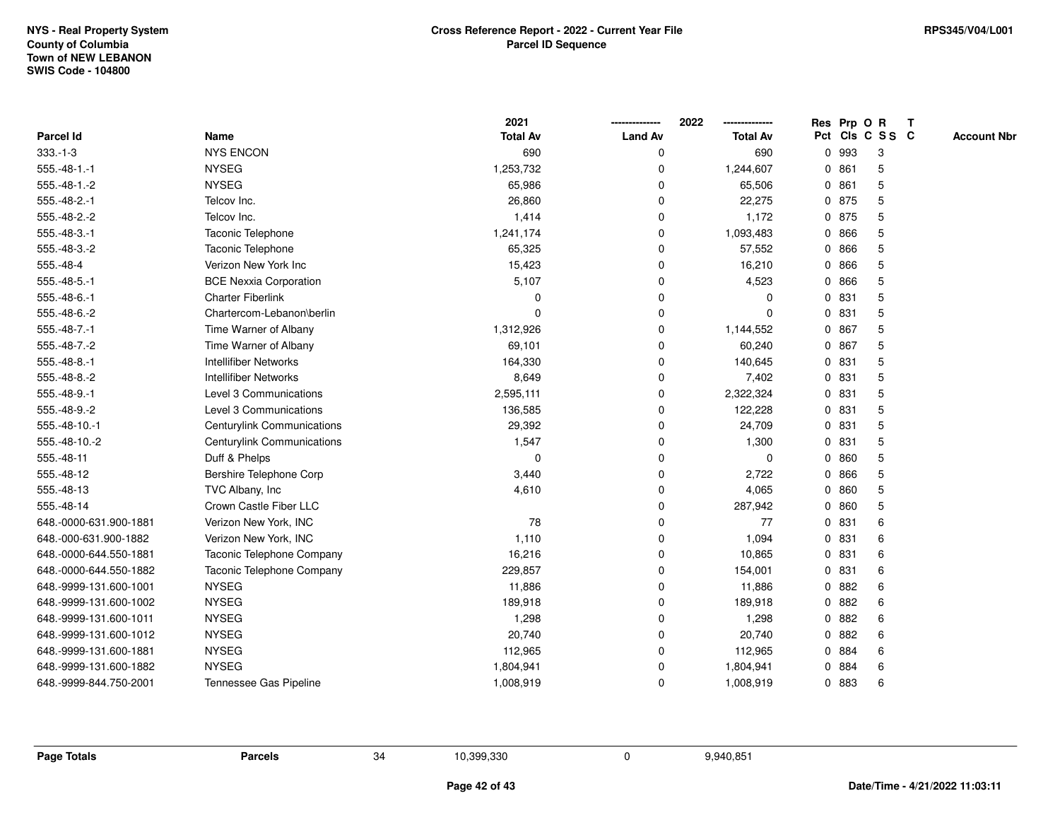NYS - Real Property System
County of Columbia
Town of NEW LEBANON
SWIS Code - 104800

**Cross Reference Report - 2022 - Current Year File**
**Parcel ID Sequence**

RPS345/V04/L001

| Parcel Id | Name | 2021 Total Av | 2022 Land Av | 2022 Total Av | Res Pct | Prp Cls | O C | R S S | T C | Account Nbr |
|---|---|---|---|---|---|---|---|---|---|---|
| 333.-1-3 | NYS ENCON | 690 | 0 | 690 | 0 | 993 | | 3 | | |
| 555.-48-1.-1 | NYSEG | 1,253,732 | 0 | 1,244,607 | 0 | 861 | | 5 | | |
| 555.-48-1.-2 | NYSEG | 65,986 | 0 | 65,506 | 0 | 861 | | 5 | | |
| 555.-48-2.-1 | Telcov Inc. | 26,860 | 0 | 22,275 | 0 | 875 | | 5 | | |
| 555.-48-2.-2 | Telcov Inc. | 1,414 | 0 | 1,172 | 0 | 875 | | 5 | | |
| 555.-48-3.-1 | Taconic Telephone | 1,241,174 | 0 | 1,093,483 | 0 | 866 | | 5 | | |
| 555.-48-3.-2 | Taconic Telephone | 65,325 | 0 | 57,552 | 0 | 866 | | 5 | | |
| 555.-48-4 | Verizon New York Inc | 15,423 | 0 | 16,210 | 0 | 866 | | 5 | | |
| 555.-48-5.-1 | BCE Nexxia Corporation | 5,107 | 0 | 4,523 | 0 | 866 | | 5 | | |
| 555.-48-6.-1 | Charter Fiberlink | 0 | 0 | 0 | 0 | 831 | | 5 | | |
| 555.-48-6.-2 | Chartercom-Lebanon\berlin | 0 | 0 | 0 | 0 | 831 | | 5 | | |
| 555.-48-7.-1 | Time Warner of Albany | 1,312,926 | 0 | 1,144,552 | 0 | 867 | | 5 | | |
| 555.-48-7.-2 | Time Warner of Albany | 69,101 | 0 | 60,240 | 0 | 867 | | 5 | | |
| 555.-48-8.-1 | Intellifiber Networks | 164,330 | 0 | 140,645 | 0 | 831 | | 5 | | |
| 555.-48-8.-2 | Intellifiber Networks | 8,649 | 0 | 7,402 | 0 | 831 | | 5 | | |
| 555.-48-9.-1 | Level 3 Communications | 2,595,111 | 0 | 2,322,324 | 0 | 831 | | 5 | | |
| 555.-48-9.-2 | Level 3 Communications | 136,585 | 0 | 122,228 | 0 | 831 | | 5 | | |
| 555.-48-10.-1 | Centurylink Communications | 29,392 | 0 | 24,709 | 0 | 831 | | 5 | | |
| 555.-48-10.-2 | Centurylink Communications | 1,547 | 0 | 1,300 | 0 | 831 | | 5 | | |
| 555.-48-11 | Duff & Phelps | 0 | 0 | 0 | 0 | 860 | | 5 | | |
| 555.-48-12 | Bershire Telephone Corp | 3,440 | 0 | 2,722 | 0 | 866 | | 5 | | |
| 555.-48-13 | TVC Albany, Inc | 4,610 | 0 | 4,065 | 0 | 860 | | 5 | | |
| 555.-48-14 | Crown Castle Fiber LLC | | 0 | 287,942 | 0 | 860 | | 5 | | |
| 648.-0000-631.900-1881 | Verizon New York, INC | 78 | 0 | 77 | 0 | 831 | | 6 | | |
| 648.-000-631.900-1882 | Verizon New York, INC | 1,110 | 0 | 1,094 | 0 | 831 | | 6 | | |
| 648.-0000-644.550-1881 | Taconic Telephone Company | 16,216 | 0 | 10,865 | 0 | 831 | | 6 | | |
| 648.-0000-644.550-1882 | Taconic Telephone Company | 229,857 | 0 | 154,001 | 0 | 831 | | 6 | | |
| 648.-9999-131.600-1001 | NYSEG | 11,886 | 0 | 11,886 | 0 | 882 | | 6 | | |
| 648.-9999-131.600-1002 | NYSEG | 189,918 | 0 | 189,918 | 0 | 882 | | 6 | | |
| 648.-9999-131.600-1011 | NYSEG | 1,298 | 0 | 1,298 | 0 | 882 | | 6 | | |
| 648.-9999-131.600-1012 | NYSEG | 20,740 | 0 | 20,740 | 0 | 882 | | 6 | | |
| 648.-9999-131.600-1881 | NYSEG | 112,965 | 0 | 112,965 | 0 | 884 | | 6 | | |
| 648.-9999-131.600-1882 | NYSEG | 1,804,941 | 0 | 1,804,941 | 0 | 884 | | 6 | | |
| 648.-9999-844.750-2001 | Tennessee Gas Pipeline | 1,008,919 | 0 | 1,008,919 | 0 | 883 | | 6 | | |

| Page Totals | Parcels | 34 | 10,399,330 | 0 | 9,940,851 |
|---|---|---|---|---|---|

Date/Time - 4/21/2022 11:03:11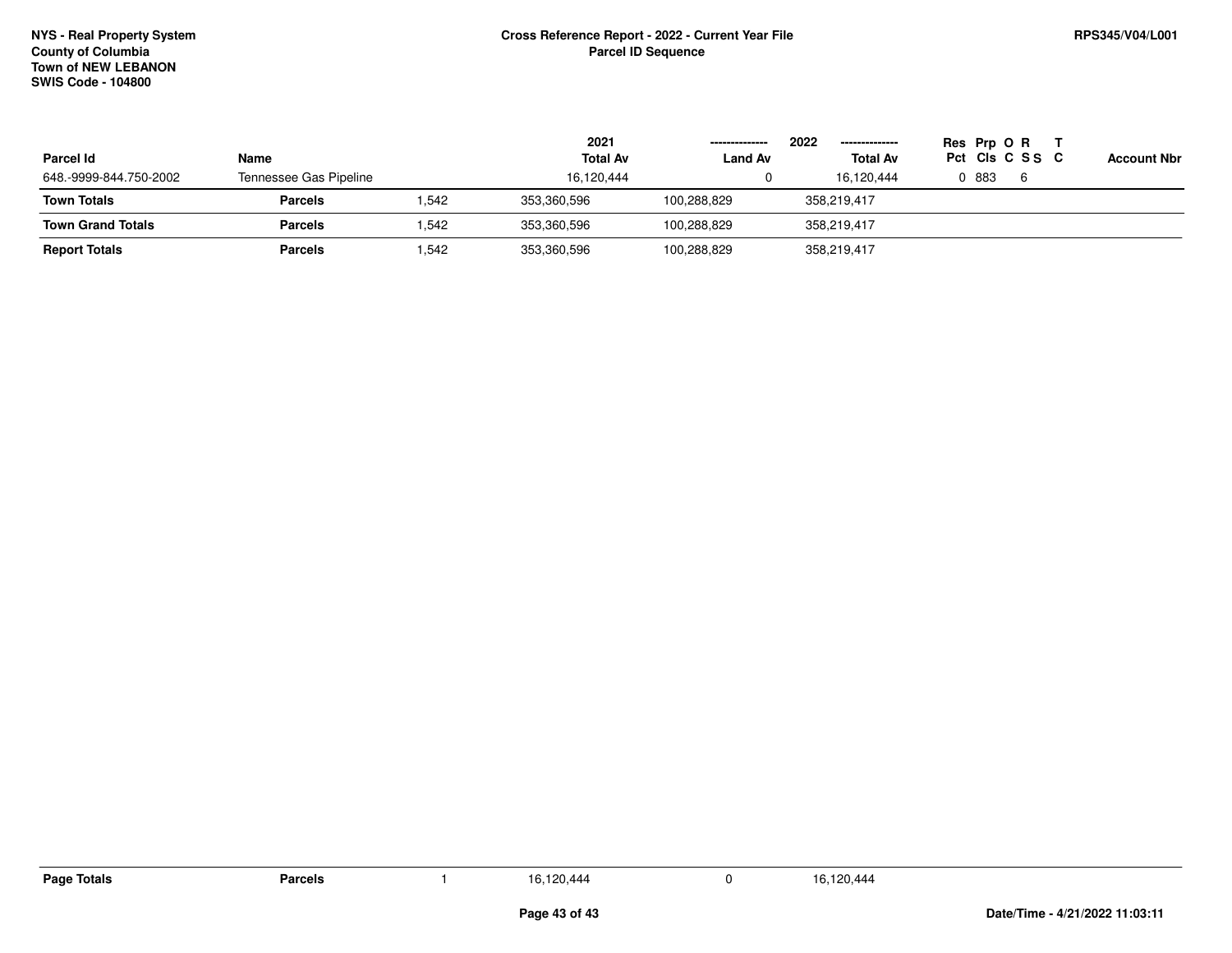NYS - Real Property System
County of Columbia
Town of NEW LEBANON
SWIS Code - 104800

**Cross Reference Report - 2022 - Current Year File**
**Parcel ID Sequence**

RPS345/V04/L001

| Parcel Id | Name | | 2021 Total Av | 2022 Land Av | 2022 Total Av | Res Pct | Prp Cls | O C | R S S | T C | Account Nbr |
|---|---|---|---|---|---|---|---|---|---|---|---|
| 648.-9999-844.750-2002 | Tennessee Gas Pipeline | | 16,120,444 | 0 | 16,120,444 | 0 | 883 | | 6 | | |
| **Town Totals** | **Parcels** | 1,542 | 353,360,596 | 100,288,829 | 358,219,417 | | | | | | |
| **Town Grand Totals** | **Parcels** | 1,542 | 353,360,596 | 100,288,829 | 358,219,417 | | | | | | |
| **Report Totals** | **Parcels** | 1,542 | 353,360,596 | 100,288,829 | 358,219,417 | | | | | | |

| | | | | | |
|---|---|---|---|---|---|
| **Page Totals** | **Parcels** | 1 | 16,120,444 | 0 | 16,120,444 |

Date/Time - 4/21/2022 11:03:11